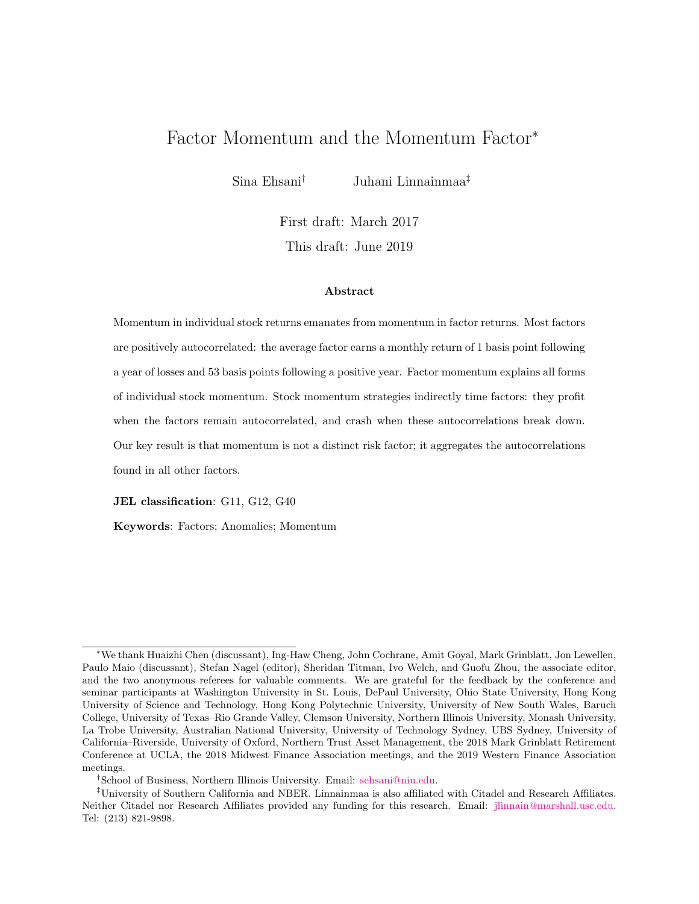# Factor Momentum and the Momentum Factor[*]

Sina Ehsani[†] Juhani Linnainmaa[‡]

First draft: March 2017

This draft: June 2019

### Abstract

Momentum in individual stock returns emanates from momentum in factor returns. Most factors are positively autocorrelated: the average factor earns a monthly return of 1 basis point following a year of losses and 53 basis points following a positive year. Factor momentum explains all forms of individual stock momentum. Stock momentum strategies indirectly time factors: they profit when the factors remain autocorrelated, and crash when these autocorrelations break down. Our key result is that momentum is not a distinct risk factor; it aggregates the autocorrelations found in all other factors.

**JEL classification**: G11, G12, G40

**Keywords**: Factors; Anomalies; Momentum

---

[*] We thank Huaizhi Chen (discussant), Ing-Haw Cheng, John Cochrane, Amit Goyal, Mark Grinblatt, Jon Lewellen, Paulo Maio (discussant), Stefan Nagel (editor), Sheridan Titman, Ivo Welch, and Guofu Zhou, the associate editor, and the two anonymous referees for valuable comments. We are grateful for the feedback by the conference and seminar participants at Washington University in St. Louis, DePaul University, Ohio State University, Hong Kong University of Science and Technology, Hong Kong Polytechnic University, University of New South Wales, Baruch College, University of Texas–Rio Grande Valley, Clemson University, Northern Illinois University, Monash University, La Trobe University, Australian National University, University of Technology Sydney, UBS Sydney, University of California–Riverside, University of Oxford, Northern Trust Asset Management, the 2018 Mark Grinblatt Retirement Conference at UCLA, the 2018 Midwest Finance Association meetings, and the 2019 Western Finance Association meetings.

[†] School of Business, Northern Illinois University. Email: sehsani@niu.edu.

[‡] University of Southern California and NBER. Linnainmaa is also affiliated with Citadel and Research Affiliates. Neither Citadel nor Research Affiliates provided any funding for this research. Email: jlinnain@marshall.usc.edu. Tel: (213) 821-9898.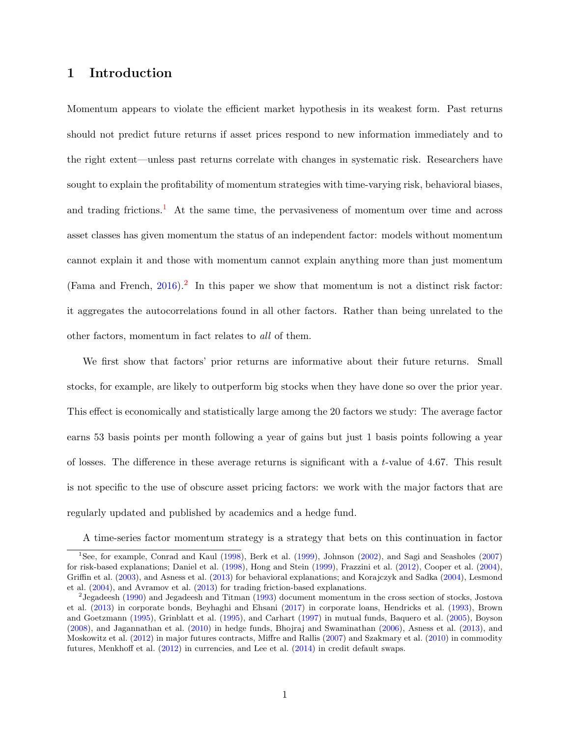# 1 Introduction

Momentum appears to violate the efficient market hypothesis in its weakest form. Past returns should not predict future returns if asset prices respond to new information immediately and to the right extent—unless past returns correlate with changes in systematic risk. Researchers have sought to explain the profitability of momentum strategies with time-varying risk, behavioral biases, and trading frictions.[1] At the same time, the pervasiveness of momentum over time and across asset classes has given momentum the status of an independent factor: models without momentum cannot explain it and those with momentum cannot explain anything more than just momentum (Fama and French, 2016).[2] In this paper we show that momentum is not a distinct risk factor: it aggregates the autocorrelations found in all other factors. Rather than being unrelated to the other factors, momentum in fact relates to *all* of them.

We first show that factors' prior returns are informative about their future returns. Small stocks, for example, are likely to outperform big stocks when they have done so over the prior year. This effect is economically and statistically large among the 20 factors we study: The average factor earns 53 basis points per month following a year of gains but just 1 basis points following a year of losses. The difference in these average returns is significant with a $t$-value of 4.67. This result is not specific to the use of obscure asset pricing factors: we work with the major factors that are regularly updated and published by academics and a hedge fund.

A time-series factor momentum strategy is a strategy that bets on this continuation in factor

[1] See, for example, Conrad and Kaul (1998), Berk et al. (1999), Johnson (2002), and Sagi and Seasholes (2007) for risk-based explanations; Daniel et al. (1998), Hong and Stein (1999), Frazzini et al. (2012), Cooper et al. (2004), Griffin et al. (2003), and Asness et al. (2013) for behavioral explanations; and Korajczyk and Sadka (2004), Lesmond et al. (2004), and Avramov et al. (2013) for trading friction-based explanations.

[2] Jegadeesh (1990) and Jegadeesh and Titman (1993) document momentum in the cross section of stocks, Jostova et al. (2013) in corporate bonds, Beyhaghi and Ehsani (2017) in corporate loans, Hendricks et al. (1993), Brown and Goetzmann (1995), Grinblatt et al. (1995), and Carhart (1997) in mutual funds, Baquero et al. (2005), Boyson (2008), and Jagannathan et al. (2010) in hedge funds, Bhojraj and Swaminathan (2006), Asness et al. (2013), and Moskowitz et al. (2012) in major futures contracts, Miffre and Rallis (2007) and Szakmary et al. (2010) in commodity futures, Menkhoff et al. (2012) in currencies, and Lee et al. (2014) in credit default swaps.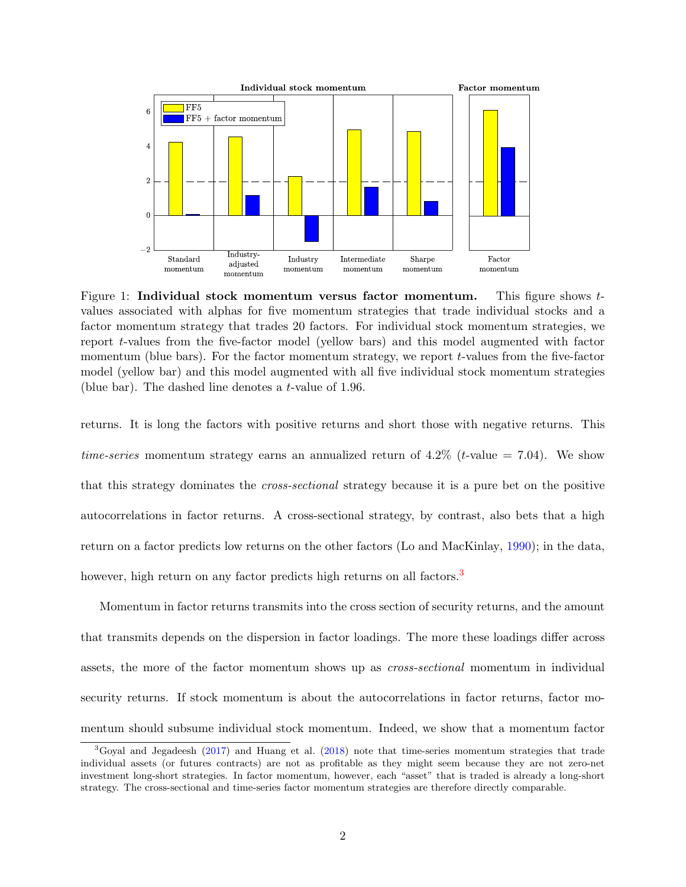Figure 1: **Individual stock momentum versus factor momentum.** This figure shows $t$-values associated with alphas for five momentum strategies that trade individual stocks and a factor momentum strategy that trades 20 factors. For individual stock momentum strategies, we report $t$-values from the five-factor model (yellow bars) and this model augmented with factor momentum (blue bars). For the factor momentum strategy, we report $t$-values from the five-factor model (yellow bar) and this model augmented with all five individual stock momentum strategies (blue bar). The dashed line denotes a $t$-value of 1.96.

returns. It is long the factors with positive returns and short those with negative returns. This *time-series* momentum strategy earns an annualized return of 4.2% ($t$-value = 7.04). We show that this strategy dominates the *cross-sectional* strategy because it is a pure bet on the positive autocorrelations in factor returns. A cross-sectional strategy, by contrast, also bets that a high return on a factor predicts low returns on the other factors (Lo and MacKinlay, 1990); in the data, however, high return on any factor predicts high returns on all factors.[3]

Momentum in factor returns transmits into the cross section of security returns, and the amount that transmits depends on the dispersion in factor loadings. The more these loadings differ across assets, the more of the factor momentum shows up as *cross-sectional* momentum in individual security returns. If stock momentum is about the autocorrelations in factor returns, factor momentum should subsume individual stock momentum. Indeed, we show that a momentum factor

[3] Goyal and Jegadeesh (2017) and Huang et al. (2018) note that time-series momentum strategies that trade individual assets (or futures contracts) are not as profitable as they might seem because they are not zero-net investment long-short strategies. In factor momentum, however, each "asset" that is traded is already a long-short strategy. The cross-sectional and time-series factor momentum strategies are therefore directly comparable.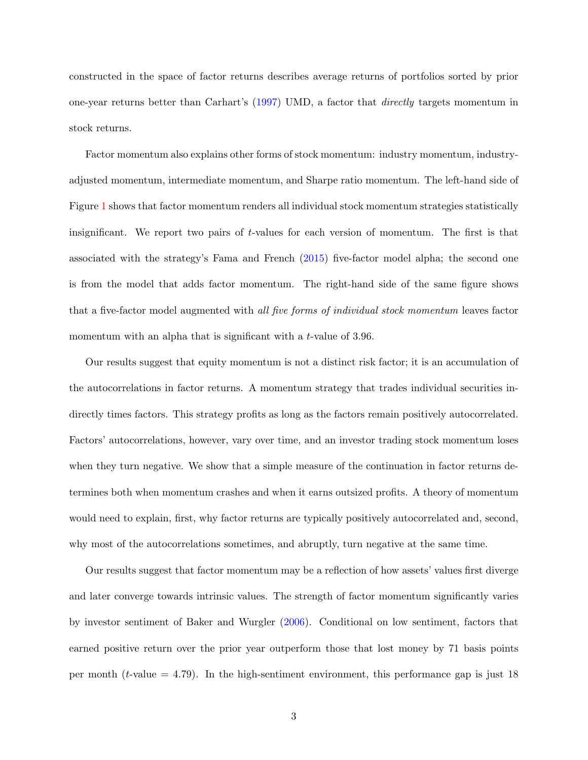constructed in the space of factor returns describes average returns of portfolios sorted by prior one-year returns better than Carhart's (1997) UMD, a factor that *directly* targets momentum in stock returns.

Factor momentum also explains other forms of stock momentum: industry momentum, industry-adjusted momentum, intermediate momentum, and Sharpe ratio momentum. The left-hand side of Figure 1 shows that factor momentum renders all individual stock momentum strategies statistically insignificant. We report two pairs of $t$-values for each version of momentum. The first is that associated with the strategy's Fama and French (2015) five-factor model alpha; the second one is from the model that adds factor momentum. The right-hand side of the same figure shows that a five-factor model augmented with *all five forms of individual stock momentum* leaves factor momentum with an alpha that is significant with a $t$-value of 3.96.

Our results suggest that equity momentum is not a distinct risk factor; it is an accumulation of the autocorrelations in factor returns. A momentum strategy that trades individual securities indirectly times factors. This strategy profits as long as the factors remain positively autocorrelated. Factors' autocorrelations, however, vary over time, and an investor trading stock momentum loses when they turn negative. We show that a simple measure of the continuation in factor returns determines both when momentum crashes and when it earns outsized profits. A theory of momentum would need to explain, first, why factor returns are typically positively autocorrelated and, second, why most of the autocorrelations sometimes, and abruptly, turn negative at the same time.

Our results suggest that factor momentum may be a reflection of how assets' values first diverge and later converge towards intrinsic values. The strength of factor momentum significantly varies by investor sentiment of Baker and Wurgler (2006). Conditional on low sentiment, factors that earned positive return over the prior year outperform those that lost money by 71 basis points per month ($t$-value = 4.79). In the high-sentiment environment, this performance gap is just 18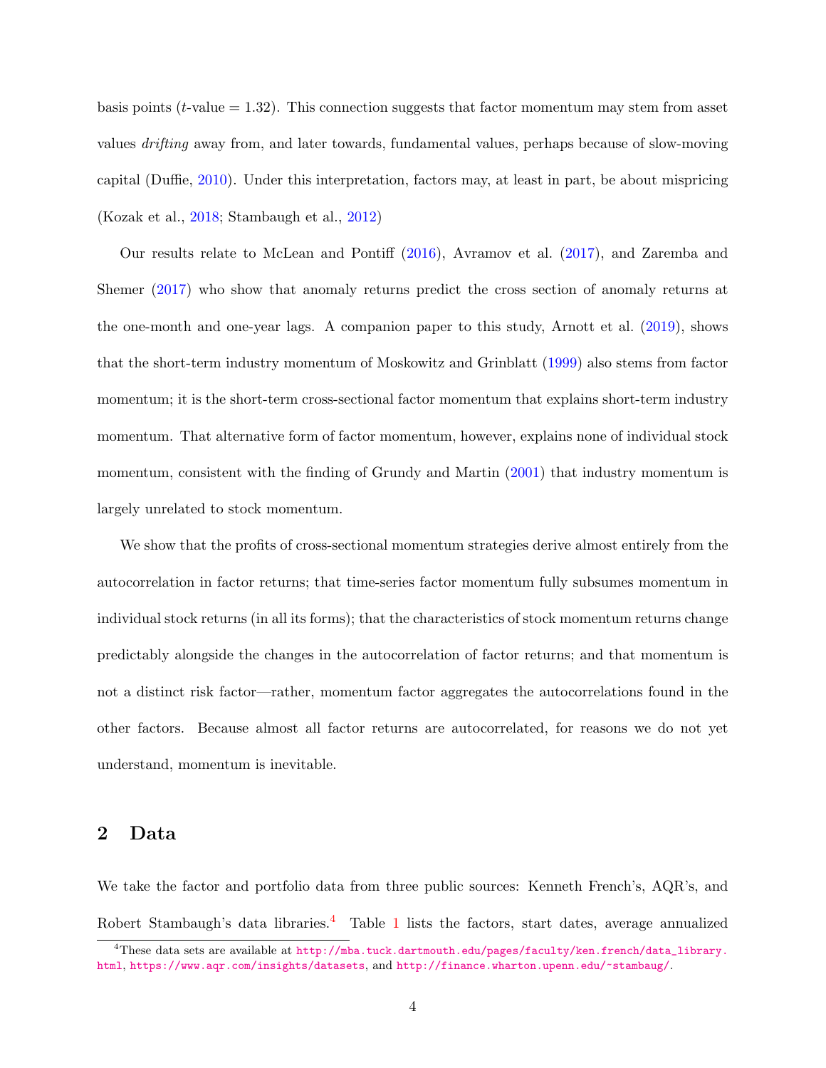basis points ($t$-value = 1.32). This connection suggests that factor momentum may stem from asset values *drifting* away from, and later towards, fundamental values, perhaps because of slow-moving capital (Duffie, 2010). Under this interpretation, factors may, at least in part, be about mispricing (Kozak et al., 2018; Stambaugh et al., 2012)

Our results relate to McLean and Pontiff (2016), Avramov et al. (2017), and Zaremba and Shemer (2017) who show that anomaly returns predict the cross section of anomaly returns at the one-month and one-year lags. A companion paper to this study, Arnott et al. (2019), shows that the short-term industry momentum of Moskowitz and Grinblatt (1999) also stems from factor momentum; it is the short-term cross-sectional factor momentum that explains short-term industry momentum. That alternative form of factor momentum, however, explains none of individual stock momentum, consistent with the finding of Grundy and Martin (2001) that industry momentum is largely unrelated to stock momentum.

We show that the profits of cross-sectional momentum strategies derive almost entirely from the autocorrelation in factor returns; that time-series factor momentum fully subsumes momentum in individual stock returns (in all its forms); that the characteristics of stock momentum returns change predictably alongside the changes in the autocorrelation of factor returns; and that momentum is not a distinct risk factor—rather, momentum factor aggregates the autocorrelations found in the other factors. Because almost all factor returns are autocorrelated, for reasons we do not yet understand, momentum is inevitable.

## 2 Data

We take the factor and portfolio data from three public sources: Kenneth French's, AQR's, and Robert Stambaugh's data libraries.[4] Table 1 lists the factors, start dates, average annualized

[4] These data sets are available at http://mba.tuck.dartmouth.edu/pages/faculty/ken.french/data_library.html, https://www.aqr.com/insights/datasets, and http://finance.wharton.upenn.edu/~stambaug/.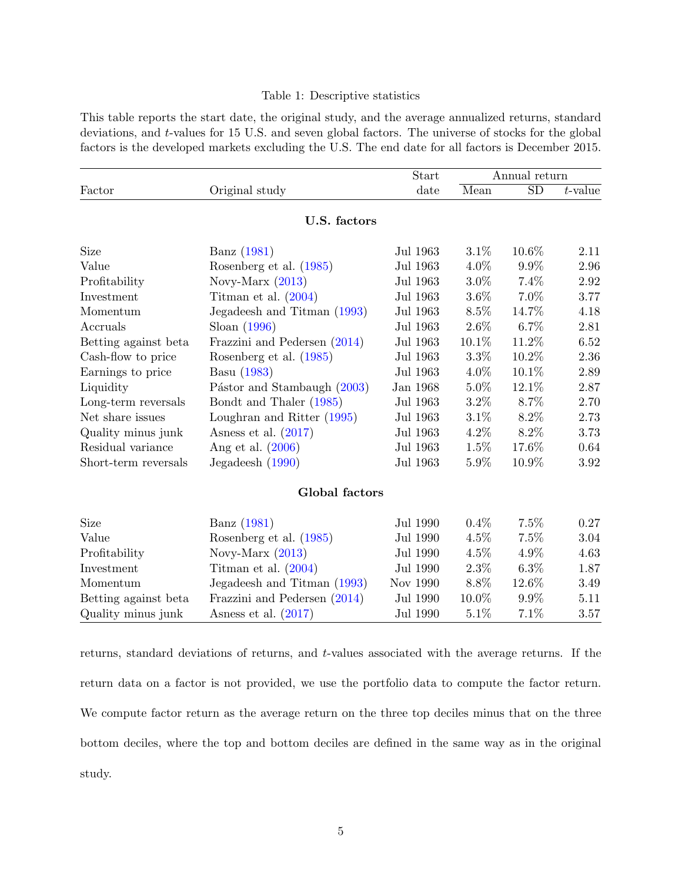Table 1: Descriptive statistics

This table reports the start date, the original study, and the average annualized returns, standard deviations, and $t$-values for 15 U.S. and seven global factors. The universe of stocks for the global factors is the developed markets excluding the U.S. The end date for all factors is December 2015.

| Factor | Original study | Start date | Annual return | | |
|---|---|---|---|---|---|
| | | | Mean | SD | $t$-value |
| **U.S. factors** | | | | | |
| Size | Banz (1981) | Jul 1963 | 3.1% | 10.6% | 2.11 |
| Value | Rosenberg et al. (1985) | Jul 1963 | 4.0% | 9.9% | 2.96 |
| Profitability | Novy-Marx (2013) | Jul 1963 | 3.0% | 7.4% | 2.92 |
| Investment | Titman et al. (2004) | Jul 1963 | 3.6% | 7.0% | 3.77 |
| Momentum | Jegadeesh and Titman (1993) | Jul 1963 | 8.5% | 14.7% | 4.18 |
| Accruals | Sloan (1996) | Jul 1963 | 2.6% | 6.7% | 2.81 |
| Betting against beta | Frazzini and Pedersen (2014) | Jul 1963 | 10.1% | 11.2% | 6.52 |
| Cash-flow to price | Rosenberg et al. (1985) | Jul 1963 | 3.3% | 10.2% | 2.36 |
| Earnings to price | Basu (1983) | Jul 1963 | 4.0% | 10.1% | 2.89 |
| Liquidity | Pástor and Stambaugh (2003) | Jan 1968 | 5.0% | 12.1% | 2.87 |
| Long-term reversals | Bondt and Thaler (1985) | Jul 1963 | 3.2% | 8.7% | 2.70 |
| Net share issues | Loughran and Ritter (1995) | Jul 1963 | 3.1% | 8.2% | 2.73 |
| Quality minus junk | Asness et al. (2017) | Jul 1963 | 4.2% | 8.2% | 3.73 |
| Residual variance | Ang et al. (2006) | Jul 1963 | 1.5% | 17.6% | 0.64 |
| Short-term reversals | Jegadeesh (1990) | Jul 1963 | 5.9% | 10.9% | 3.92 |
| **Global factors** | | | | | |
| Size | Banz (1981) | Jul 1990 | 0.4% | 7.5% | 0.27 |
| Value | Rosenberg et al. (1985) | Jul 1990 | 4.5% | 7.5% | 3.04 |
| Profitability | Novy-Marx (2013) | Jul 1990 | 4.5% | 4.9% | 4.63 |
| Investment | Titman et al. (2004) | Jul 1990 | 2.3% | 6.3% | 1.87 |
| Momentum | Jegadeesh and Titman (1993) | Nov 1990 | 8.8% | 12.6% | 3.49 |
| Betting against beta | Frazzini and Pedersen (2014) | Jul 1990 | 10.0% | 9.9% | 5.11 |
| Quality minus junk | Asness et al. (2017) | Jul 1990 | 5.1% | 7.1% | 3.57 |

returns, standard deviations of returns, and $t$-values associated with the average returns. If the return data on a factor is not provided, we use the portfolio data to compute the factor return. We compute factor return as the average return on the three top deciles minus that on the three bottom deciles, where the top and bottom deciles are defined in the same way as in the original study.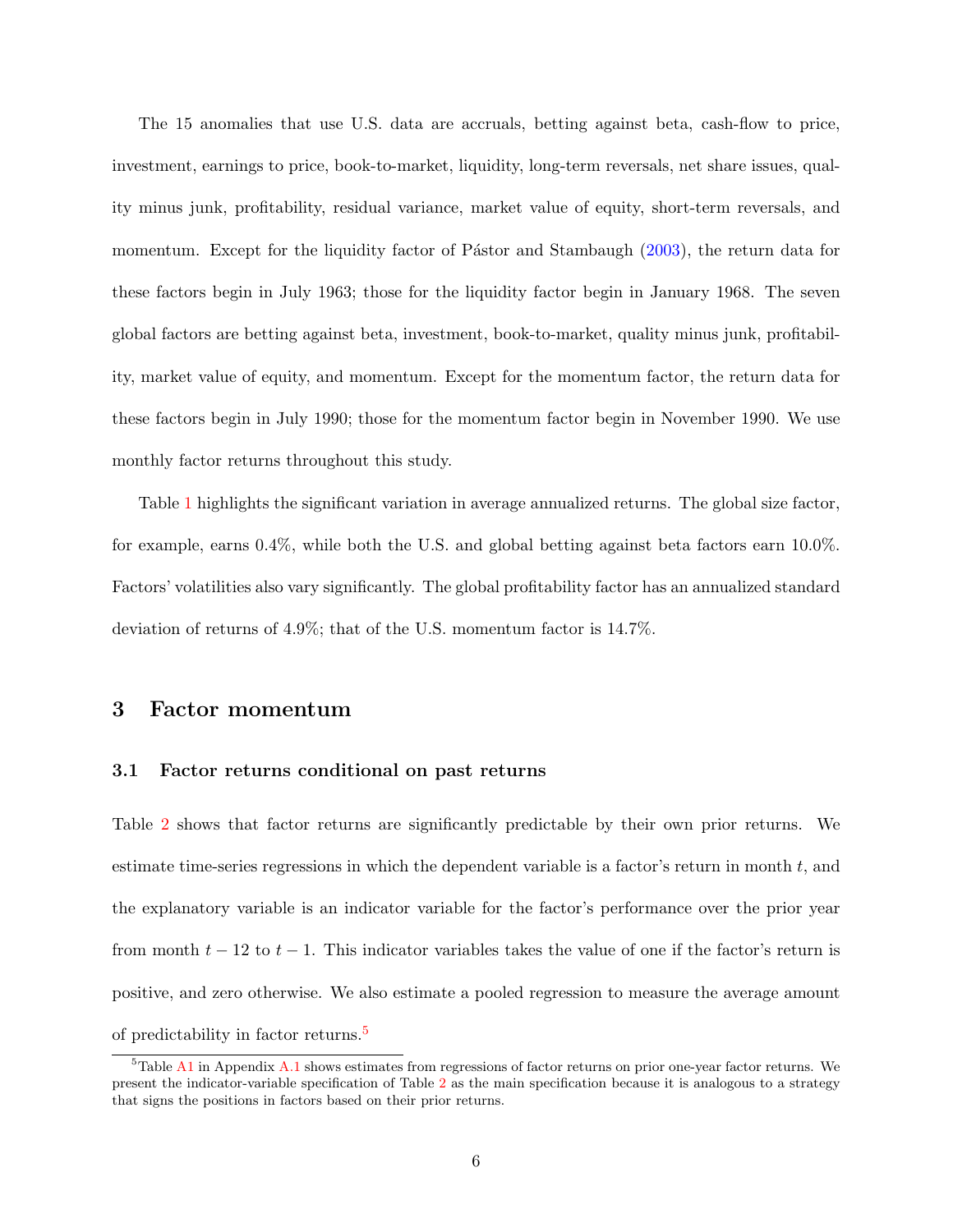The 15 anomalies that use U.S. data are accruals, betting against beta, cash-flow to price, investment, earnings to price, book-to-market, liquidity, long-term reversals, net share issues, quality minus junk, profitability, residual variance, market value of equity, short-term reversals, and momentum. Except for the liquidity factor of Pástor and Stambaugh (2003), the return data for these factors begin in July 1963; those for the liquidity factor begin in January 1968. The seven global factors are betting against beta, investment, book-to-market, quality minus junk, profitability, market value of equity, and momentum. Except for the momentum factor, the return data for these factors begin in July 1990; those for the momentum factor begin in November 1990. We use monthly factor returns throughout this study.

Table 1 highlights the significant variation in average annualized returns. The global size factor, for example, earns 0.4%, while both the U.S. and global betting against beta factors earn 10.0%. Factors' volatilities also vary significantly. The global profitability factor has an annualized standard deviation of returns of 4.9%; that of the U.S. momentum factor is 14.7%.

## 3 Factor momentum

### 3.1 Factor returns conditional on past returns

Table 2 shows that factor returns are significantly predictable by their own prior returns. We estimate time-series regressions in which the dependent variable is a factor's return in month $t$, and the explanatory variable is an indicator variable for the factor's performance over the prior year from month $t-12$ to $t-1$. This indicator variables takes the value of one if the factor's return is positive, and zero otherwise. We also estimate a pooled regression to measure the average amount of predictability in factor returns.[5]

[5] Table A1 in Appendix A.1 shows estimates from regressions of factor returns on prior one-year factor returns. We present the indicator-variable specification of Table 2 as the main specification because it is analogous to a strategy that signs the positions in factors based on their prior returns.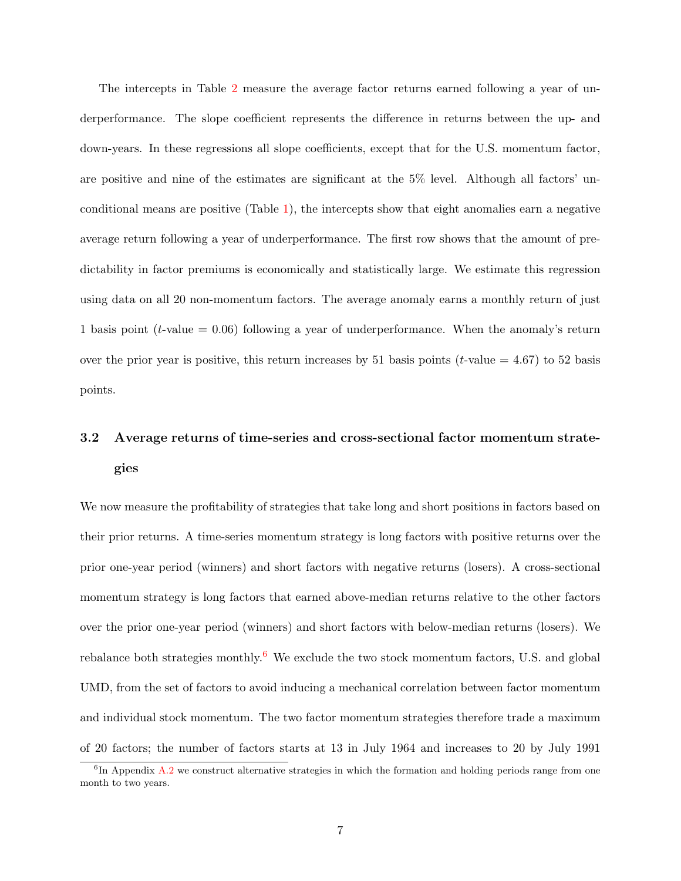The intercepts in Table 2 measure the average factor returns earned following a year of underperformance. The slope coefficient represents the difference in returns between the up- and down-years. In these regressions all slope coefficients, except that for the U.S. momentum factor, are positive and nine of the estimates are significant at the 5% level. Although all factors' unconditional means are positive (Table 1), the intercepts show that eight anomalies earn a negative average return following a year of underperformance. The first row shows that the amount of predictability in factor premiums is economically and statistically large. We estimate this regression using data on all 20 non-momentum factors. The average anomaly earns a monthly return of just 1 basis point ($t$-value = 0.06) following a year of underperformance. When the anomaly's return over the prior year is positive, this return increases by 51 basis points ($t$-value = 4.67) to 52 basis points.

### 3.2 Average returns of time-series and cross-sectional factor momentum strategies

We now measure the profitability of strategies that take long and short positions in factors based on their prior returns. A time-series momentum strategy is long factors with positive returns over the prior one-year period (winners) and short factors with negative returns (losers). A cross-sectional momentum strategy is long factors that earned above-median returns relative to the other factors over the prior one-year period (winners) and short factors with below-median returns (losers). We rebalance both strategies monthly.[6] We exclude the two stock momentum factors, U.S. and global UMD, from the set of factors to avoid inducing a mechanical correlation between factor momentum and individual stock momentum. The two factor momentum strategies therefore trade a maximum of 20 factors; the number of factors starts at 13 in July 1964 and increases to 20 by July 1991

[6] In Appendix A.2 we construct alternative strategies in which the formation and holding periods range from one month to two years.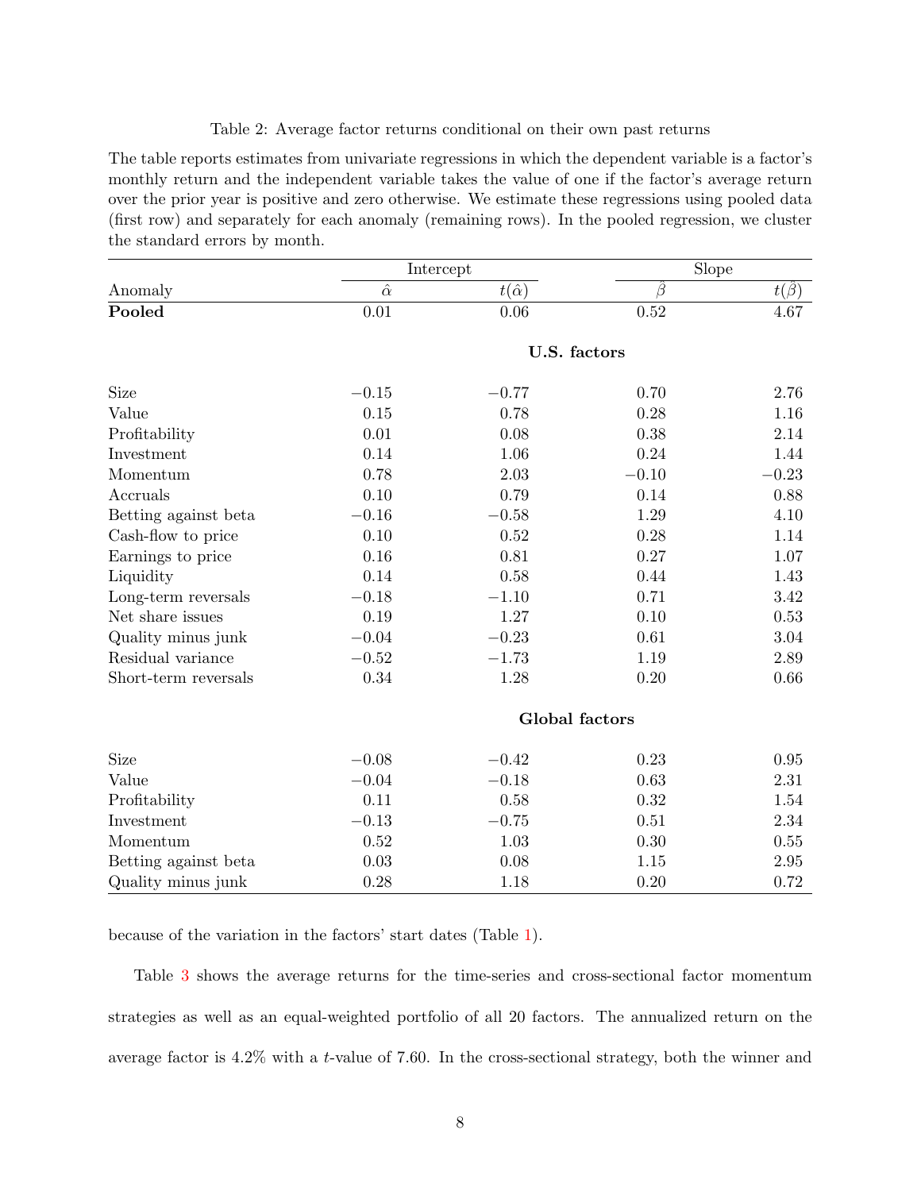Table 2: Average factor returns conditional on their own past returns

The table reports estimates from univariate regressions in which the dependent variable is a factor's monthly return and the independent variable takes the value of one if the factor's average return over the prior year is positive and zero otherwise. We estimate these regressions using pooled data (first row) and separately for each anomaly (remaining rows). In the pooled regression, we cluster the standard errors by month.

| | Intercept | | Slope | |
|---|---|---|---|---|
| Anomaly | $\hat{\alpha}$ | $t(\hat{\alpha})$ | $\hat{\beta}$ | $t(\hat{\beta})$ |
| **Pooled** | 0.01 | 0.06 | 0.52 | 4.67 |
| | | **U.S. factors** | | |
| Size | −0.15 | −0.77 | 0.70 | 2.76 |
| Value | 0.15 | 0.78 | 0.28 | 1.16 |
| Profitability | 0.01 | 0.08 | 0.38 | 2.14 |
| Investment | 0.14 | 1.06 | 0.24 | 1.44 |
| Momentum | 0.78 | 2.03 | −0.10 | −0.23 |
| Accruals | 0.10 | 0.79 | 0.14 | 0.88 |
| Betting against beta | −0.16 | −0.58 | 1.29 | 4.10 |
| Cash-flow to price | 0.10 | 0.52 | 0.28 | 1.14 |
| Earnings to price | 0.16 | 0.81 | 0.27 | 1.07 |
| Liquidity | 0.14 | 0.58 | 0.44 | 1.43 |
| Long-term reversals | −0.18 | −1.10 | 0.71 | 3.42 |
| Net share issues | 0.19 | 1.27 | 0.10 | 0.53 |
| Quality minus junk | −0.04 | −0.23 | 0.61 | 3.04 |
| Residual variance | −0.52 | −1.73 | 1.19 | 2.89 |
| Short-term reversals | 0.34 | 1.28 | 0.20 | 0.66 |
| | | **Global factors** | | |
| Size | −0.08 | −0.42 | 0.23 | 0.95 |
| Value | −0.04 | −0.18 | 0.63 | 2.31 |
| Profitability | 0.11 | 0.58 | 0.32 | 1.54 |
| Investment | −0.13 | −0.75 | 0.51 | 2.34 |
| Momentum | 0.52 | 1.03 | 0.30 | 0.55 |
| Betting against beta | 0.03 | 0.08 | 1.15 | 2.95 |
| Quality minus junk | 0.28 | 1.18 | 0.20 | 0.72 |

because of the variation in the factors' start dates (Table 1).

Table 3 shows the average returns for the time-series and cross-sectional factor momentum strategies as well as an equal-weighted portfolio of all 20 factors. The annualized return on the average factor is 4.2% with a $t$-value of 7.60. In the cross-sectional strategy, both the winner and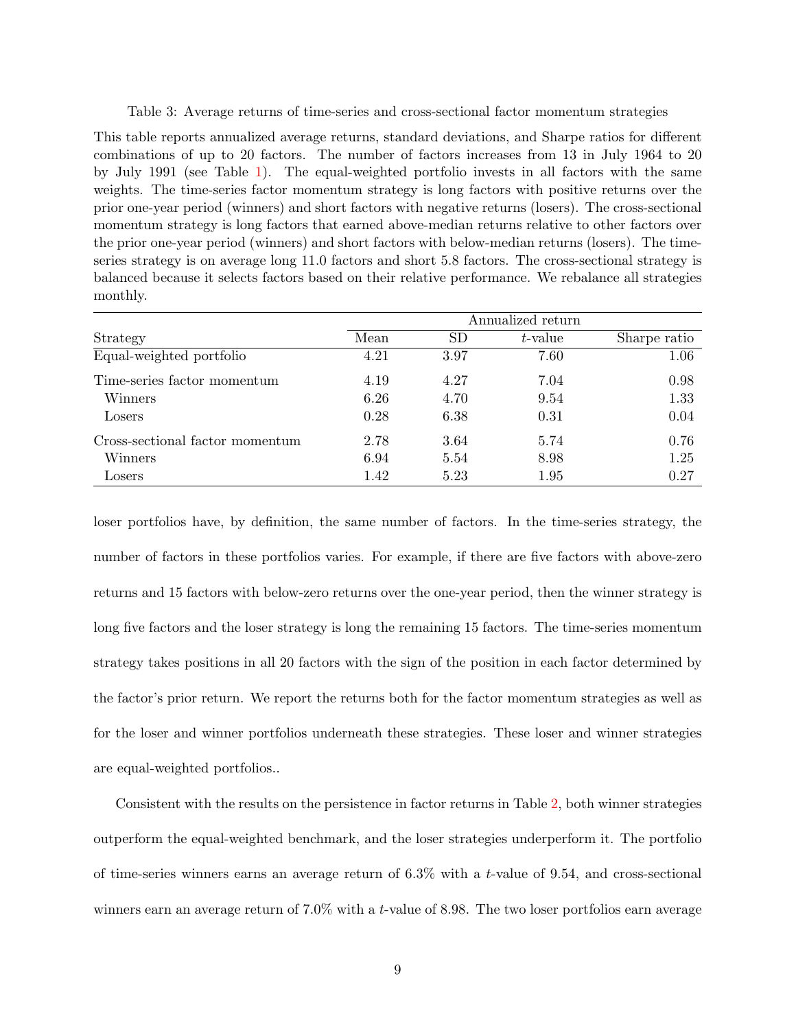Table 3: Average returns of time-series and cross-sectional factor momentum strategies

This table reports annualized average returns, standard deviations, and Sharpe ratios for different combinations of up to 20 factors. The number of factors increases from 13 in July 1964 to 20 by July 1991 (see Table 1). The equal-weighted portfolio invests in all factors with the same weights. The time-series factor momentum strategy is long factors with positive returns over the prior one-year period (winners) and short factors with negative returns (losers). The cross-sectional momentum strategy is long factors that earned above-median returns relative to other factors over the prior one-year period (winners) and short factors with below-median returns (losers). The time-series strategy is on average long 11.0 factors and short 5.8 factors. The cross-sectional strategy is balanced because it selects factors based on their relative performance. We rebalance all strategies monthly.

| | Annualized return | | | |
|---|---|---|---|---|
| Strategy | Mean | SD | $t$-value | Sharpe ratio |
| Equal-weighted portfolio | 4.21 | 3.97 | 7.60 | 1.06 |
| Time-series factor momentum | 4.19 | 4.27 | 7.04 | 0.98 |
| Winners | 6.26 | 4.70 | 9.54 | 1.33 |
| Losers | 0.28 | 6.38 | 0.31 | 0.04 |
| Cross-sectional factor momentum | 2.78 | 3.64 | 5.74 | 0.76 |
| Winners | 6.94 | 5.54 | 8.98 | 1.25 |
| Losers | 1.42 | 5.23 | 1.95 | 0.27 |

loser portfolios have, by definition, the same number of factors. In the time-series strategy, the number of factors in these portfolios varies. For example, if there are five factors with above-zero returns and 15 factors with below-zero returns over the one-year period, then the winner strategy is long five factors and the loser strategy is long the remaining 15 factors. The time-series momentum strategy takes positions in all 20 factors with the sign of the position in each factor determined by the factor's prior return. We report the returns both for the factor momentum strategies as well as for the loser and winner portfolios underneath these strategies. These loser and winner strategies are equal-weighted portfolios..

Consistent with the results on the persistence in factor returns in Table 2, both winner strategies outperform the equal-weighted benchmark, and the loser strategies underperform it. The portfolio of time-series winners earns an average return of 6.3% with a $t$-value of 9.54, and cross-sectional winners earn an average return of 7.0% with a $t$-value of 8.98. The two loser portfolios earn average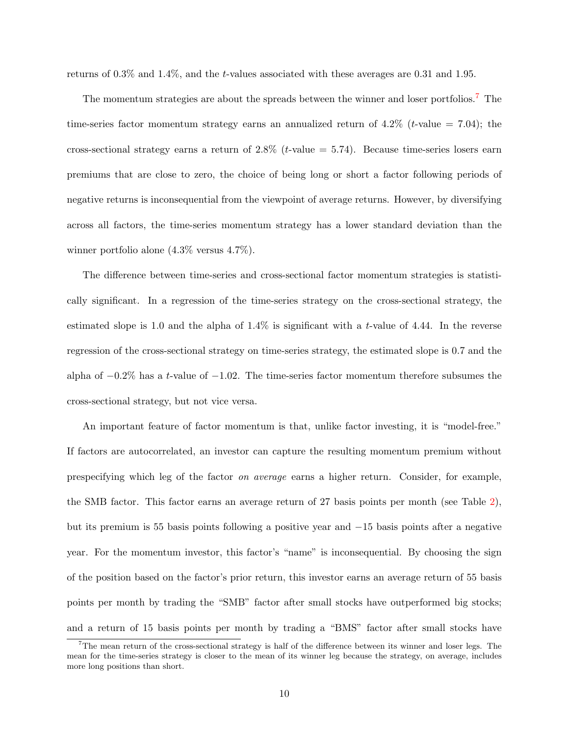returns of 0.3% and 1.4%, and the $t$-values associated with these averages are 0.31 and 1.95.

The momentum strategies are about the spreads between the winner and loser portfolios.[7] The time-series factor momentum strategy earns an annualized return of 4.2% ($t$-value = 7.04); the cross-sectional strategy earns a return of 2.8% ($t$-value = 5.74). Because time-series losers earn premiums that are close to zero, the choice of being long or short a factor following periods of negative returns is inconsequential from the viewpoint of average returns. However, by diversifying across all factors, the time-series momentum strategy has a lower standard deviation than the winner portfolio alone (4.3% versus 4.7%).

The difference between time-series and cross-sectional factor momentum strategies is statistically significant. In a regression of the time-series strategy on the cross-sectional strategy, the estimated slope is 1.0 and the alpha of 1.4% is significant with a $t$-value of 4.44. In the reverse regression of the cross-sectional strategy on time-series strategy, the estimated slope is 0.7 and the alpha of −0.2% has a $t$-value of −1.02. The time-series factor momentum therefore subsumes the cross-sectional strategy, but not vice versa.

An important feature of factor momentum is that, unlike factor investing, it is "model-free." If factors are autocorrelated, an investor can capture the resulting momentum premium without prespecifying which leg of the factor *on average* earns a higher return. Consider, for example, the SMB factor. This factor earns an average return of 27 basis points per month (see Table 2), but its premium is 55 basis points following a positive year and −15 basis points after a negative year. For the momentum investor, this factor's "name" is inconsequential. By choosing the sign of the position based on the factor's prior return, this investor earns an average return of 55 basis points per month by trading the "SMB" factor after small stocks have outperformed big stocks; and a return of 15 basis points per month by trading a "BMS" factor after small stocks have

[7] The mean return of the cross-sectional strategy is half of the difference between its winner and loser legs. The mean for the time-series strategy is closer to the mean of its winner leg because the strategy, on average, includes more long positions than short.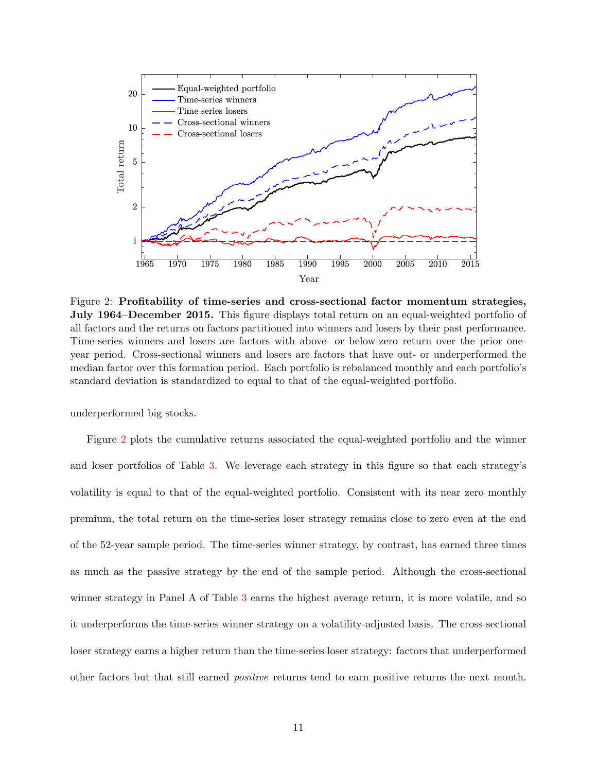Figure 2: **Profitability of time-series and cross-sectional factor momentum strategies, July 1964–December 2015.** This figure displays total return on an equal-weighted portfolio of all factors and the returns on factors partitioned into winners and losers by their past performance. Time-series winners and losers are factors with above- or below-zero return over the prior one-year period. Cross-sectional winners and losers are factors that have out- or underperformed the median factor over this formation period. Each portfolio is rebalanced monthly and each portfolio's standard deviation is standardized to equal to that of the equal-weighted portfolio.

underperformed big stocks.

Figure 2 plots the cumulative returns associated the equal-weighted portfolio and the winner and loser portfolios of Table 3. We leverage each strategy in this figure so that each strategy's volatility is equal to that of the equal-weighted portfolio. Consistent with its near zero monthly premium, the total return on the time-series loser strategy remains close to zero even at the end of the 52-year sample period. The time-series winner strategy, by contrast, has earned three times as much as the passive strategy by the end of the sample period. Although the cross-sectional winner strategy in Panel A of Table 3 earns the highest average return, it is more volatile, and so it underperforms the time-series winner strategy on a volatility-adjusted basis. The cross-sectional loser strategy earns a higher return than the time-series loser strategy: factors that underperformed other factors but that still earned *positive* returns tend to earn positive returns the next month.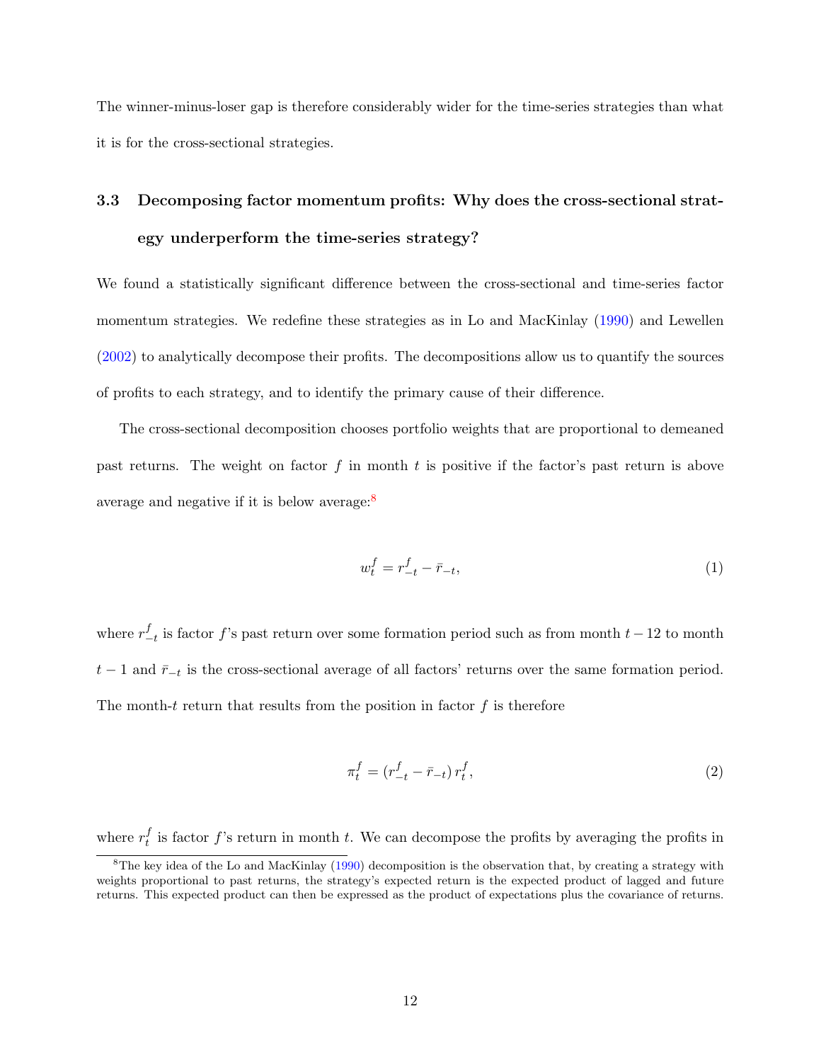The winner-minus-loser gap is therefore considerably wider for the time-series strategies than what it is for the cross-sectional strategies.

### 3.3 Decomposing factor momentum profits: Why does the cross-sectional strategy underperform the time-series strategy?

We found a statistically significant difference between the cross-sectional and time-series factor momentum strategies. We redefine these strategies as in Lo and MacKinlay (1990) and Lewellen (2002) to analytically decompose their profits. The decompositions allow us to quantify the sources of profits to each strategy, and to identify the primary cause of their difference.

The cross-sectional decomposition chooses portfolio weights that are proportional to demeaned past returns. The weight on factor $f$ in month $t$ is positive if the factor's past return is above average and negative if it is below average:[8]

$$w_t^f = r_{-t}^f - \bar{r}_{-t}, \tag{1}$$

where $r_{-t}^f$ is factor $f$'s past return over some formation period such as from month $t-12$ to month $t-1$ and $\bar{r}_{-t}$ is the cross-sectional average of all factors' returns over the same formation period. The month-$t$ return that results from the position in factor $f$ is therefore

$$\pi_t^f = (r_{-t}^f - \bar{r}_{-t})\, r_t^f, \tag{2}$$

where $r_t^f$ is factor $f$'s return in month $t$. We can decompose the profits by averaging the profits in

[8] The key idea of the Lo and MacKinlay (1990) decomposition is the observation that, by creating a strategy with weights proportional to past returns, the strategy's expected return is the expected product of lagged and future returns. This expected product can then be expressed as the product of expectations plus the covariance of returns.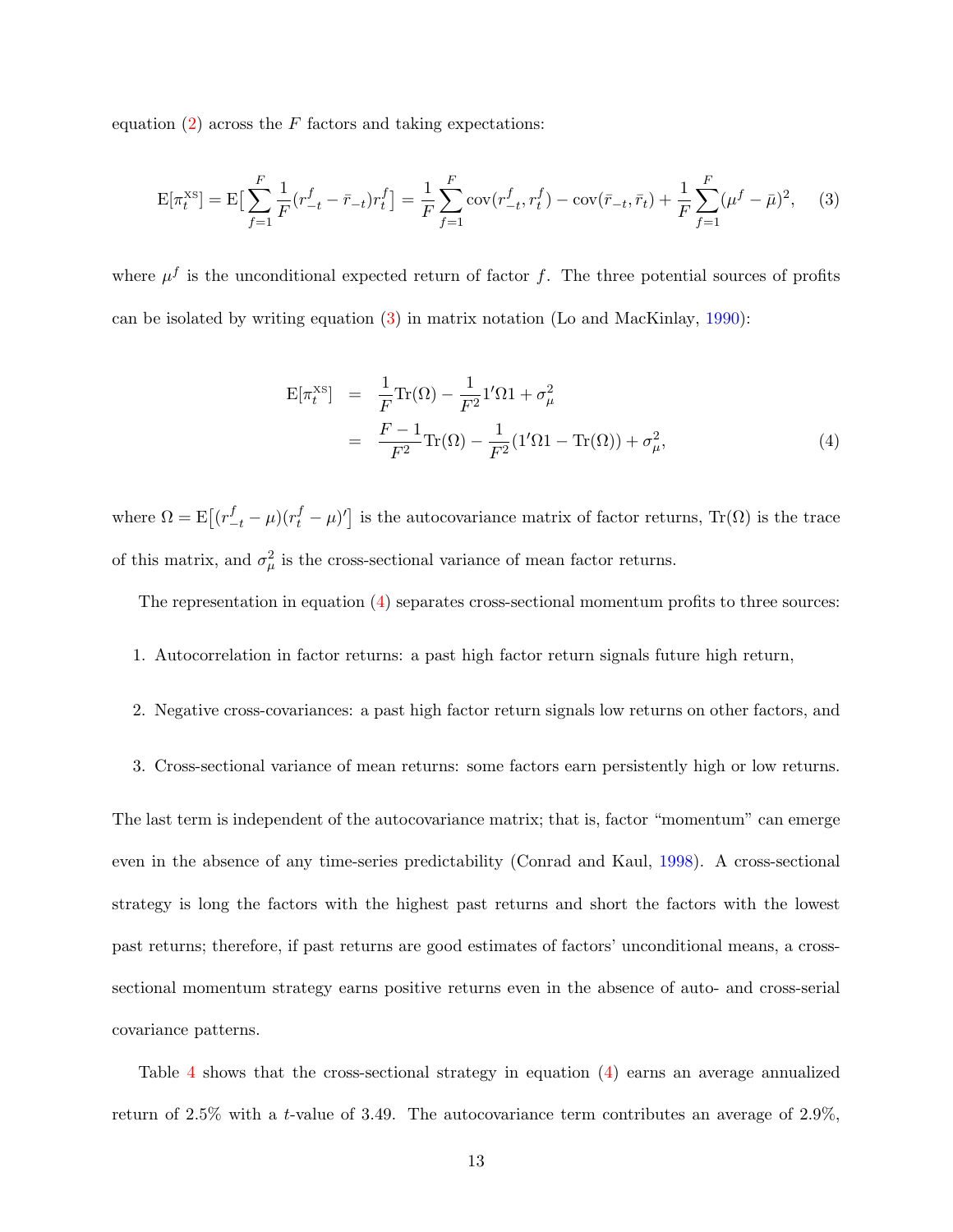equation (2) across the $F$ factors and taking expectations:

$$\mathrm{E}[\pi_t^{\mathrm{XS}}] = \mathrm{E}\big[\sum_{f=1}^{F} \frac{1}{F}(r_{-t}^f - \bar{r}_{-t})r_t^f\big] = \frac{1}{F}\sum_{f=1}^{F}\mathrm{cov}(r_{-t}^f, r_t^f) - \mathrm{cov}(\bar{r}_{-t}, \bar{r}_t) + \frac{1}{F}\sum_{f=1}^{F}(\mu^f - \bar{\mu})^2, \quad (3)$$

where $\mu^f$ is the unconditional expected return of factor $f$. The three potential sources of profits can be isolated by writing equation (3) in matrix notation (Lo and MacKinlay, 1990):

$$\begin{aligned} \mathrm{E}[\pi_t^{\mathrm{XS}}] &= \frac{1}{F}\mathrm{Tr}(\Omega) - \frac{1}{F^2}1'\Omega 1 + \sigma_\mu^2 \\ &= \frac{F-1}{F^2}\mathrm{Tr}(\Omega) - \frac{1}{F^2}(1'\Omega 1 - \mathrm{Tr}(\Omega)) + \sigma_\mu^2, \end{aligned} \quad (4)$$

where $\Omega = \mathrm{E}\big[(r_{-t}^f - \mu)(r_t^f - \mu)'\big]$ is the autocovariance matrix of factor returns, $\mathrm{Tr}(\Omega)$ is the trace of this matrix, and $\sigma_\mu^2$ is the cross-sectional variance of mean factor returns.

The representation in equation (4) separates cross-sectional momentum profits to three sources:

1. Autocorrelation in factor returns: a past high factor return signals future high return,
2. Negative cross-covariances: a past high factor return signals low returns on other factors, and
3. Cross-sectional variance of mean returns: some factors earn persistently high or low returns.

The last term is independent of the autocovariance matrix; that is, factor "momentum" can emerge even in the absence of any time-series predictability (Conrad and Kaul, 1998). A cross-sectional strategy is long the factors with the highest past returns and short the factors with the lowest past returns; therefore, if past returns are good estimates of factors' unconditional means, a cross-sectional momentum strategy earns positive returns even in the absence of auto- and cross-serial covariance patterns.

Table 4 shows that the cross-sectional strategy in equation (4) earns an average annualized return of 2.5% with a $t$-value of 3.49. The autocovariance term contributes an average of 2.9%,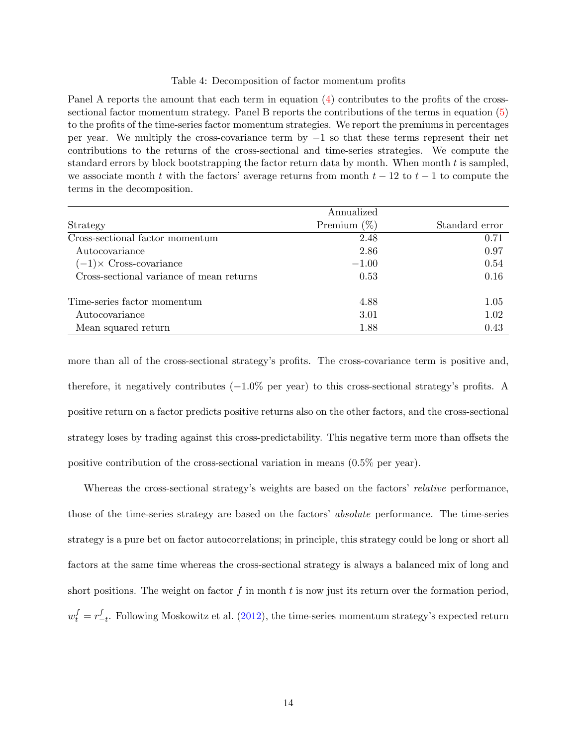Table 4: Decomposition of factor momentum profits

Panel A reports the amount that each term in equation (4) contributes to the profits of the cross-sectional factor momentum strategy. Panel B reports the contributions of the terms in equation (5) to the profits of the time-series factor momentum strategies. We report the premiums in percentages per year. We multiply the cross-covariance term by $-1$ so that these terms represent their net contributions to the returns of the cross-sectional and time-series strategies. We compute the standard errors by block bootstrapping the factor return data by month. When month $t$ is sampled, we associate month $t$ with the factors' average returns from month $t-12$ to $t-1$ to compute the terms in the decomposition.

| Strategy | Annualized Premium (%) | Standard error |
|---|---|---|
| Cross-sectional factor momentum | 2.48 | 0.71 |
| Autocovariance | 2.86 | 0.97 |
| $(-1)\times$ Cross-covariance | $-1.00$ | 0.54 |
| Cross-sectional variance of mean returns | 0.53 | 0.16 |
| | | |
| Time-series factor momentum | 4.88 | 1.05 |
| Autocovariance | 3.01 | 1.02 |
| Mean squared return | 1.88 | 0.43 |

more than all of the cross-sectional strategy's profits. The cross-covariance term is positive and, therefore, it negatively contributes ($-1.0$% per year) to this cross-sectional strategy's profits. A positive return on a factor predicts positive returns also on the other factors, and the cross-sectional strategy loses by trading against this cross-predictability. This negative term more than offsets the positive contribution of the cross-sectional variation in means (0.5% per year).

Whereas the cross-sectional strategy's weights are based on the factors' *relative* performance, those of the time-series strategy are based on the factors' *absolute* performance. The time-series strategy is a pure bet on factor autocorrelations; in principle, this strategy could be long or short all factors at the same time whereas the cross-sectional strategy is always a balanced mix of long and short positions. The weight on factor $f$ in month $t$ is now just its return over the formation period, $w_t^f = r_{-t}^f$. Following Moskowitz et al. (2012), the time-series momentum strategy's expected return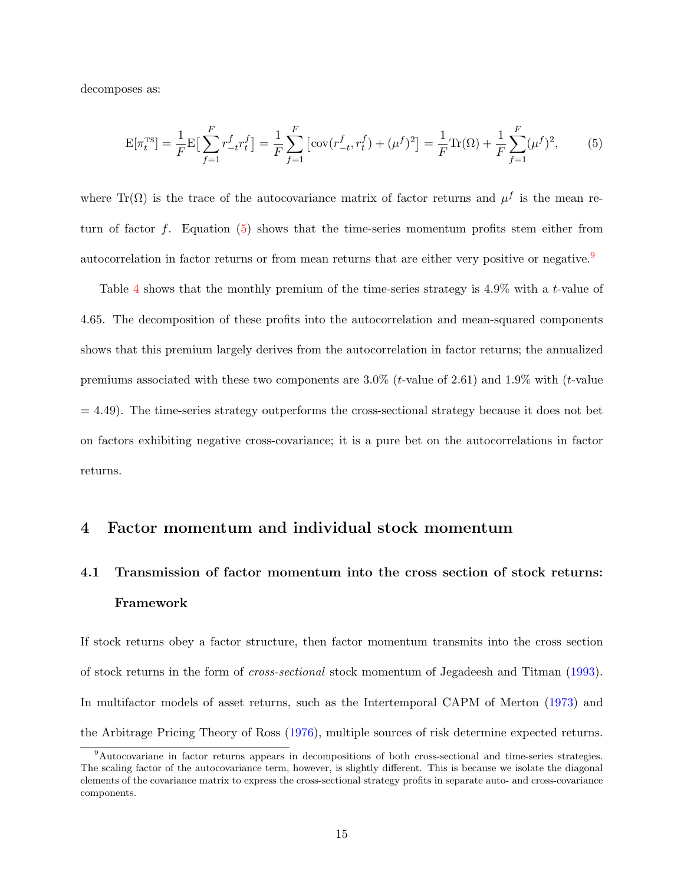decomposes as:

$$\mathrm{E}[\pi_t^{\mathrm{TS}}] = \frac{1}{F}\mathrm{E}\big[\sum_{f=1}^{F} r_{-t}^{f} r_t^{f}\big] = \frac{1}{F}\sum_{f=1}^{F}\big[\mathrm{cov}(r_{-t}^{f}, r_t^{f}) + (\mu^f)^2\big] = \frac{1}{F}\mathrm{Tr}(\Omega) + \frac{1}{F}\sum_{f=1}^{F}(\mu^f)^2, \tag{5}$$

where $\mathrm{Tr}(\Omega)$ is the trace of the autocovariance matrix of factor returns and $\mu^f$ is the mean return of factor $f$. Equation (5) shows that the time-series momentum profits stem either from autocorrelation in factor returns or from mean returns that are either very positive or negative.[9]

Table 4 shows that the monthly premium of the time-series strategy is 4.9% with a $t$-value of 4.65. The decomposition of these profits into the autocorrelation and mean-squared components shows that this premium largely derives from the autocorrelation in factor returns; the annualized premiums associated with these two components are 3.0% ($t$-value of 2.61) and 1.9% with ($t$-value = 4.49). The time-series strategy outperforms the cross-sectional strategy because it does not bet on factors exhibiting negative cross-covariance; it is a pure bet on the autocorrelations in factor returns.

# 4 Factor momentum and individual stock momentum

## 4.1 Transmission of factor momentum into the cross section of stock returns: Framework

If stock returns obey a factor structure, then factor momentum transmits into the cross section of stock returns in the form of *cross-sectional* stock momentum of Jegadeesh and Titman (1993). In multifactor models of asset returns, such as the Intertemporal CAPM of Merton (1973) and the Arbitrage Pricing Theory of Ross (1976), multiple sources of risk determine expected returns.

[9] Autocovariane in factor returns appears in decompositions of both cross-sectional and time-series strategies. The scaling factor of the autocovariance term, however, is slightly different. This is because we isolate the diagonal elements of the covariance matrix to express the cross-sectional strategy profits in separate auto- and cross-covariance components.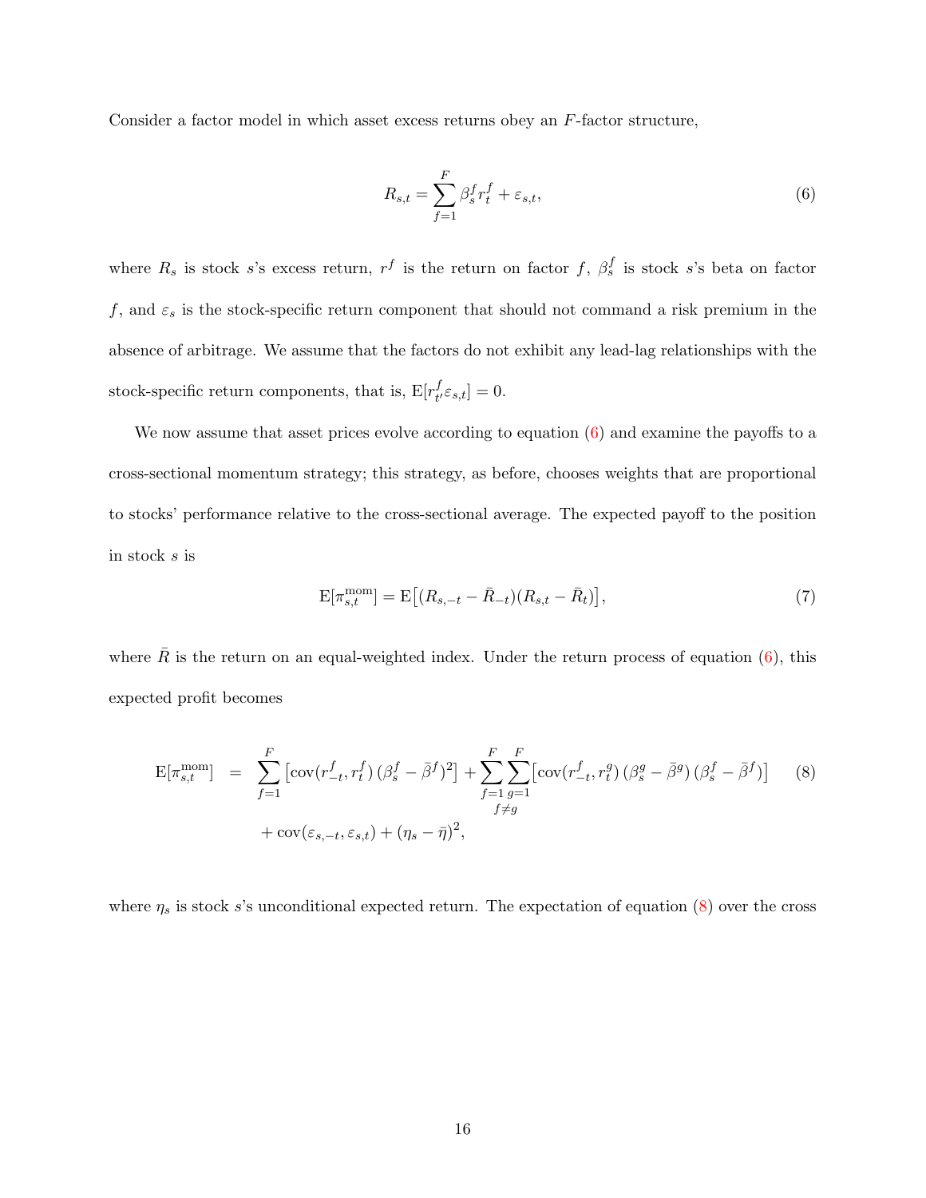Consider a factor model in which asset excess returns obey an $F$-factor structure,

$$R_{s,t} = \sum_{f=1}^{F} \beta_s^f r_t^f + \varepsilon_{s,t}, \tag{6}$$

where $R_s$ is stock $s$'s excess return, $r^f$ is the return on factor $f$, $\beta_s^f$ is stock $s$'s beta on factor $f$, and $\varepsilon_s$ is the stock-specific return component that should not command a risk premium in the absence of arbitrage. We assume that the factors do not exhibit any lead-lag relationships with the stock-specific return components, that is, $\mathrm{E}[r_{t'}^f \varepsilon_{s,t}] = 0$.

We now assume that asset prices evolve according to equation (6) and examine the payoffs to a cross-sectional momentum strategy; this strategy, as before, chooses weights that are proportional to stocks' performance relative to the cross-sectional average. The expected payoff to the position in stock $s$ is

$$\mathrm{E}[\pi_{s,t}^{\mathrm{mom}}] = \mathrm{E}\big[(R_{s,-t} - \bar{R}_{-t})(R_{s,t} - \bar{R}_t)\big], \tag{7}$$

where $\bar{R}$ is the return on an equal-weighted index. Under the return process of equation (6), this expected profit becomes

$$\begin{aligned} \mathrm{E}[\pi_{s,t}^{\mathrm{mom}}] \;=\; & \sum_{f=1}^{F} \left[\mathrm{cov}(r_{-t}^f, r_t^f)\,(\beta_s^f - \bar{\beta}^f)^2\right] + \sum_{f=1}^{F} \sum_{\substack{g=1 \\ f \neq g}}^{F} \left[\mathrm{cov}(r_{-t}^f, r_t^g)\,(\beta_s^g - \bar{\beta}^g)\,(\beta_s^f - \bar{\beta}^f)\right] \\ & + \mathrm{cov}(\varepsilon_{s,-t}, \varepsilon_{s,t}) + (\eta_s - \bar{\eta})^2, \end{aligned} \tag{8}$$

where $\eta_s$ is stock $s$'s unconditional expected return. The expectation of equation (8) over the cross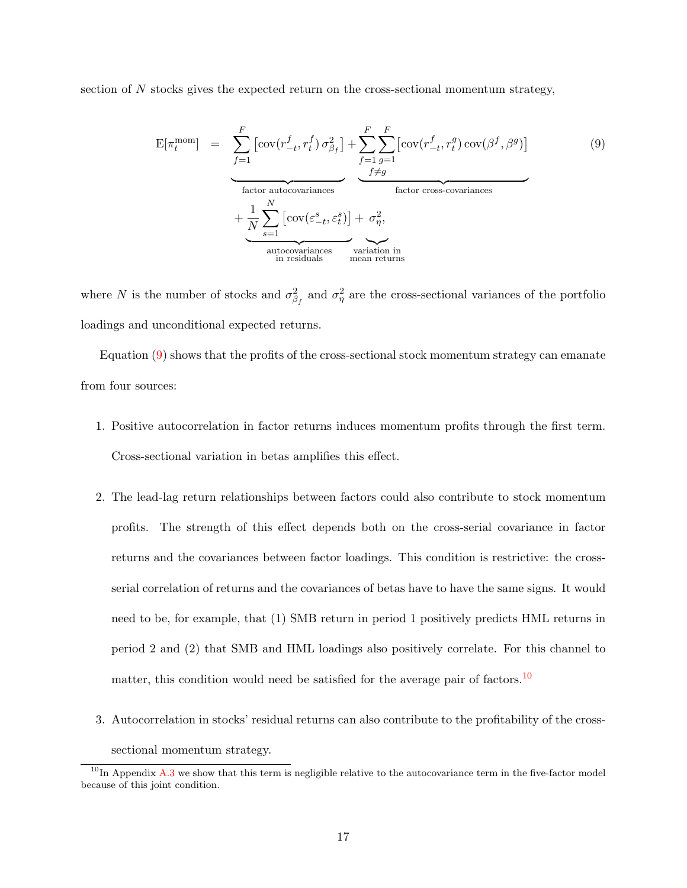section of $N$ stocks gives the expected return on the cross-sectional momentum strategy,

$$
\begin{aligned}
\mathrm{E}[\pi_t^{\text{mom}}] \;=\; & \underbrace{\sum_{f=1}^{F} \left[\operatorname{cov}(r_{-t}^{f}, r_t^{f})\, \sigma_{\beta_f}^2\right]}_{\text{factor autocovariances}} + \underbrace{\sum_{f=1}^{F} \sum_{\substack{g=1 \\ f \neq g}}^{F} \left[\operatorname{cov}(r_{-t}^{f}, r_t^{g})\, \operatorname{cov}(\beta^f, \beta^g)\right]}_{\text{factor cross-covariances}} \\
& + \underbrace{\frac{1}{N} \sum_{s=1}^{N} \left[\operatorname{cov}(\varepsilon_{-t}^{s}, \varepsilon_t^{s})\right]}_{\substack{\text{autocovariances} \\ \text{in residuals}}} + \underbrace{\sigma_\eta^2}_{\substack{\text{variation in} \\ \text{mean returns}}},
\end{aligned}
\tag{9}
$$

where $N$ is the number of stocks and $\sigma_{\beta_f}^2$ and $\sigma_\eta^2$ are the cross-sectional variances of the portfolio loadings and unconditional expected returns.

Equation (9) shows that the profits of the cross-sectional stock momentum strategy can emanate from four sources:

1. Positive autocorrelation in factor returns induces momentum profits through the first term. Cross-sectional variation in betas amplifies this effect.

2. The lead-lag return relationships between factors could also contribute to stock momentum profits. The strength of this effect depends both on the cross-serial covariance in factor returns and the covariances between factor loadings. This condition is restrictive: the cross-serial correlation of returns and the covariances of betas have to have the same signs. It would need to be, for example, that (1) SMB return in period 1 positively predicts HML returns in period 2 and (2) that SMB and HML loadings also positively correlate. For this channel to matter, this condition would need be satisfied for the average pair of factors.[10]

3. Autocorrelation in stocks' residual returns can also contribute to the profitability of the cross-sectional momentum strategy.

[10] In Appendix A.3 we show that this term is negligible relative to the autocovariance term in the five-factor model because of this joint condition.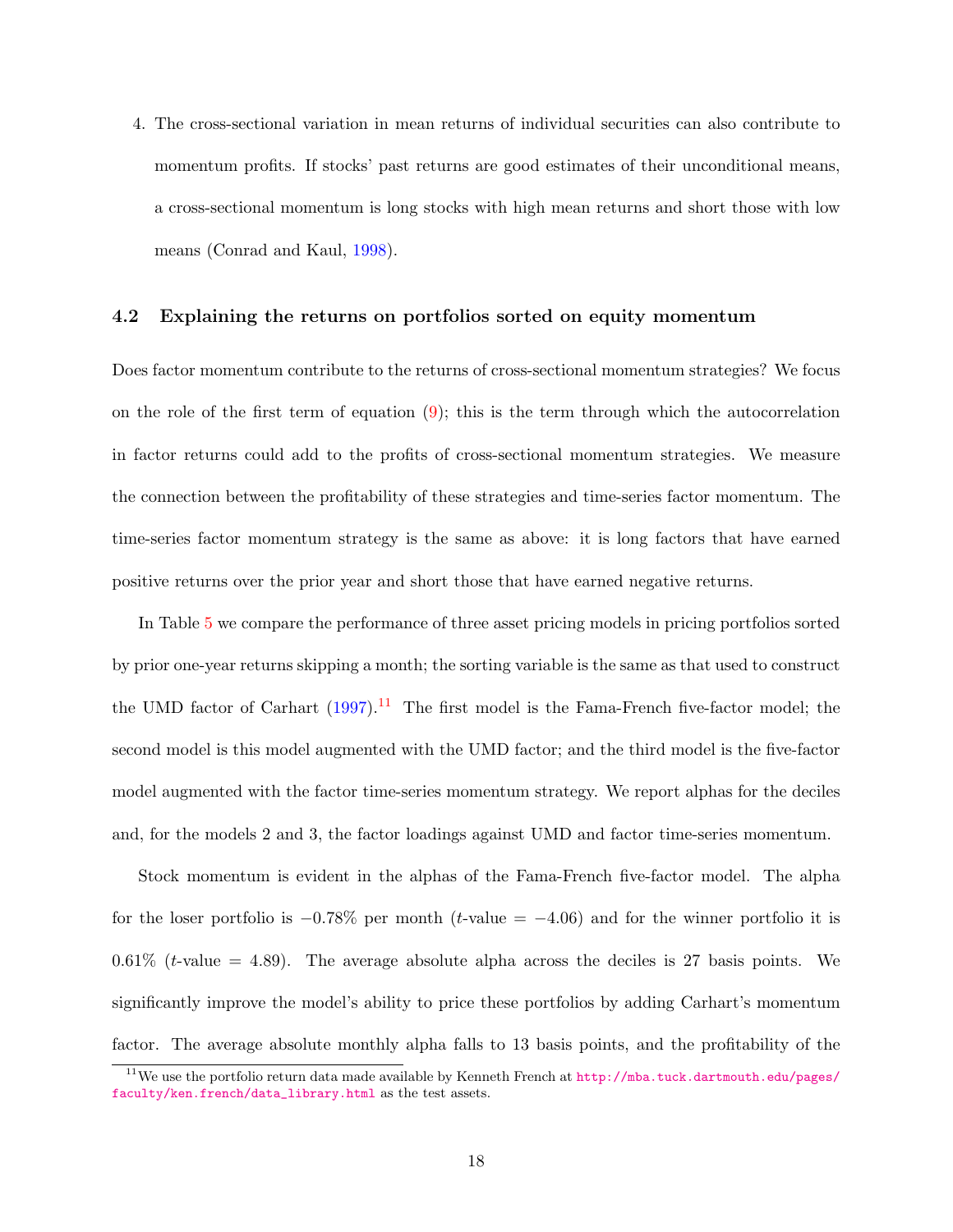4. The cross-sectional variation in mean returns of individual securities can also contribute to momentum profits. If stocks' past returns are good estimates of their unconditional means, a cross-sectional momentum is long stocks with high mean returns and short those with low means (Conrad and Kaul, 1998).

### 4.2 Explaining the returns on portfolios sorted on equity momentum

Does factor momentum contribute to the returns of cross-sectional momentum strategies? We focus on the role of the first term of equation (9); this is the term through which the autocorrelation in factor returns could add to the profits of cross-sectional momentum strategies. We measure the connection between the profitability of these strategies and time-series factor momentum. The time-series factor momentum strategy is the same as above: it is long factors that have earned positive returns over the prior year and short those that have earned negative returns.

In Table 5 we compare the performance of three asset pricing models in pricing portfolios sorted by prior one-year returns skipping a month; the sorting variable is the same as that used to construct the UMD factor of Carhart (1997).[11] The first model is the Fama-French five-factor model; the second model is this model augmented with the UMD factor; and the third model is the five-factor model augmented with the factor time-series momentum strategy. We report alphas for the deciles and, for the models 2 and 3, the factor loadings against UMD and factor time-series momentum.

Stock momentum is evident in the alphas of the Fama-French five-factor model. The alpha for the loser portfolio is $-0.78\%$ per month ($t$-value $= -4.06$) and for the winner portfolio it is $0.61\%$ ($t$-value $= 4.89$). The average absolute alpha across the deciles is 27 basis points. We significantly improve the model's ability to price these portfolios by adding Carhart's momentum factor. The average absolute monthly alpha falls to 13 basis points, and the profitability of the

[11] We use the portfolio return data made available by Kenneth French at http://mba.tuck.dartmouth.edu/pages/faculty/ken.french/data_library.html as the test assets.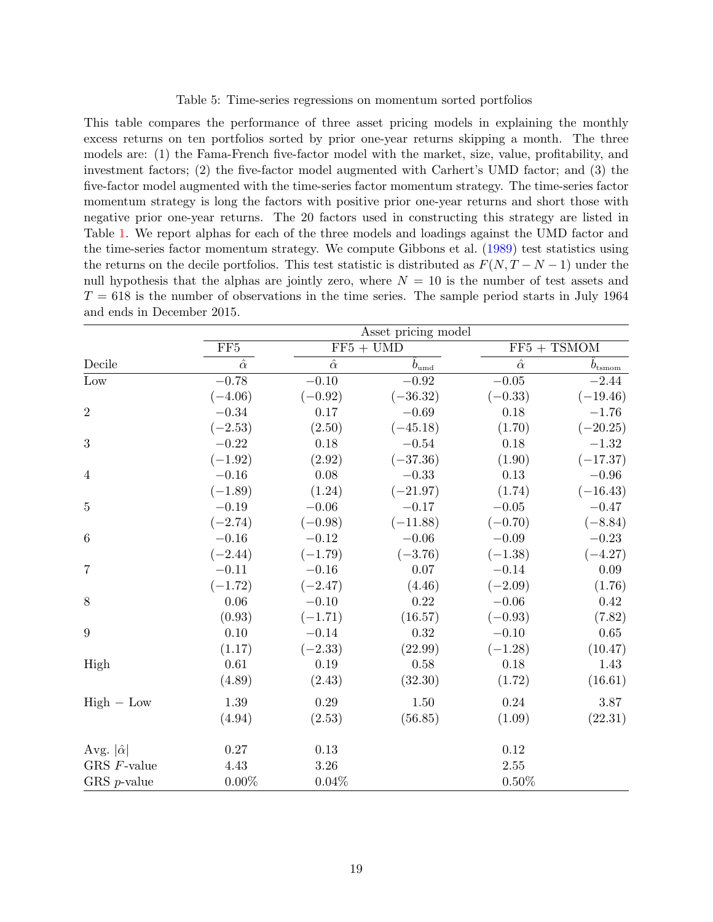Table 5: Time-series regressions on momentum sorted portfolios

This table compares the performance of three asset pricing models in explaining the monthly excess returns on ten portfolios sorted by prior one-year returns skipping a month. The three models are: (1) the Fama-French five-factor model with the market, size, value, profitability, and investment factors; (2) the five-factor model augmented with Carhert's UMD factor; and (3) the five-factor model augmented with the time-series factor momentum strategy. The time-series factor momentum strategy is long the factors with positive prior one-year returns and short those with negative prior one-year returns. The 20 factors used in constructing this strategy are listed in Table 1. We report alphas for each of the three models and loadings against the UMD factor and the time-series factor momentum strategy. We compute Gibbons et al. (1989) test statistics using the returns on the decile portfolios. This test statistic is distributed as $F(N, T-N-1)$ under the null hypothesis that the alphas are jointly zero, where $N = 10$ is the number of test assets and $T = 618$ is the number of observations in the time series. The sample period starts in July 1964 and ends in December 2015.

| | Asset pricing model | | | | |
|---|---|---|---|---|---|
| | FF5 | FF5 + UMD | | FF5 + TSMOM | |
| Decile | $\hat{\alpha}$ | $\hat{\alpha}$ | $\hat{b}_{\text{umd}}$ | $\hat{\alpha}$ | $\hat{b}_{\text{tsmom}}$ |
| Low | −0.78 | −0.10 | −0.92 | −0.05 | −2.44 |
| | (−4.06) | (−0.92) | (−36.32) | (−0.33) | (−19.46) |
| 2 | −0.34 | 0.17 | −0.69 | 0.18 | −1.76 |
| | (−2.53) | (2.50) | (−45.18) | (1.70) | (−20.25) |
| 3 | −0.22 | 0.18 | −0.54 | 0.18 | −1.32 |
| | (−1.92) | (2.92) | (−37.36) | (1.90) | (−17.37) |
| 4 | −0.16 | 0.08 | −0.33 | 0.13 | −0.96 |
| | (−1.89) | (1.24) | (−21.97) | (1.74) | (−16.43) |
| 5 | −0.19 | −0.06 | −0.17 | −0.05 | −0.47 |
| | (−2.74) | (−0.98) | (−11.88) | (−0.70) | (−8.84) |
| 6 | −0.16 | −0.12 | −0.06 | −0.09 | −0.23 |
| | (−2.44) | (−1.79) | (−3.76) | (−1.38) | (−4.27) |
| 7 | −0.11 | −0.16 | 0.07 | −0.14 | 0.09 |
| | (−1.72) | (−2.47) | (4.46) | (−2.09) | (1.76) |
| 8 | 0.06 | −0.10 | 0.22 | −0.06 | 0.42 |
| | (0.93) | (−1.71) | (16.57) | (−0.93) | (7.82) |
| 9 | 0.10 | −0.14 | 0.32 | −0.10 | 0.65 |
| | (1.17) | (−2.33) | (22.99) | (−1.28) | (10.47) |
| High | 0.61 | 0.19 | 0.58 | 0.18 | 1.43 |
| | (4.89) | (2.43) | (32.30) | (1.72) | (16.61) |
| High − Low | 1.39 | 0.29 | 1.50 | 0.24 | 3.87 |
| | (4.94) | (2.53) | (56.85) | (1.09) | (22.31) |
| Avg. $\lvert\hat{\alpha}\rvert$ | 0.27 | 0.13 | | 0.12 | |
| GRS $F$-value | 4.43 | 3.26 | | 2.55 | |
| GRS $p$-value | 0.00% | 0.04% | | 0.50% | |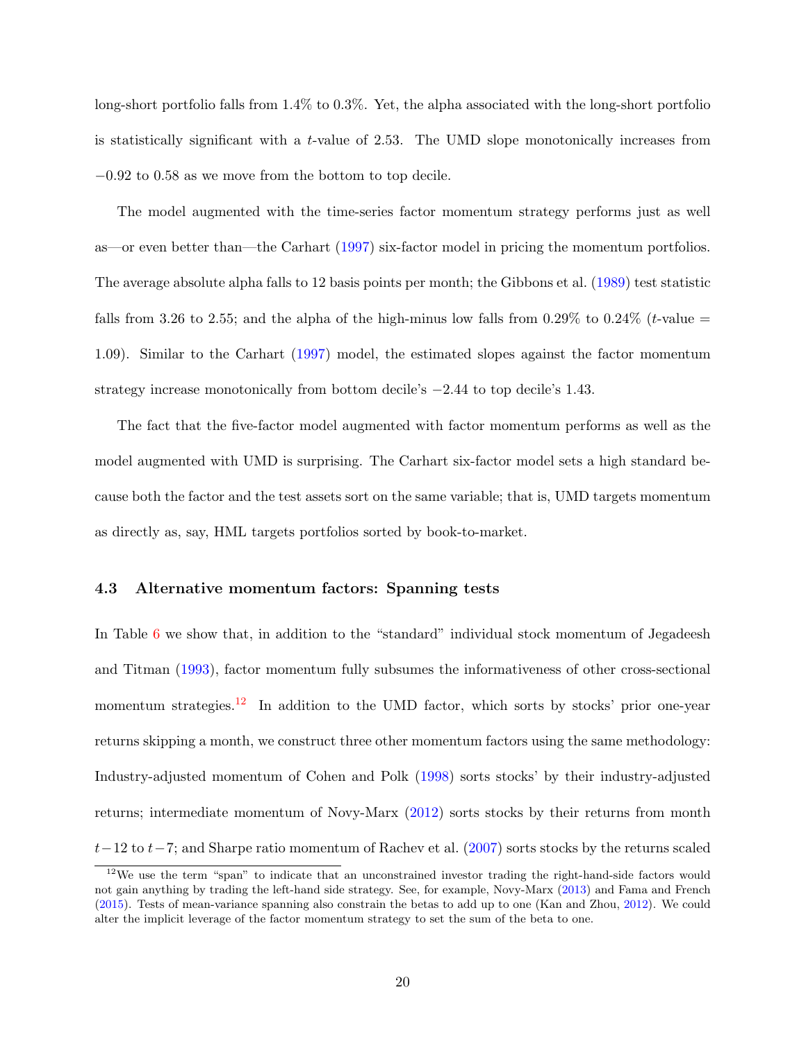long-short portfolio falls from 1.4% to 0.3%. Yet, the alpha associated with the long-short portfolio is statistically significant with a $t$-value of 2.53. The UMD slope monotonically increases from $-0.92$ to 0.58 as we move from the bottom to top decile.

The model augmented with the time-series factor momentum strategy performs just as well as—or even better than—the Carhart (1997) six-factor model in pricing the momentum portfolios. The average absolute alpha falls to 12 basis points per month; the Gibbons et al. (1989) test statistic falls from 3.26 to 2.55; and the alpha of the high-minus low falls from 0.29% to 0.24% ($t$-value = 1.09). Similar to the Carhart (1997) model, the estimated slopes against the factor momentum strategy increase monotonically from bottom decile's $-2.44$ to top decile's 1.43.

The fact that the five-factor model augmented with factor momentum performs as well as the model augmented with UMD is surprising. The Carhart six-factor model sets a high standard because both the factor and the test assets sort on the same variable; that is, UMD targets momentum as directly as, say, HML targets portfolios sorted by book-to-market.

### 4.3 Alternative momentum factors: Spanning tests

In Table 6 we show that, in addition to the "standard" individual stock momentum of Jegadeesh and Titman (1993), factor momentum fully subsumes the informativeness of other cross-sectional momentum strategies.[12] In addition to the UMD factor, which sorts by stocks' prior one-year returns skipping a month, we construct three other momentum factors using the same methodology: Industry-adjusted momentum of Cohen and Polk (1998) sorts stocks' by their industry-adjusted returns; intermediate momentum of Novy-Marx (2012) sorts stocks by their returns from month $t-12$ to $t-7$; and Sharpe ratio momentum of Rachev et al. (2007) sorts stocks by the returns scaled

[12] We use the term "span" to indicate that an unconstrained investor trading the right-hand-side factors would not gain anything by trading the left-hand side strategy. See, for example, Novy-Marx (2013) and Fama and French (2015). Tests of mean-variance spanning also constrain the betas to add up to one (Kan and Zhou, 2012). We could alter the implicit leverage of the factor momentum strategy to set the sum of the beta to one.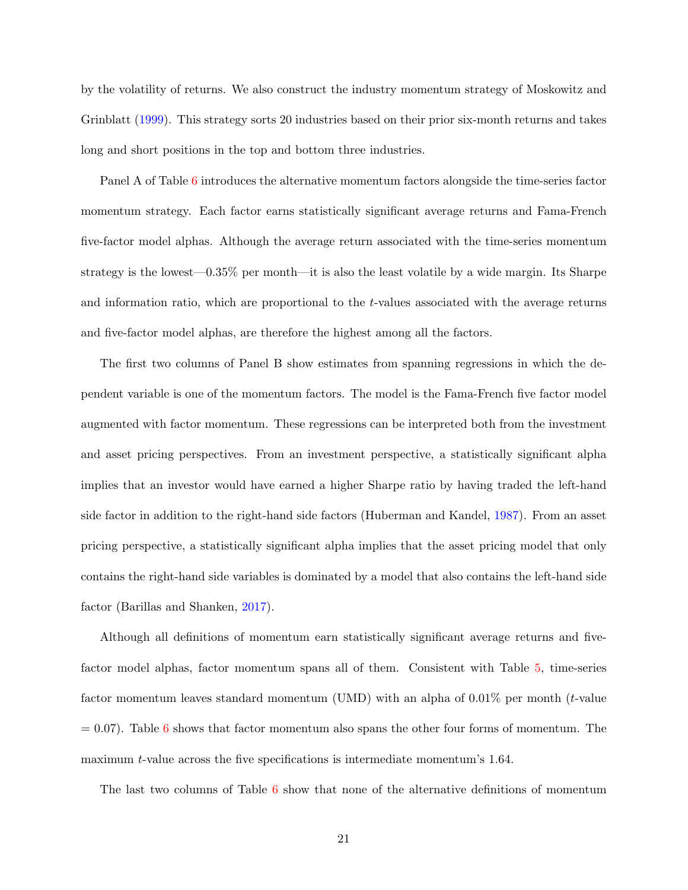by the volatility of returns. We also construct the industry momentum strategy of Moskowitz and Grinblatt (1999). This strategy sorts 20 industries based on their prior six-month returns and takes long and short positions in the top and bottom three industries.

Panel A of Table 6 introduces the alternative momentum factors alongside the time-series factor momentum strategy. Each factor earns statistically significant average returns and Fama-French five-factor model alphas. Although the average return associated with the time-series momentum strategy is the lowest—0.35% per month—it is also the least volatile by a wide margin. Its Sharpe and information ratio, which are proportional to the $t$-values associated with the average returns and five-factor model alphas, are therefore the highest among all the factors.

The first two columns of Panel B show estimates from spanning regressions in which the dependent variable is one of the momentum factors. The model is the Fama-French five factor model augmented with factor momentum. These regressions can be interpreted both from the investment and asset pricing perspectives. From an investment perspective, a statistically significant alpha implies that an investor would have earned a higher Sharpe ratio by having traded the left-hand side factor in addition to the right-hand side factors (Huberman and Kandel, 1987). From an asset pricing perspective, a statistically significant alpha implies that the asset pricing model that only contains the right-hand side variables is dominated by a model that also contains the left-hand side factor (Barillas and Shanken, 2017).

Although all definitions of momentum earn statistically significant average returns and five-factor model alphas, factor momentum spans all of them. Consistent with Table 5, time-series factor momentum leaves standard momentum (UMD) with an alpha of 0.01% per month ($t$-value = 0.07). Table 6 shows that factor momentum also spans the other four forms of momentum. The maximum $t$-value across the five specifications is intermediate momentum's 1.64.

The last two columns of Table 6 show that none of the alternative definitions of momentum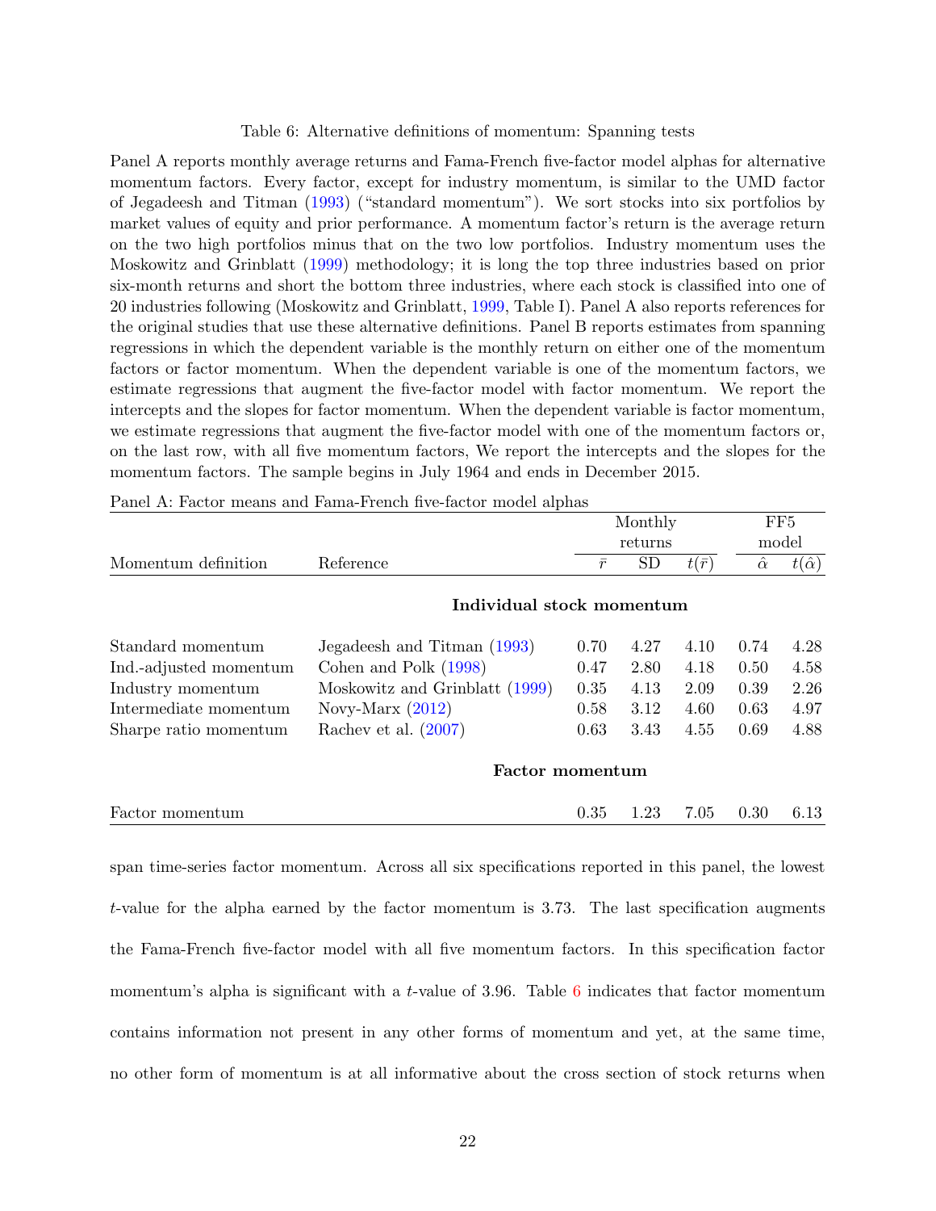Table 6: Alternative definitions of momentum: Spanning tests

Panel A reports monthly average returns and Fama-French five-factor model alphas for alternative momentum factors. Every factor, except for industry momentum, is similar to the UMD factor of Jegadeesh and Titman (1993) ("standard momentum"). We sort stocks into six portfolios by market values of equity and prior performance. A momentum factor's return is the average return on the two high portfolios minus that on the two low portfolios. Industry momentum uses the Moskowitz and Grinblatt (1999) methodology; it is long the top three industries based on prior six-month returns and short the bottom three industries, where each stock is classified into one of 20 industries following (Moskowitz and Grinblatt, 1999, Table I). Panel A also reports references for the original studies that use these alternative definitions. Panel B reports estimates from spanning regressions in which the dependent variable is the monthly return on either one of the momentum factors or factor momentum. When the dependent variable is one of the momentum factors, we estimate regressions that augment the five-factor model with factor momentum. We report the intercepts and the slopes for factor momentum. When the dependent variable is factor momentum, we estimate regressions that augment the five-factor model with one of the momentum factors or, on the last row, with all five momentum factors, We report the intercepts and the slopes for the momentum factors. The sample begins in July 1964 and ends in December 2015.

Panel A: Factor means and Fama-French five-factor model alphas

| | | Monthly returns | | | FF5 model | |
|---|---|---|---|---|---|---|
| Momentum definition | Reference | $\bar{r}$ | SD | $t(\bar{r})$ | $\hat{\alpha}$ | $t(\hat{\alpha})$ |
| | **Individual stock momentum** | | | | | |
| Standard momentum | Jegadeesh and Titman (1993) | 0.70 | 4.27 | 4.10 | 0.74 | 4.28 |
| Ind.-adjusted momentum | Cohen and Polk (1998) | 0.47 | 2.80 | 4.18 | 0.50 | 4.58 |
| Industry momentum | Moskowitz and Grinblatt (1999) | 0.35 | 4.13 | 2.09 | 0.39 | 2.26 |
| Intermediate momentum | Novy-Marx (2012) | 0.58 | 3.12 | 4.60 | 0.63 | 4.97 |
| Sharpe ratio momentum | Rachev et al. (2007) | 0.63 | 3.43 | 4.55 | 0.69 | 4.88 |
| | **Factor momentum** | | | | | |
| Factor momentum | | 0.35 | 1.23 | 7.05 | 0.30 | 6.13 |

span time-series factor momentum. Across all six specifications reported in this panel, the lowest $t$-value for the alpha earned by the factor momentum is 3.73. The last specification augments the Fama-French five-factor model with all five momentum factors. In this specification factor momentum's alpha is significant with a $t$-value of 3.96. Table 6 indicates that factor momentum contains information not present in any other forms of momentum and yet, at the same time, no other form of momentum is at all informative about the cross section of stock returns when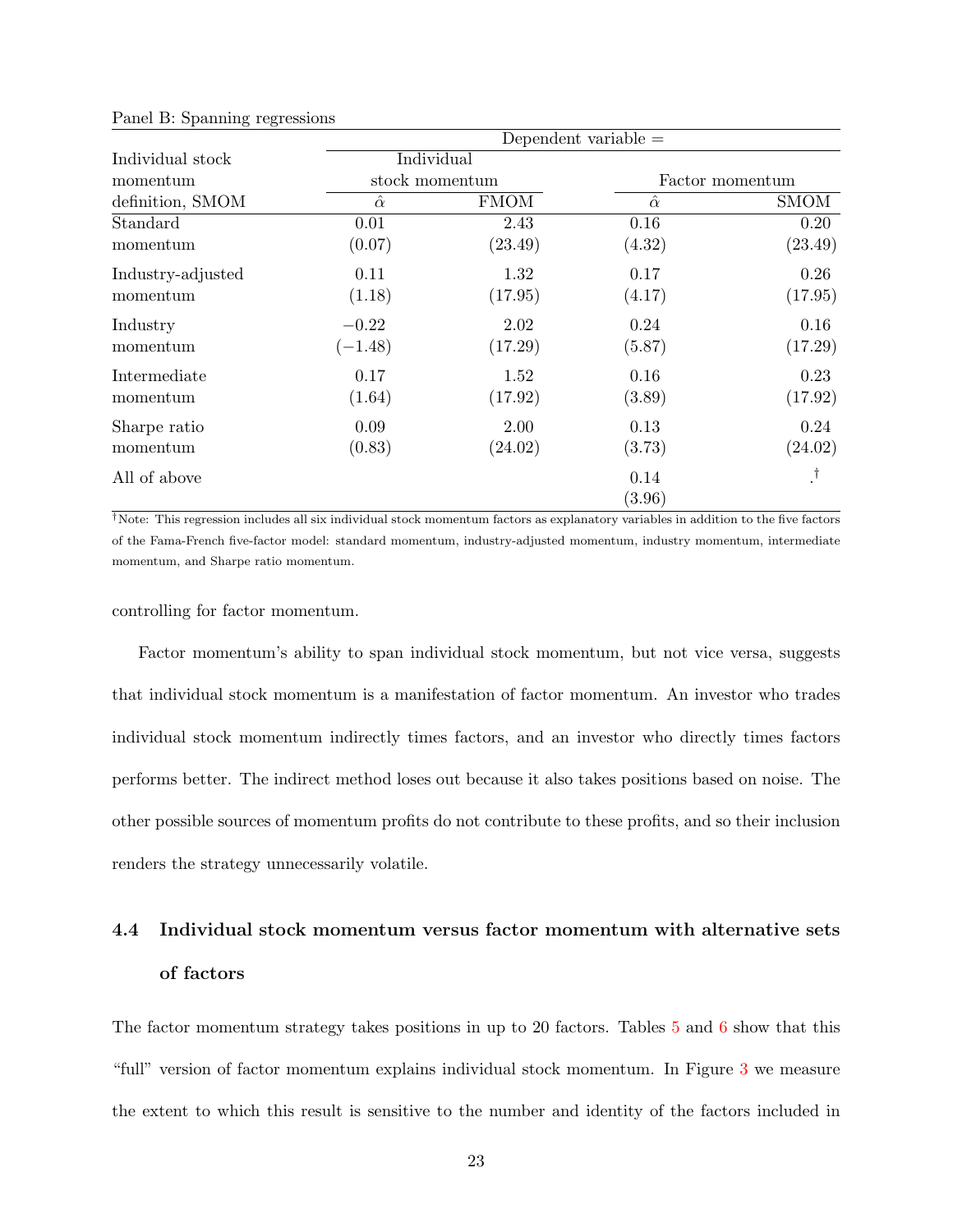Panel B: Spanning regressions

| Individual stock momentum definition, SMOM | Dependent variable = Individual stock momentum | | Factor momentum | |
|---|---|---|---|---|
| | $\hat{\alpha}$ | FMOM | $\hat{\alpha}$ | SMOM |
| Standard momentum | 0.01 | 2.43 | 0.16 | 0.20 |
| | (0.07) | (23.49) | (4.32) | (23.49) |
| Industry-adjusted momentum | 0.11 | 1.32 | 0.17 | 0.26 |
| | (1.18) | (17.95) | (4.17) | (17.95) |
| Industry momentum | −0.22 | 2.02 | 0.24 | 0.16 |
| | (−1.48) | (17.29) | (5.87) | (17.29) |
| Intermediate momentum | 0.17 | 1.52 | 0.16 | 0.23 |
| | (1.64) | (17.92) | (3.89) | (17.92) |
| Sharpe ratio momentum | 0.09 | 2.00 | 0.13 | 0.24 |
| | (0.83) | (24.02) | (3.73) | (24.02) |
| All of above | | | 0.14 | .[†] |
| | | | (3.96) | |

[†]Note: This regression includes all six individual stock momentum factors as explanatory variables in addition to the five factors of the Fama-French five-factor model: standard momentum, industry-adjusted momentum, industry momentum, intermediate momentum, and Sharpe ratio momentum.

controlling for factor momentum.

Factor momentum's ability to span individual stock momentum, but not vice versa, suggests that individual stock momentum is a manifestation of factor momentum. An investor who trades individual stock momentum indirectly times factors, and an investor who directly times factors performs better. The indirect method loses out because it also takes positions based on noise. The other possible sources of momentum profits do not contribute to these profits, and so their inclusion renders the strategy unnecessarily volatile.

### 4.4 Individual stock momentum versus factor momentum with alternative sets of factors

The factor momentum strategy takes positions in up to 20 factors. Tables 5 and 6 show that this "full" version of factor momentum explains individual stock momentum. In Figure 3 we measure the extent to which this result is sensitive to the number and identity of the factors included in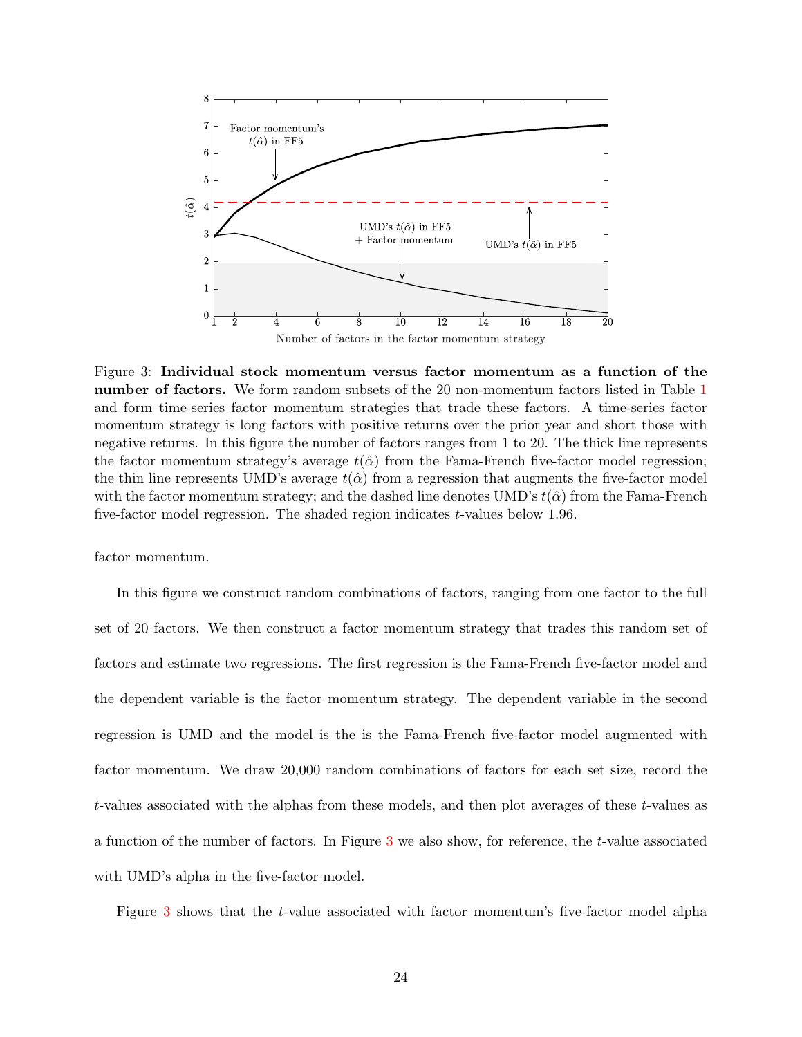Figure 3: **Individual stock momentum versus factor momentum as a function of the number of factors.** We form random subsets of the 20 non-momentum factors listed in Table 1 and form time-series factor momentum strategies that trade these factors. A time-series factor momentum strategy is long factors with positive returns over the prior year and short those with negative returns. In this figure the number of factors ranges from 1 to 20. The thick line represents the factor momentum strategy's average $t(\hat{\alpha})$ from the Fama-French five-factor model regression; the thin line represents UMD's average $t(\hat{\alpha})$ from a regression that augments the five-factor model with the factor momentum strategy; and the dashed line denotes UMD's $t(\hat{\alpha})$ from the Fama-French five-factor model regression. The shaded region indicates $t$-values below 1.96.

factor momentum.

In this figure we construct random combinations of factors, ranging from one factor to the full set of 20 factors. We then construct a factor momentum strategy that trades this random set of factors and estimate two regressions. The first regression is the Fama-French five-factor model and the dependent variable is the factor momentum strategy. The dependent variable in the second regression is UMD and the model is the is the Fama-French five-factor model augmented with factor momentum. We draw 20,000 random combinations of factors for each set size, record the $t$-values associated with the alphas from these models, and then plot averages of these $t$-values as a function of the number of factors. In Figure 3 we also show, for reference, the $t$-value associated with UMD's alpha in the five-factor model.

Figure 3 shows that the $t$-value associated with factor momentum's five-factor model alpha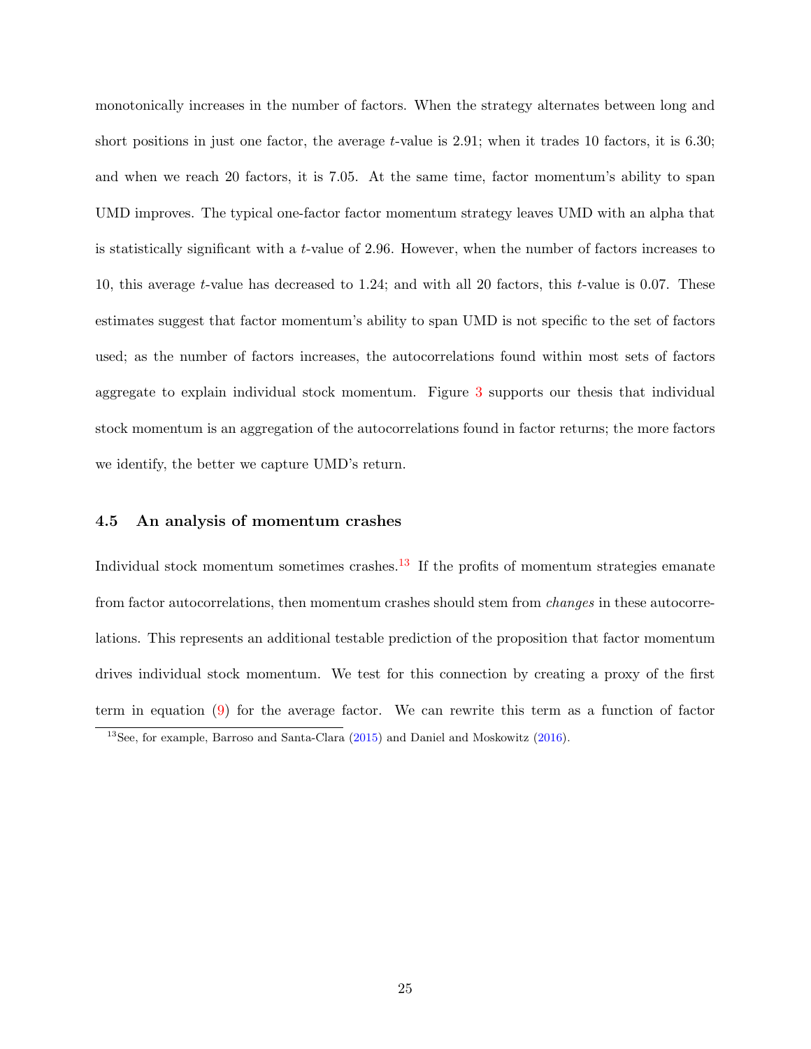monotonically increases in the number of factors. When the strategy alternates between long and short positions in just one factor, the average $t$-value is 2.91; when it trades 10 factors, it is 6.30; and when we reach 20 factors, it is 7.05. At the same time, factor momentum's ability to span UMD improves. The typical one-factor factor momentum strategy leaves UMD with an alpha that is statistically significant with a $t$-value of 2.96. However, when the number of factors increases to 10, this average $t$-value has decreased to 1.24; and with all 20 factors, this $t$-value is 0.07. These estimates suggest that factor momentum's ability to span UMD is not specific to the set of factors used; as the number of factors increases, the autocorrelations found within most sets of factors aggregate to explain individual stock momentum. Figure 3 supports our thesis that individual stock momentum is an aggregation of the autocorrelations found in factor returns; the more factors we identify, the better we capture UMD's return.

### 4.5 An analysis of momentum crashes

Individual stock momentum sometimes crashes.[13] If the profits of momentum strategies emanate from factor autocorrelations, then momentum crashes should stem from *changes* in these autocorrelations. This represents an additional testable prediction of the proposition that factor momentum drives individual stock momentum. We test for this connection by creating a proxy of the first term in equation (9) for the average factor. We can rewrite this term as a function of factor

[13] See, for example, Barroso and Santa-Clara (2015) and Daniel and Moskowitz (2016).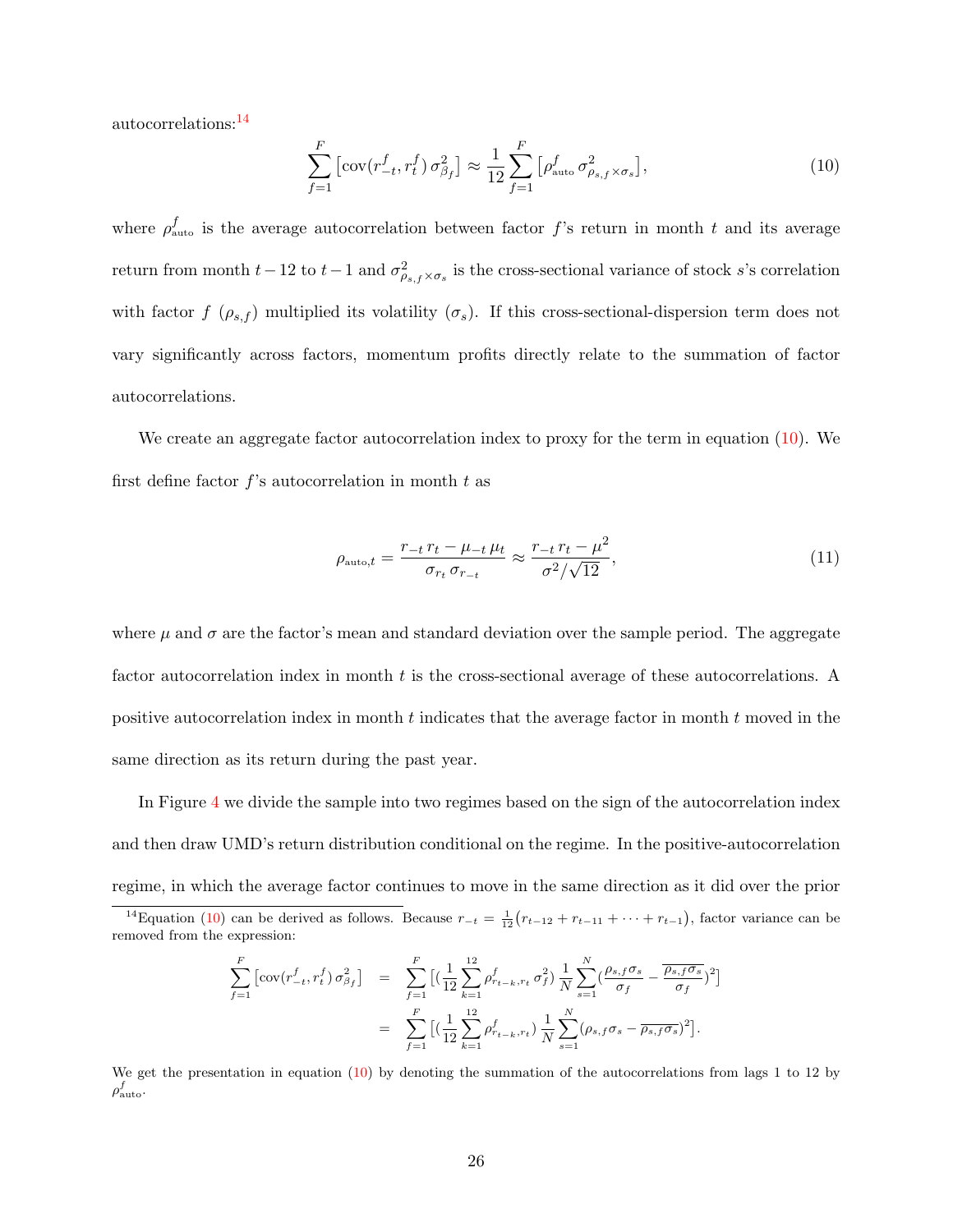autocorrelations:[14]

$$\sum_{f=1}^{F} \left[\text{cov}(r_{-t}^{f}, r_{t}^{f})\, \sigma_{\beta_f}^{2}\right] \approx \frac{1}{12} \sum_{f=1}^{F} \left[\rho_{\text{auto}}^{f}\, \sigma_{\rho_{s,f} \times \sigma_s}^{2}\right], \tag{10}$$

where $\rho_{\text{auto}}^{f}$ is the average autocorrelation between factor $f$'s return in month $t$ and its average return from month $t-12$ to $t-1$ and $\sigma_{\rho_{s,f} \times \sigma_s}^{2}$ is the cross-sectional variance of stock $s$'s correlation with factor $f$ ($\rho_{s,f}$) multiplied its volatility ($\sigma_s$). If this cross-sectional-dispersion term does not vary significantly across factors, momentum profits directly relate to the summation of factor autocorrelations.

We create an aggregate factor autocorrelation index to proxy for the term in equation (10). We first define factor $f$'s autocorrelation in month $t$ as

$$\rho_{\text{auto},t} = \frac{r_{-t}\, r_t - \mu_{-t}\, \mu_t}{\sigma_{r_t}\, \sigma_{r_{-t}}} \approx \frac{r_{-t}\, r_t - \mu^2}{\sigma^2/\sqrt{12}}, \tag{11}$$

where $\mu$ and $\sigma$ are the factor's mean and standard deviation over the sample period. The aggregate factor autocorrelation index in month $t$ is the cross-sectional average of these autocorrelations. A positive autocorrelation index in month $t$ indicates that the average factor in month $t$ moved in the same direction as its return during the past year.

In Figure 4 we divide the sample into two regimes based on the sign of the autocorrelation index and then draw UMD's return distribution conditional on the regime. In the positive-autocorrelation regime, in which the average factor continues to move in the same direction as it did over the prior

[14] Equation (10) can be derived as follows. Because $r_{-t} = \frac{1}{12}\left(r_{t-12} + r_{t-11} + \cdots + r_{t-1}\right)$, factor variance can be removed from the expression:

$$\begin{aligned}
\sum_{f=1}^{F} \left[\text{cov}(r_{-t}^{f}, r_{t}^{f})\, \sigma_{\beta_f}^{2}\right] &= \sum_{f=1}^{F} \Big[\Big(\frac{1}{12} \sum_{k=1}^{12} \rho_{r_{t-k}, r_t}^{f}\, \sigma_f^2\Big) \frac{1}{N} \sum_{s=1}^{N} \Big(\frac{\rho_{s,f}\sigma_s}{\sigma_f} - \frac{\overline{\rho_{s,f}\sigma_s}}{\sigma_f}\Big)^2\Big] \\
&= \sum_{f=1}^{F} \Big[\Big(\frac{1}{12} \sum_{k=1}^{12} \rho_{r_{t-k}, r_t}^{f}\Big) \frac{1}{N} \sum_{s=1}^{N} \big(\rho_{s,f}\sigma_s - \overline{\rho_{s,f}\sigma_s}\big)^2\Big].
\end{aligned}$$

We get the presentation in equation (10) by denoting the summation of the autocorrelations from lags 1 to 12 by $\rho_{\text{auto}}^{f}$.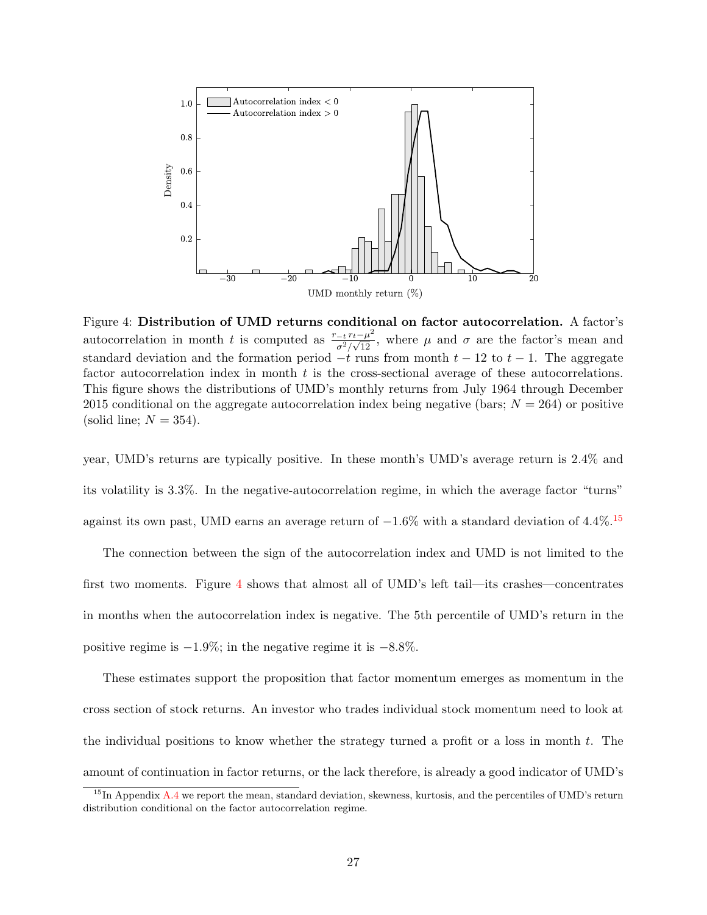Figure 4: **Distribution of UMD returns conditional on factor autocorrelation.** A factor's autocorrelation in month $t$ is computed as $\frac{r_{-t}\, r_t - \mu^2}{\sigma^2/\sqrt{12}}$, where $\mu$ and $\sigma$ are the factor's mean and standard deviation and the formation period $-t$ runs from month $t-12$ to $t-1$. The aggregate factor autocorrelation index in month $t$ is the cross-sectional average of these autocorrelations. This figure shows the distributions of UMD's monthly returns from July 1964 through December 2015 conditional on the aggregate autocorrelation index being negative (bars; $N = 264$) or positive (solid line; $N = 354$).

year, UMD's returns are typically positive. In these month's UMD's average return is 2.4% and its volatility is 3.3%. In the negative-autocorrelation regime, in which the average factor "turns" against its own past, UMD earns an average return of $-1.6$% with a standard deviation of 4.4%.[15]

The connection between the sign of the autocorrelation index and UMD is not limited to the first two moments. Figure 4 shows that almost all of UMD's left tail—its crashes—concentrates in months when the autocorrelation index is negative. The 5th percentile of UMD's return in the positive regime is $-1.9$%; in the negative regime it is $-8.8$%.

These estimates support the proposition that factor momentum emerges as momentum in the cross section of stock returns. An investor who trades individual stock momentum need to look at the individual positions to know whether the strategy turned a profit or a loss in month $t$. The amount of continuation in factor returns, or the lack therefore, is already a good indicator of UMD's

[15] In Appendix A.4 we report the mean, standard deviation, skewness, kurtosis, and the percentiles of UMD's return distribution conditional on the factor autocorrelation regime.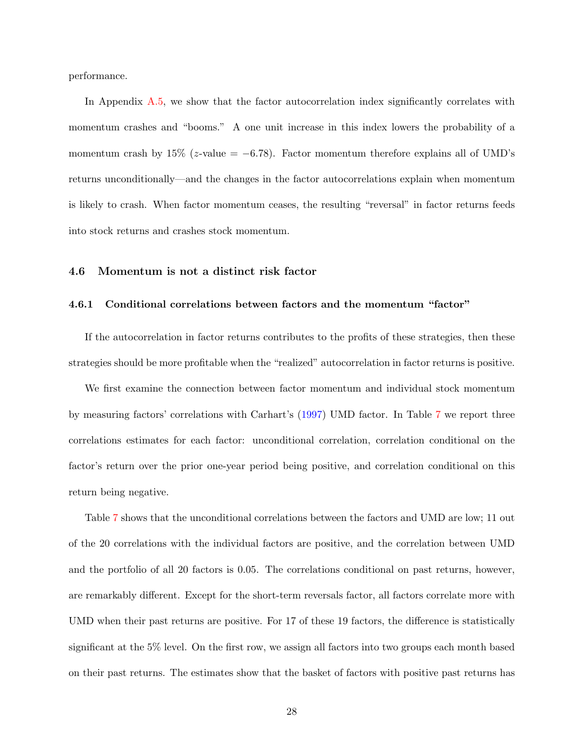performance.

In Appendix A.5, we show that the factor autocorrelation index significantly correlates with momentum crashes and "booms." A one unit increase in this index lowers the probability of a momentum crash by 15% ($z$-value = $-6.78$). Factor momentum therefore explains all of UMD's returns unconditionally—and the changes in the factor autocorrelations explain when momentum is likely to crash. When factor momentum ceases, the resulting "reversal" in factor returns feeds into stock returns and crashes stock momentum.

### 4.6 Momentum is not a distinct risk factor

#### 4.6.1 Conditional correlations between factors and the momentum "factor"

If the autocorrelation in factor returns contributes to the profits of these strategies, then these strategies should be more profitable when the "realized" autocorrelation in factor returns is positive.

We first examine the connection between factor momentum and individual stock momentum by measuring factors' correlations with Carhart's (1997) UMD factor. In Table 7 we report three correlations estimates for each factor: unconditional correlation, correlation conditional on the factor's return over the prior one-year period being positive, and correlation conditional on this return being negative.

Table 7 shows that the unconditional correlations between the factors and UMD are low; 11 out of the 20 correlations with the individual factors are positive, and the correlation between UMD and the portfolio of all 20 factors is 0.05. The correlations conditional on past returns, however, are remarkably different. Except for the short-term reversals factor, all factors correlate more with UMD when their past returns are positive. For 17 of these 19 factors, the difference is statistically significant at the 5% level. On the first row, we assign all factors into two groups each month based on their past returns. The estimates show that the basket of factors with positive past returns has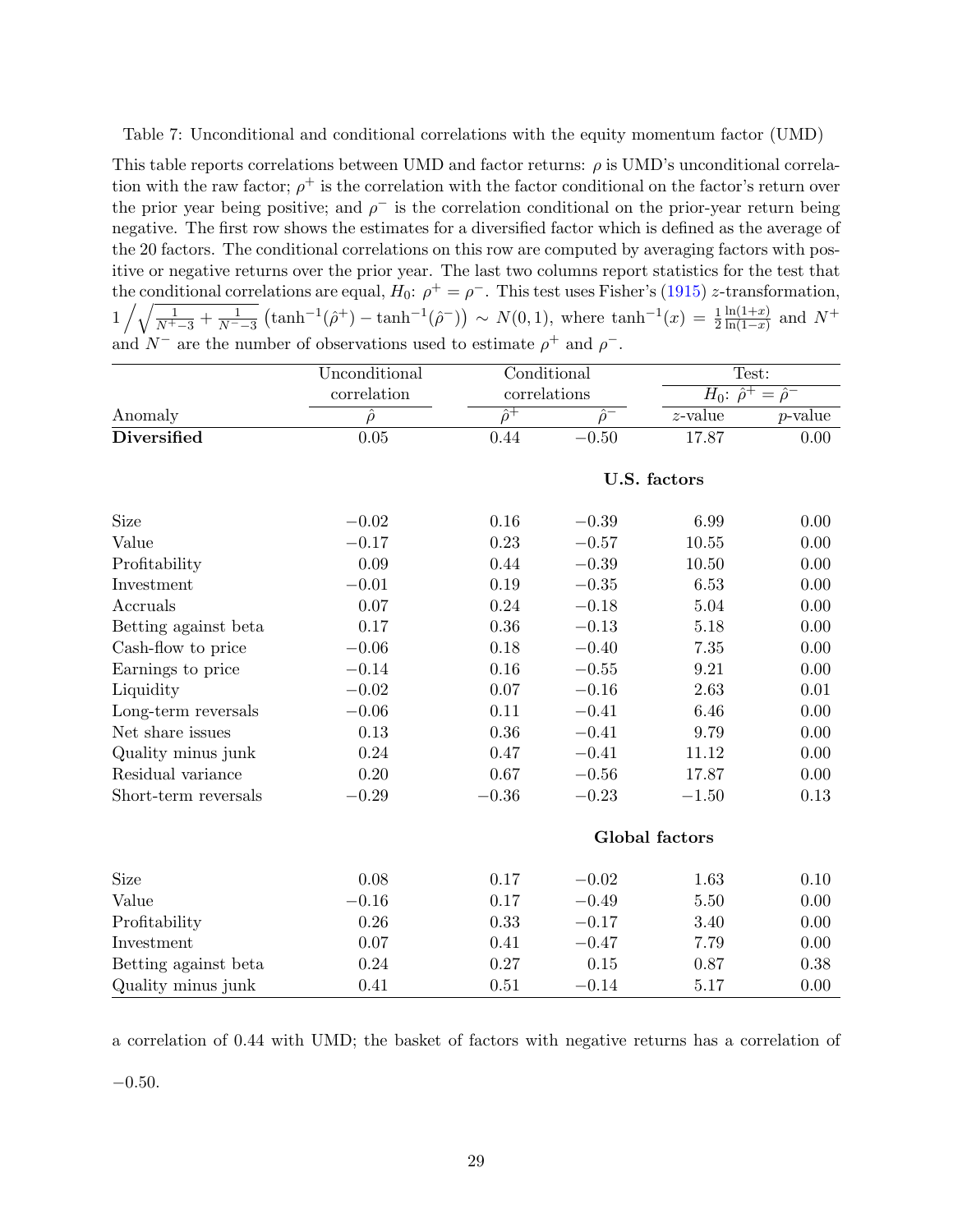Table 7: Unconditional and conditional correlations with the equity momentum factor (UMD)

This table reports correlations between UMD and factor returns: $\rho$ is UMD's unconditional correlation with the raw factor; $\rho^+$ is the correlation with the factor conditional on the factor's return over the prior year being positive; and $\rho^-$ is the correlation conditional on the prior-year return being negative. The first row shows the estimates for a diversified factor which is defined as the average of the 20 factors. The conditional correlations on this row are computed by averaging factors with positive or negative returns over the prior year. The last two columns report statistics for the test that the conditional correlations are equal, $H_0$: $\rho^+ = \rho^-$. This test uses Fisher's (1915) $z$-transformation, $1 \Big/ \sqrt{\frac{1}{N^+-3} + \frac{1}{N^--3}} \left(\tanh^{-1}(\hat{\rho}^+) - \tanh^{-1}(\hat{\rho}^-)\right) \sim N(0,1)$, where $\tanh^{-1}(x) = \frac{1}{2}\frac{\ln(1+x)}{\ln(1-x)}$ and $N^+$ and $N^-$ are the number of observations used to estimate $\rho^+$ and $\rho^-$.

| | Unconditional correlation | Conditional correlations | | Test: $H_0$: $\hat{\rho}^+ = \hat{\rho}^-$ | |
|---|---|---|---|---|---|
| Anomaly | $\hat{\rho}$ | $\hat{\rho}^+$ | $\hat{\rho}^-$ | $z$-value | $p$-value |
| **Diversified** | 0.05 | 0.44 | −0.50 | 17.87 | 0.00 |
| | | | **U.S. factors** | | |
| Size | −0.02 | 0.16 | −0.39 | 6.99 | 0.00 |
| Value | −0.17 | 0.23 | −0.57 | 10.55 | 0.00 |
| Profitability | 0.09 | 0.44 | −0.39 | 10.50 | 0.00 |
| Investment | −0.01 | 0.19 | −0.35 | 6.53 | 0.00 |
| Accruals | 0.07 | 0.24 | −0.18 | 5.04 | 0.00 |
| Betting against beta | 0.17 | 0.36 | −0.13 | 5.18 | 0.00 |
| Cash-flow to price | −0.06 | 0.18 | −0.40 | 7.35 | 0.00 |
| Earnings to price | −0.14 | 0.16 | −0.55 | 9.21 | 0.00 |
| Liquidity | −0.02 | 0.07 | −0.16 | 2.63 | 0.01 |
| Long-term reversals | −0.06 | 0.11 | −0.41 | 6.46 | 0.00 |
| Net share issues | 0.13 | 0.36 | −0.41 | 9.79 | 0.00 |
| Quality minus junk | 0.24 | 0.47 | −0.41 | 11.12 | 0.00 |
| Residual variance | 0.20 | 0.67 | −0.56 | 17.87 | 0.00 |
| Short-term reversals | −0.29 | −0.36 | −0.23 | −1.50 | 0.13 |
| | | | **Global factors** | | |
| Size | 0.08 | 0.17 | −0.02 | 1.63 | 0.10 |
| Value | −0.16 | 0.17 | −0.49 | 5.50 | 0.00 |
| Profitability | 0.26 | 0.33 | −0.17 | 3.40 | 0.00 |
| Investment | 0.07 | 0.41 | −0.47 | 7.79 | 0.00 |
| Betting against beta | 0.24 | 0.27 | 0.15 | 0.87 | 0.38 |
| Quality minus junk | 0.41 | 0.51 | −0.14 | 5.17 | 0.00 |

a correlation of 0.44 with UMD; the basket of factors with negative returns has a correlation of −0.50.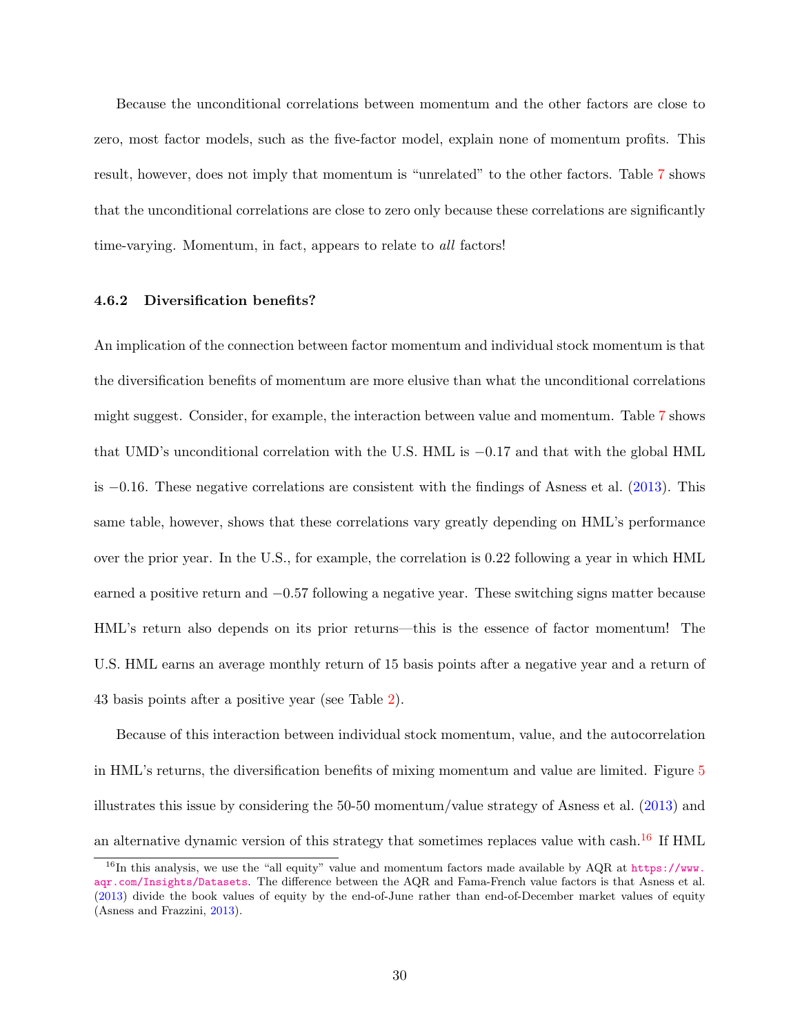Because the unconditional correlations between momentum and the other factors are close to zero, most factor models, such as the five-factor model, explain none of momentum profits. This result, however, does not imply that momentum is "unrelated" to the other factors. Table 7 shows that the unconditional correlations are close to zero only because these correlations are significantly time-varying. Momentum, in fact, appears to relate to *all* factors!

#### 4.6.2 Diversification benefits?

An implication of the connection between factor momentum and individual stock momentum is that the diversification benefits of momentum are more elusive than what the unconditional correlations might suggest. Consider, for example, the interaction between value and momentum. Table 7 shows that UMD's unconditional correlation with the U.S. HML is $-0.17$ and that with the global HML is $-0.16$. These negative correlations are consistent with the findings of Asness et al. (2013). This same table, however, shows that these correlations vary greatly depending on HML's performance over the prior year. In the U.S., for example, the correlation is 0.22 following a year in which HML earned a positive return and $-0.57$ following a negative year. These switching signs matter because HML's return also depends on its prior returns—this is the essence of factor momentum! The U.S. HML earns an average monthly return of 15 basis points after a negative year and a return of 43 basis points after a positive year (see Table 2).

Because of this interaction between individual stock momentum, value, and the autocorrelation in HML's returns, the diversification benefits of mixing momentum and value are limited. Figure 5 illustrates this issue by considering the 50-50 momentum/value strategy of Asness et al. (2013) and an alternative dynamic version of this strategy that sometimes replaces value with cash.[16] If HML

[16] In this analysis, we use the "all equity" value and momentum factors made available by AQR at https://www.aqr.com/Insights/Datasets. The difference between the AQR and Fama-French value factors is that Asness et al. (2013) divide the book values of equity by the end-of-June rather than end-of-December market values of equity (Asness and Frazzini, 2013).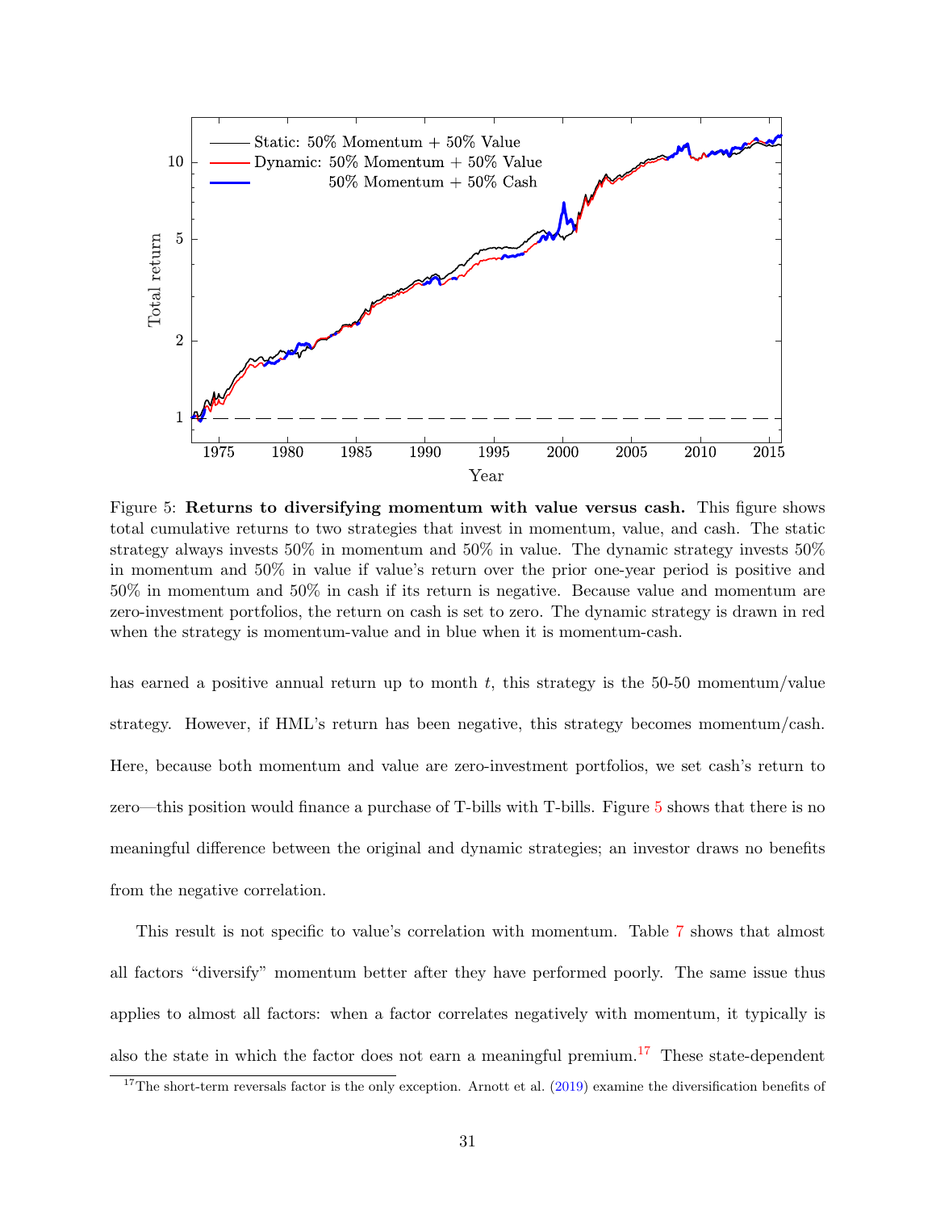Figure 5: **Returns to diversifying momentum with value versus cash.** This figure shows total cumulative returns to two strategies that invest in momentum, value, and cash. The static strategy always invests 50% in momentum and 50% in value. The dynamic strategy invests 50% in momentum and 50% in value if value's return over the prior one-year period is positive and 50% in momentum and 50% in cash if its return is negative. Because value and momentum are zero-investment portfolios, the return on cash is set to zero. The dynamic strategy is drawn in red when the strategy is momentum-value and in blue when it is momentum-cash.

has earned a positive annual return up to month $t$, this strategy is the 50-50 momentum/value strategy. However, if HML's return has been negative, this strategy becomes momentum/cash. Here, because both momentum and value are zero-investment portfolios, we set cash's return to zero—this position would finance a purchase of T-bills with T-bills. Figure 5 shows that there is no meaningful difference between the original and dynamic strategies; an investor draws no benefits from the negative correlation.

This result is not specific to value's correlation with momentum. Table 7 shows that almost all factors "diversify" momentum better after they have performed poorly. The same issue thus applies to almost all factors: when a factor correlates negatively with momentum, it typically is also the state in which the factor does not earn a meaningful premium.[17] These state-dependent

[17] The short-term reversals factor is the only exception. Arnott et al. (2019) examine the diversification benefits of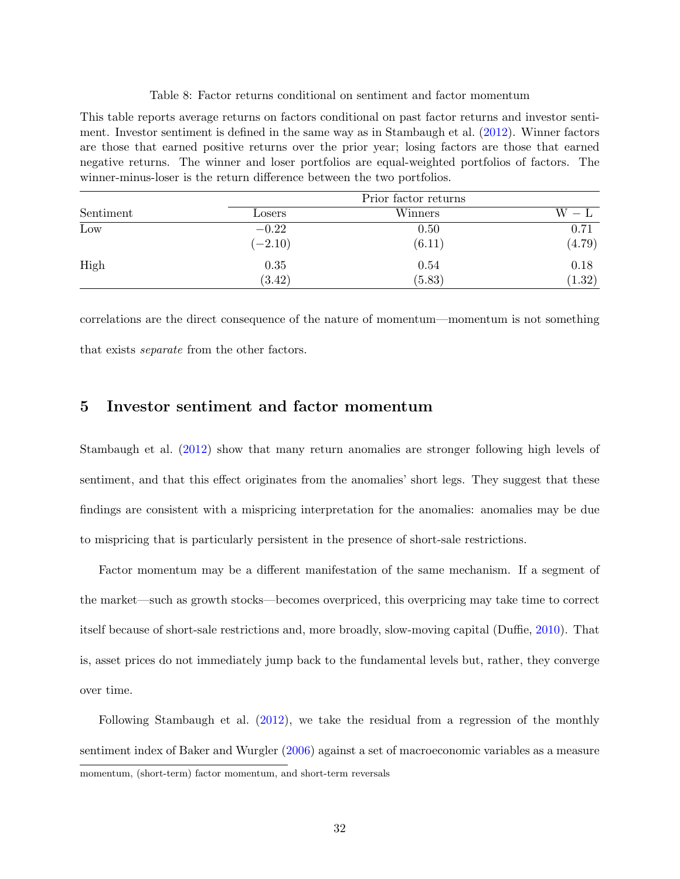Table 8: Factor returns conditional on sentiment and factor momentum

This table reports average returns on factors conditional on past factor returns and investor sentiment. Investor sentiment is defined in the same way as in Stambaugh et al. (2012). Winner factors are those that earned positive returns over the prior year; losing factors are those that earned negative returns. The winner and loser portfolios are equal-weighted portfolios of factors. The winner-minus-loser is the return difference between the two portfolios.

| | Prior factor returns | | |
|---|---|---|---|
| Sentiment | Losers | Winners | W − L |
| Low | −0.22 | 0.50 | 0.71 |
| | (−2.10) | (6.11) | (4.79) |
| High | 0.35 | 0.54 | 0.18 |
| | (3.42) | (5.83) | (1.32) |

correlations are the direct consequence of the nature of momentum—momentum is not something that exists *separate* from the other factors.

## 5 Investor sentiment and factor momentum

Stambaugh et al. (2012) show that many return anomalies are stronger following high levels of sentiment, and that this effect originates from the anomalies' short legs. They suggest that these findings are consistent with a mispricing interpretation for the anomalies: anomalies may be due to mispricing that is particularly persistent in the presence of short-sale restrictions.

Factor momentum may be a different manifestation of the same mechanism. If a segment of the market—such as growth stocks—becomes overpriced, this overpricing may take time to correct itself because of short-sale restrictions and, more broadly, slow-moving capital (Duffie, 2010). That is, asset prices do not immediately jump back to the fundamental levels but, rather, they converge over time.

Following Stambaugh et al. (2012), we take the residual from a regression of the monthly sentiment index of Baker and Wurgler (2006) against a set of macroeconomic variables as a measure

momentum, (short-term) factor momentum, and short-term reversals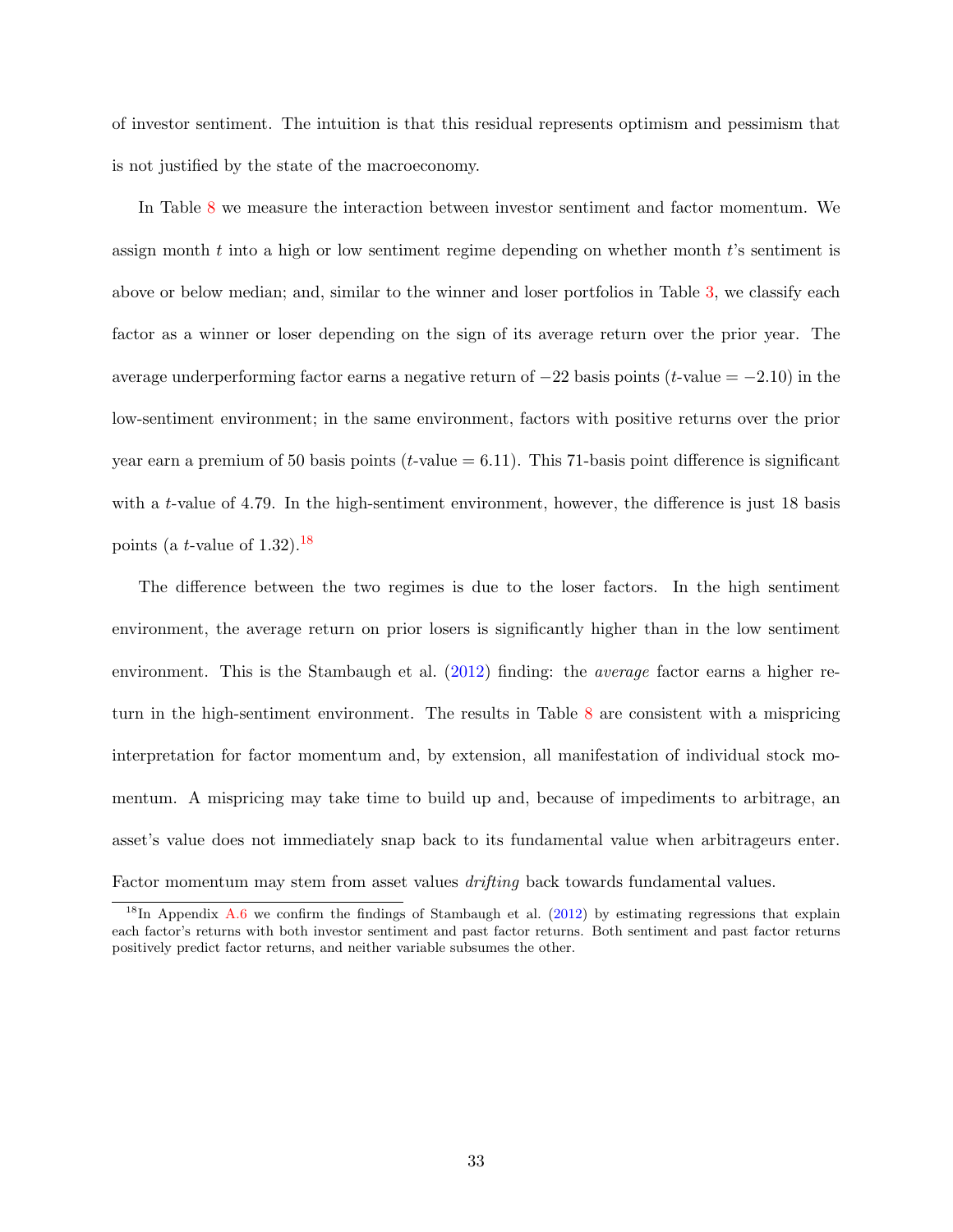of investor sentiment. The intuition is that this residual represents optimism and pessimism that is not justified by the state of the macroeconomy.

In Table 8 we measure the interaction between investor sentiment and factor momentum. We assign month $t$ into a high or low sentiment regime depending on whether month $t$'s sentiment is above or below median; and, similar to the winner and loser portfolios in Table 3, we classify each factor as a winner or loser depending on the sign of its average return over the prior year. The average underperforming factor earns a negative return of $-22$ basis points ($t$-value $= -2.10$) in the low-sentiment environment; in the same environment, factors with positive returns over the prior year earn a premium of 50 basis points ($t$-value $= 6.11$). This 71-basis point difference is significant with a $t$-value of 4.79. In the high-sentiment environment, however, the difference is just 18 basis points (a $t$-value of 1.32).[18]

The difference between the two regimes is due to the loser factors. In the high sentiment environment, the average return on prior losers is significantly higher than in the low sentiment environment. This is the Stambaugh et al. (2012) finding: the *average* factor earns a higher return in the high-sentiment environment. The results in Table 8 are consistent with a mispricing interpretation for factor momentum and, by extension, all manifestation of individual stock momentum. A mispricing may take time to build up and, because of impediments to arbitrage, an asset's value does not immediately snap back to its fundamental value when arbitrageurs enter. Factor momentum may stem from asset values *drifting* back towards fundamental values.

[18] In Appendix A.6 we confirm the findings of Stambaugh et al. (2012) by estimating regressions that explain each factor's returns with both investor sentiment and past factor returns. Both sentiment and past factor returns positively predict factor returns, and neither variable subsumes the other.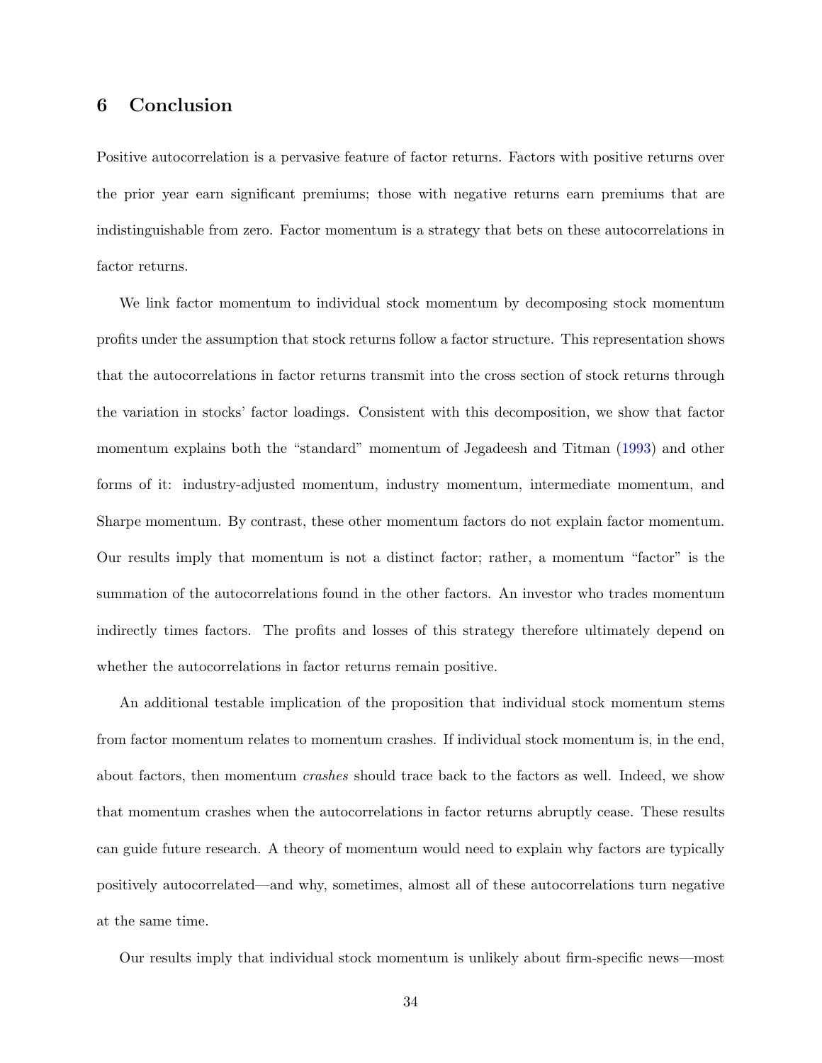## 6 Conclusion

Positive autocorrelation is a pervasive feature of factor returns. Factors with positive returns over the prior year earn significant premiums; those with negative returns earn premiums that are indistinguishable from zero. Factor momentum is a strategy that bets on these autocorrelations in factor returns.

We link factor momentum to individual stock momentum by decomposing stock momentum profits under the assumption that stock returns follow a factor structure. This representation shows that the autocorrelations in factor returns transmit into the cross section of stock returns through the variation in stocks' factor loadings. Consistent with this decomposition, we show that factor momentum explains both the "standard" momentum of Jegadeesh and Titman (1993) and other forms of it: industry-adjusted momentum, industry momentum, intermediate momentum, and Sharpe momentum. By contrast, these other momentum factors do not explain factor momentum. Our results imply that momentum is not a distinct factor; rather, a momentum "factor" is the summation of the autocorrelations found in the other factors. An investor who trades momentum indirectly times factors. The profits and losses of this strategy therefore ultimately depend on whether the autocorrelations in factor returns remain positive.

An additional testable implication of the proposition that individual stock momentum stems from factor momentum relates to momentum crashes. If individual stock momentum is, in the end, about factors, then momentum *crashes* should trace back to the factors as well. Indeed, we show that momentum crashes when the autocorrelations in factor returns abruptly cease. These results can guide future research. A theory of momentum would need to explain why factors are typically positively autocorrelated—and why, sometimes, almost all of these autocorrelations turn negative at the same time.

Our results imply that individual stock momentum is unlikely about firm-specific news—most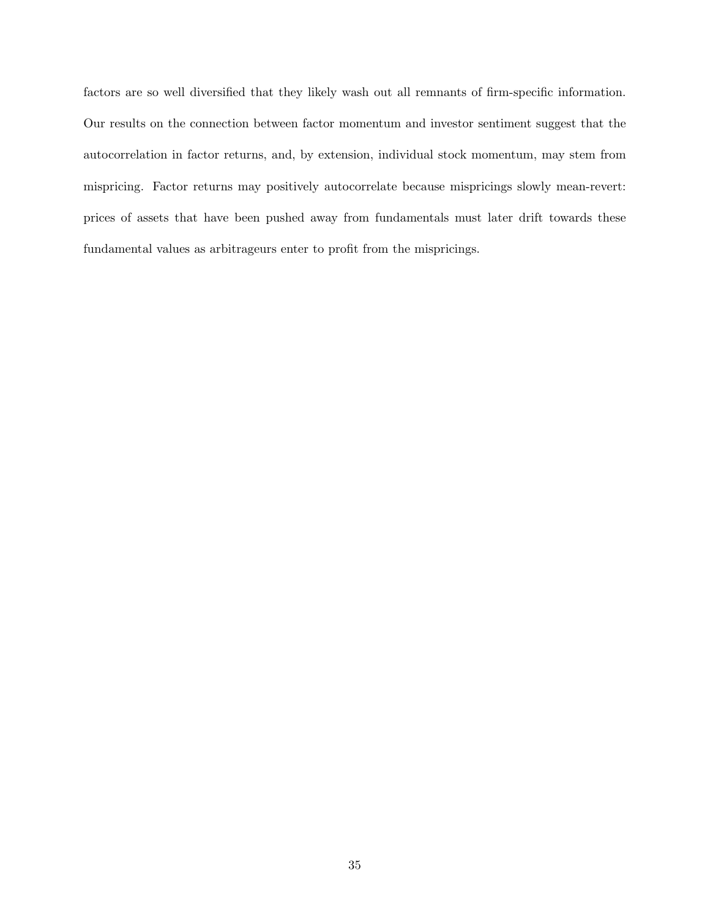factors are so well diversified that they likely wash out all remnants of firm-specific information. Our results on the connection between factor momentum and investor sentiment suggest that the autocorrelation in factor returns, and, by extension, individual stock momentum, may stem from mispricing. Factor returns may positively autocorrelate because mispricings slowly mean-revert: prices of assets that have been pushed away from fundamentals must later drift towards these fundamental values as arbitrageurs enter to profit from the mispricings.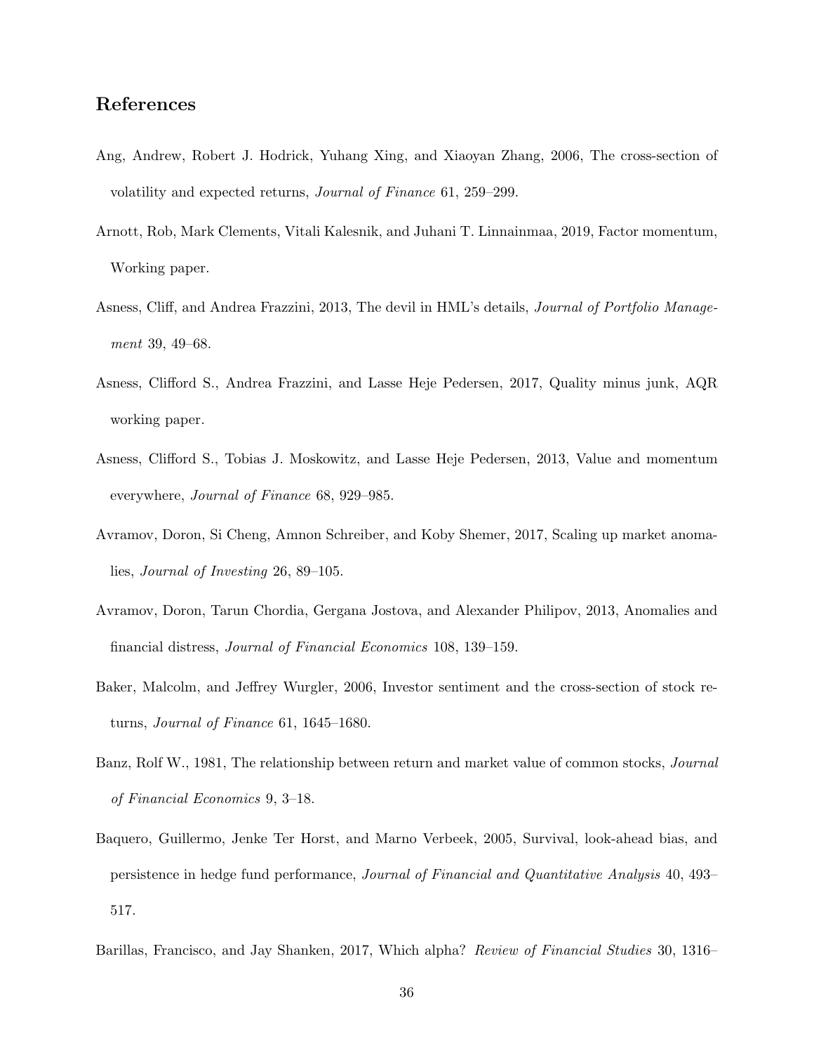# References

Ang, Andrew, Robert J. Hodrick, Yuhang Xing, and Xiaoyan Zhang, 2006, The cross-section of volatility and expected returns, *Journal of Finance* 61, 259–299.

Arnott, Rob, Mark Clements, Vitali Kalesnik, and Juhani T. Linnainmaa, 2019, Factor momentum, Working paper.

Asness, Cliff, and Andrea Frazzini, 2013, The devil in HML's details, *Journal of Portfolio Management* 39, 49–68.

Asness, Clifford S., Andrea Frazzini, and Lasse Heje Pedersen, 2017, Quality minus junk, AQR working paper.

Asness, Clifford S., Tobias J. Moskowitz, and Lasse Heje Pedersen, 2013, Value and momentum everywhere, *Journal of Finance* 68, 929–985.

Avramov, Doron, Si Cheng, Amnon Schreiber, and Koby Shemer, 2017, Scaling up market anomalies, *Journal of Investing* 26, 89–105.

Avramov, Doron, Tarun Chordia, Gergana Jostova, and Alexander Philipov, 2013, Anomalies and financial distress, *Journal of Financial Economics* 108, 139–159.

Baker, Malcolm, and Jeffrey Wurgler, 2006, Investor sentiment and the cross-section of stock returns, *Journal of Finance* 61, 1645–1680.

Banz, Rolf W., 1981, The relationship between return and market value of common stocks, *Journal of Financial Economics* 9, 3–18.

Baquero, Guillermo, Jenke Ter Horst, and Marno Verbeek, 2005, Survival, look-ahead bias, and persistence in hedge fund performance, *Journal of Financial and Quantitative Analysis* 40, 493–517.

Barillas, Francisco, and Jay Shanken, 2017, Which alpha? *Review of Financial Studies* 30, 1316–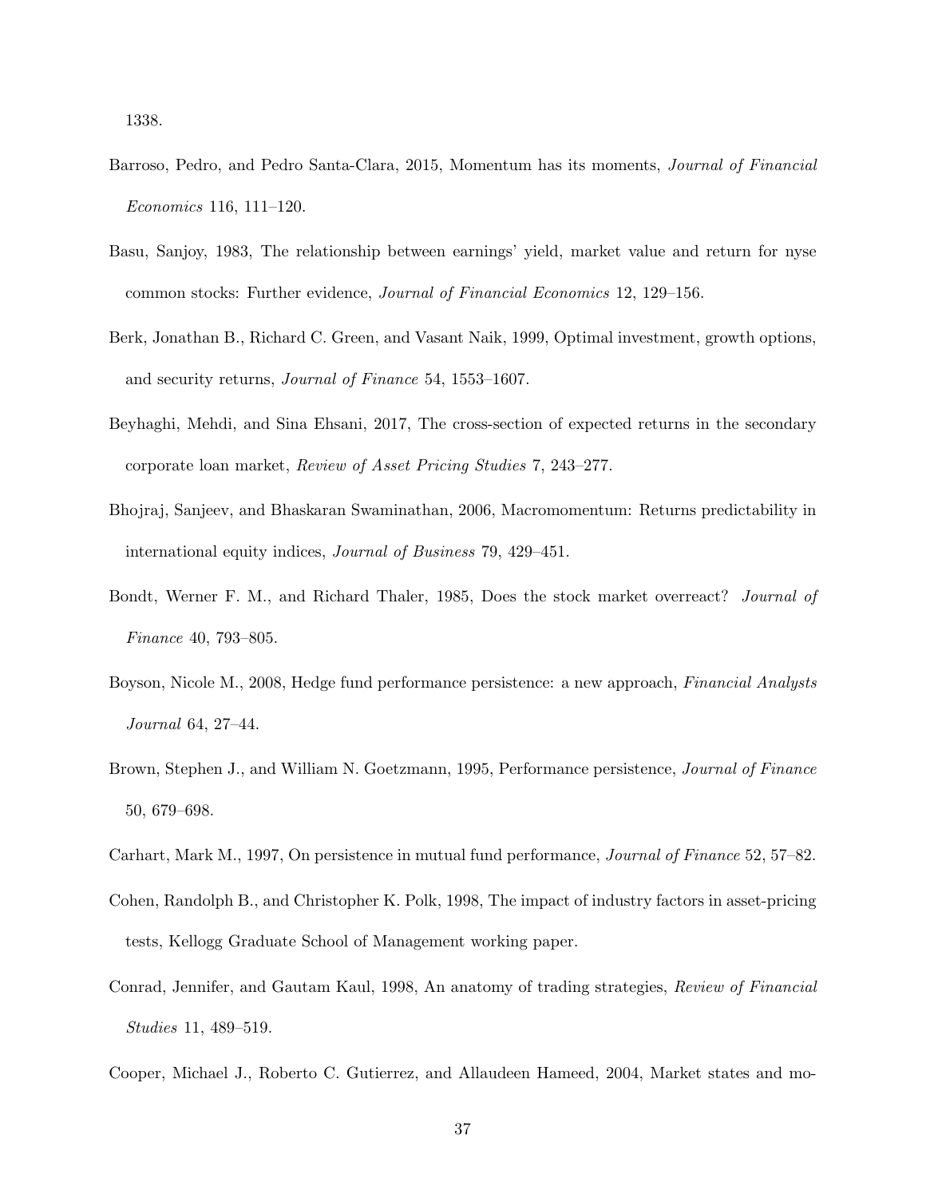1338.

Barroso, Pedro, and Pedro Santa-Clara, 2015, Momentum has its moments, *Journal of Financial Economics* 116, 111–120.

Basu, Sanjoy, 1983, The relationship between earnings' yield, market value and return for nyse common stocks: Further evidence, *Journal of Financial Economics* 12, 129–156.

Berk, Jonathan B., Richard C. Green, and Vasant Naik, 1999, Optimal investment, growth options, and security returns, *Journal of Finance* 54, 1553–1607.

Beyhaghi, Mehdi, and Sina Ehsani, 2017, The cross-section of expected returns in the secondary corporate loan market, *Review of Asset Pricing Studies* 7, 243–277.

Bhojraj, Sanjeev, and Bhaskaran Swaminathan, 2006, Macromomentum: Returns predictability in international equity indices, *Journal of Business* 79, 429–451.

Bondt, Werner F. M., and Richard Thaler, 1985, Does the stock market overreact? *Journal of Finance* 40, 793–805.

Boyson, Nicole M., 2008, Hedge fund performance persistence: a new approach, *Financial Analysts Journal* 64, 27–44.

Brown, Stephen J., and William N. Goetzmann, 1995, Performance persistence, *Journal of Finance* 50, 679–698.

Carhart, Mark M., 1997, On persistence in mutual fund performance, *Journal of Finance* 52, 57–82.

Cohen, Randolph B., and Christopher K. Polk, 1998, The impact of industry factors in asset-pricing tests, Kellogg Graduate School of Management working paper.

Conrad, Jennifer, and Gautam Kaul, 1998, An anatomy of trading strategies, *Review of Financial Studies* 11, 489–519.

Cooper, Michael J., Roberto C. Gutierrez, and Allaudeen Hameed, 2004, Market states and mo-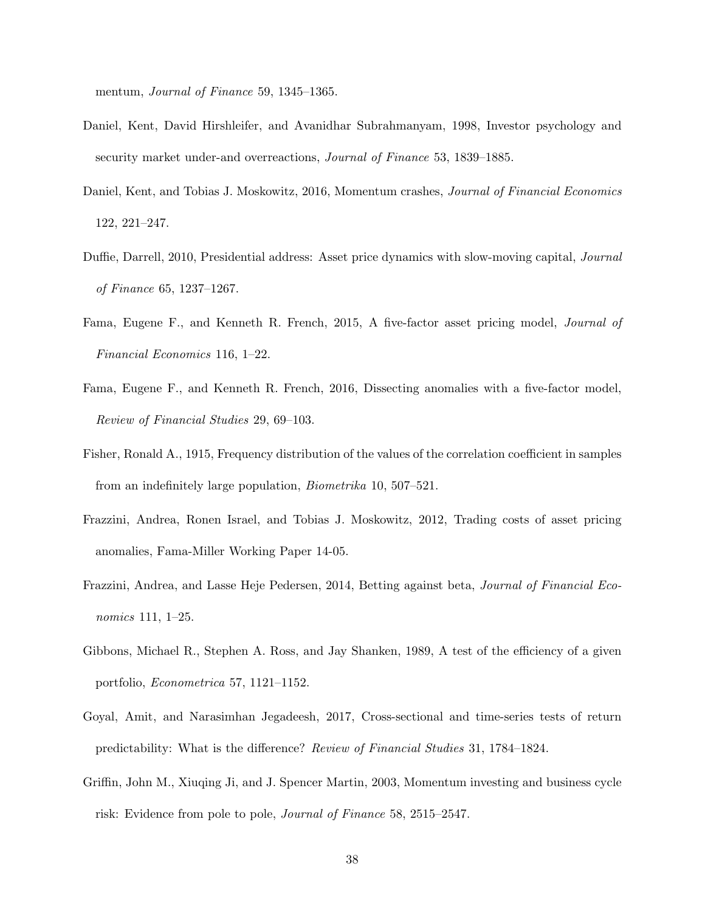mentum, *Journal of Finance* 59, 1345–1365.

Daniel, Kent, David Hirshleifer, and Avanidhar Subrahmanyam, 1998, Investor psychology and security market under-and overreactions, *Journal of Finance* 53, 1839–1885.

Daniel, Kent, and Tobias J. Moskowitz, 2016, Momentum crashes, *Journal of Financial Economics* 122, 221–247.

Duffie, Darrell, 2010, Presidential address: Asset price dynamics with slow-moving capital, *Journal of Finance* 65, 1237–1267.

Fama, Eugene F., and Kenneth R. French, 2015, A five-factor asset pricing model, *Journal of Financial Economics* 116, 1–22.

Fama, Eugene F., and Kenneth R. French, 2016, Dissecting anomalies with a five-factor model, *Review of Financial Studies* 29, 69–103.

Fisher, Ronald A., 1915, Frequency distribution of the values of the correlation coefficient in samples from an indefinitely large population, *Biometrika* 10, 507–521.

Frazzini, Andrea, Ronen Israel, and Tobias J. Moskowitz, 2012, Trading costs of asset pricing anomalies, Fama-Miller Working Paper 14-05.

Frazzini, Andrea, and Lasse Heje Pedersen, 2014, Betting against beta, *Journal of Financial Economics* 111, 1–25.

Gibbons, Michael R., Stephen A. Ross, and Jay Shanken, 1989, A test of the efficiency of a given portfolio, *Econometrica* 57, 1121–1152.

Goyal, Amit, and Narasimhan Jegadeesh, 2017, Cross-sectional and time-series tests of return predictability: What is the difference? *Review of Financial Studies* 31, 1784–1824.

Griffin, John M., Xiuqing Ji, and J. Spencer Martin, 2003, Momentum investing and business cycle risk: Evidence from pole to pole, *Journal of Finance* 58, 2515–2547.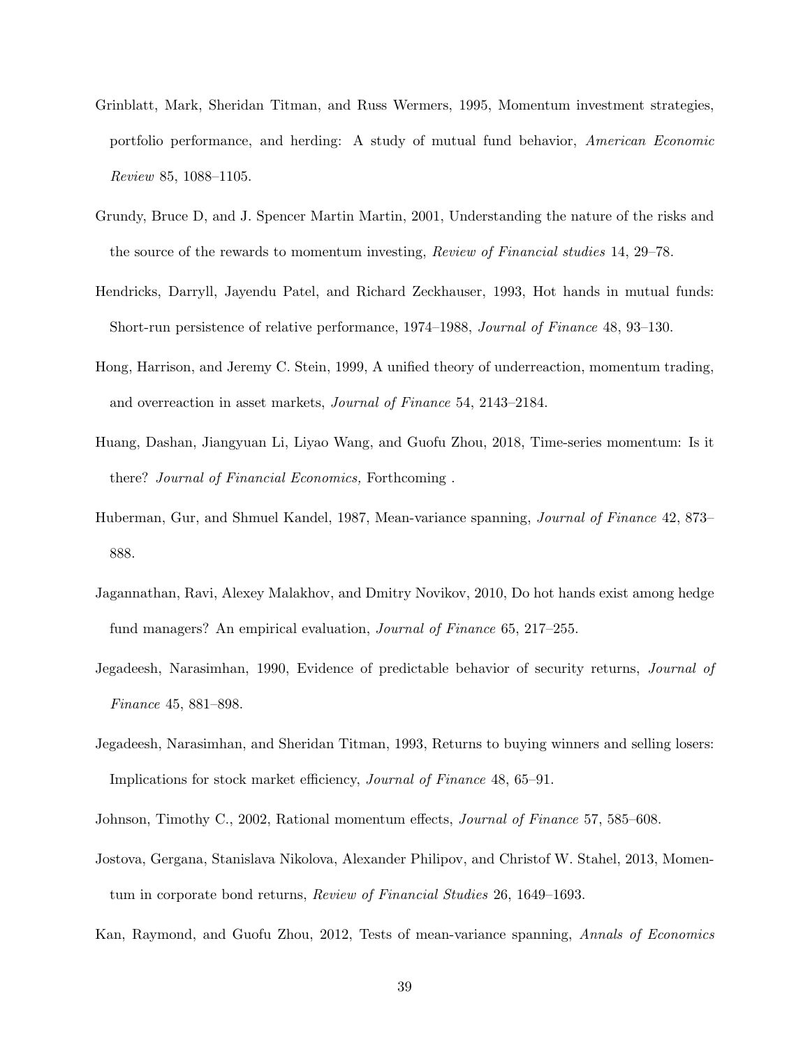Grinblatt, Mark, Sheridan Titman, and Russ Wermers, 1995, Momentum investment strategies, portfolio performance, and herding: A study of mutual fund behavior, *American Economic Review* 85, 1088–1105.

Grundy, Bruce D, and J. Spencer Martin Martin, 2001, Understanding the nature of the risks and the source of the rewards to momentum investing, *Review of Financial studies* 14, 29–78.

Hendricks, Darryll, Jayendu Patel, and Richard Zeckhauser, 1993, Hot hands in mutual funds: Short-run persistence of relative performance, 1974–1988, *Journal of Finance* 48, 93–130.

Hong, Harrison, and Jeremy C. Stein, 1999, A unified theory of underreaction, momentum trading, and overreaction in asset markets, *Journal of Finance* 54, 2143–2184.

Huang, Dashan, Jiangyuan Li, Liyao Wang, and Guofu Zhou, 2018, Time-series momentum: Is it there? *Journal of Financial Economics,* Forthcoming .

Huberman, Gur, and Shmuel Kandel, 1987, Mean-variance spanning, *Journal of Finance* 42, 873–888.

Jagannathan, Ravi, Alexey Malakhov, and Dmitry Novikov, 2010, Do hot hands exist among hedge fund managers? An empirical evaluation, *Journal of Finance* 65, 217–255.

Jegadeesh, Narasimhan, 1990, Evidence of predictable behavior of security returns, *Journal of Finance* 45, 881–898.

Jegadeesh, Narasimhan, and Sheridan Titman, 1993, Returns to buying winners and selling losers: Implications for stock market efficiency, *Journal of Finance* 48, 65–91.

Johnson, Timothy C., 2002, Rational momentum effects, *Journal of Finance* 57, 585–608.

Jostova, Gergana, Stanislava Nikolova, Alexander Philipov, and Christof W. Stahel, 2013, Momentum in corporate bond returns, *Review of Financial Studies* 26, 1649–1693.

Kan, Raymond, and Guofu Zhou, 2012, Tests of mean-variance spanning, *Annals of Economics*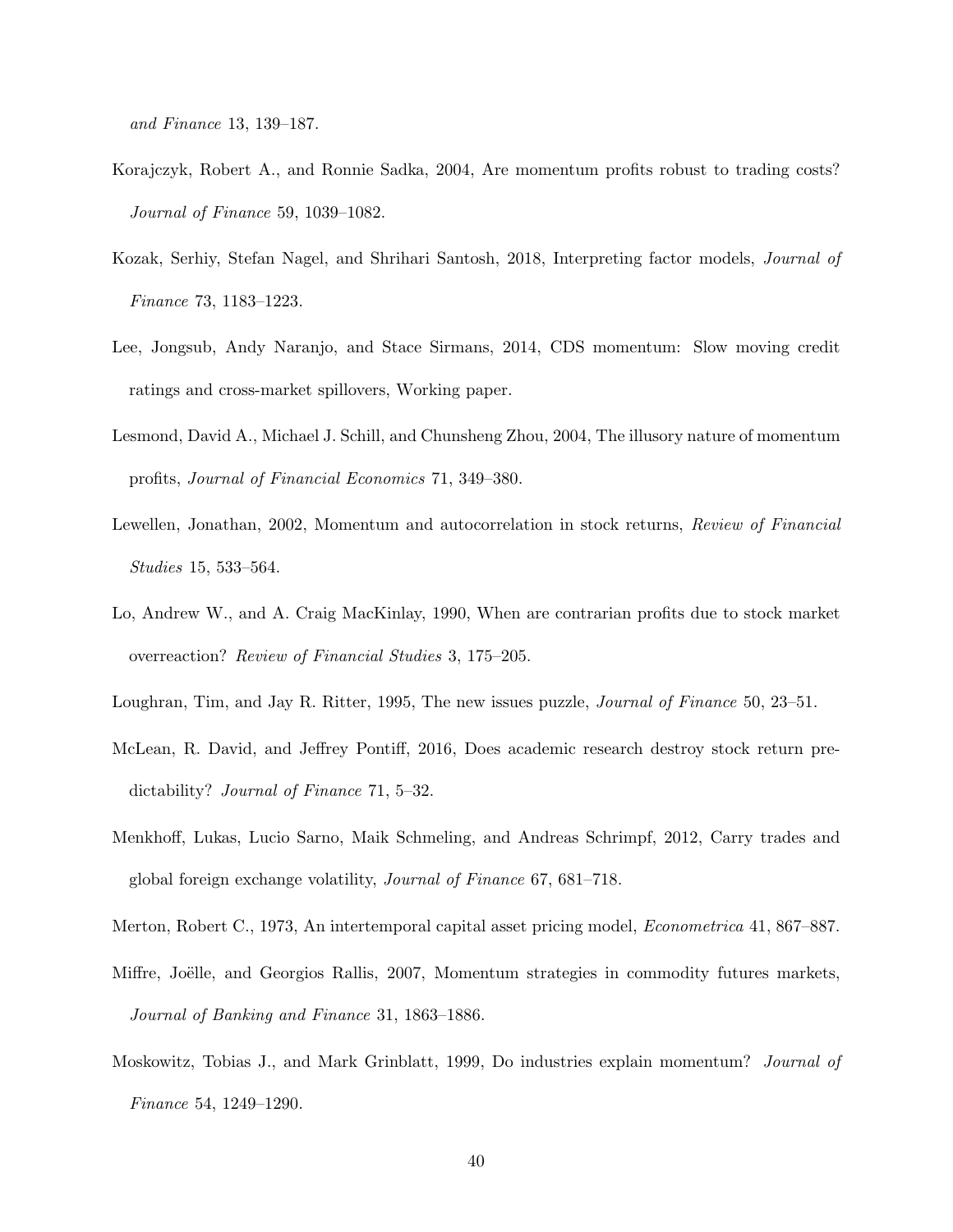*and Finance* 13, 139–187.

Korajczyk, Robert A., and Ronnie Sadka, 2004, Are momentum profits robust to trading costs? *Journal of Finance* 59, 1039–1082.

Kozak, Serhiy, Stefan Nagel, and Shrihari Santosh, 2018, Interpreting factor models, *Journal of Finance* 73, 1183–1223.

Lee, Jongsub, Andy Naranjo, and Stace Sirmans, 2014, CDS momentum: Slow moving credit ratings and cross-market spillovers, Working paper.

Lesmond, David A., Michael J. Schill, and Chunsheng Zhou, 2004, The illusory nature of momentum profits, *Journal of Financial Economics* 71, 349–380.

Lewellen, Jonathan, 2002, Momentum and autocorrelation in stock returns, *Review of Financial Studies* 15, 533–564.

Lo, Andrew W., and A. Craig MacKinlay, 1990, When are contrarian profits due to stock market overreaction? *Review of Financial Studies* 3, 175–205.

Loughran, Tim, and Jay R. Ritter, 1995, The new issues puzzle, *Journal of Finance* 50, 23–51.

McLean, R. David, and Jeffrey Pontiff, 2016, Does academic research destroy stock return predictability? *Journal of Finance* 71, 5–32.

Menkhoff, Lukas, Lucio Sarno, Maik Schmeling, and Andreas Schrimpf, 2012, Carry trades and global foreign exchange volatility, *Journal of Finance* 67, 681–718.

Merton, Robert C., 1973, An intertemporal capital asset pricing model, *Econometrica* 41, 867–887.

Miffre, Joëlle, and Georgios Rallis, 2007, Momentum strategies in commodity futures markets, *Journal of Banking and Finance* 31, 1863–1886.

Moskowitz, Tobias J., and Mark Grinblatt, 1999, Do industries explain momentum? *Journal of Finance* 54, 1249–1290.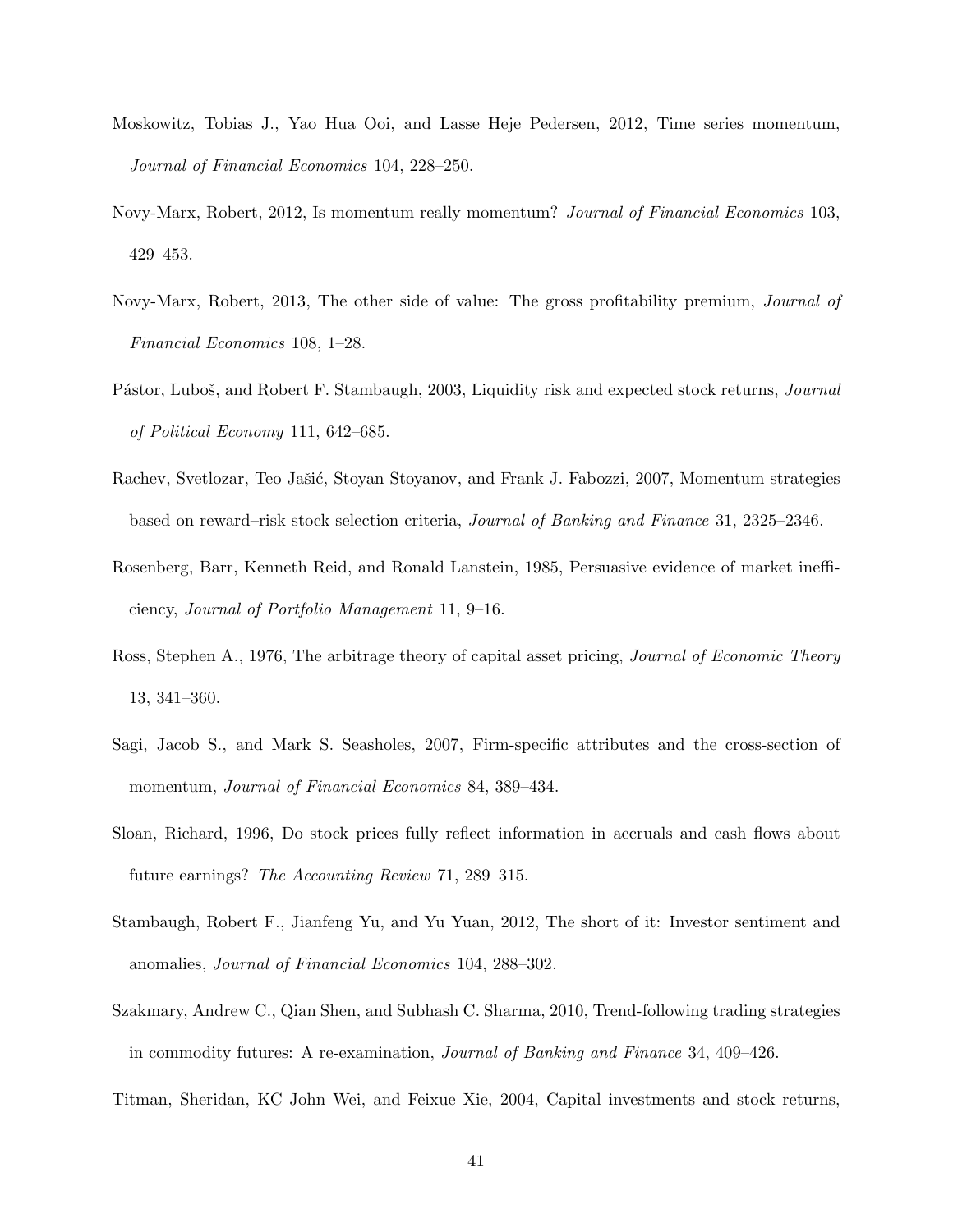Moskowitz, Tobias J., Yao Hua Ooi, and Lasse Heje Pedersen, 2012, Time series momentum, *Journal of Financial Economics* 104, 228–250.

Novy-Marx, Robert, 2012, Is momentum really momentum? *Journal of Financial Economics* 103, 429–453.

Novy-Marx, Robert, 2013, The other side of value: The gross profitability premium, *Journal of Financial Economics* 108, 1–28.

Pástor, Luboš, and Robert F. Stambaugh, 2003, Liquidity risk and expected stock returns, *Journal of Political Economy* 111, 642–685.

Rachev, Svetlozar, Teo Jašić, Stoyan Stoyanov, and Frank J. Fabozzi, 2007, Momentum strategies based on reward–risk stock selection criteria, *Journal of Banking and Finance* 31, 2325–2346.

Rosenberg, Barr, Kenneth Reid, and Ronald Lanstein, 1985, Persuasive evidence of market inefficiency, *Journal of Portfolio Management* 11, 9–16.

Ross, Stephen A., 1976, The arbitrage theory of capital asset pricing, *Journal of Economic Theory* 13, 341–360.

Sagi, Jacob S., and Mark S. Seasholes, 2007, Firm-specific attributes and the cross-section of momentum, *Journal of Financial Economics* 84, 389–434.

Sloan, Richard, 1996, Do stock prices fully reflect information in accruals and cash flows about future earnings? *The Accounting Review* 71, 289–315.

Stambaugh, Robert F., Jianfeng Yu, and Yu Yuan, 2012, The short of it: Investor sentiment and anomalies, *Journal of Financial Economics* 104, 288–302.

Szakmary, Andrew C., Qian Shen, and Subhash C. Sharma, 2010, Trend-following trading strategies in commodity futures: A re-examination, *Journal of Banking and Finance* 34, 409–426.

Titman, Sheridan, KC John Wei, and Feixue Xie, 2004, Capital investments and stock returns,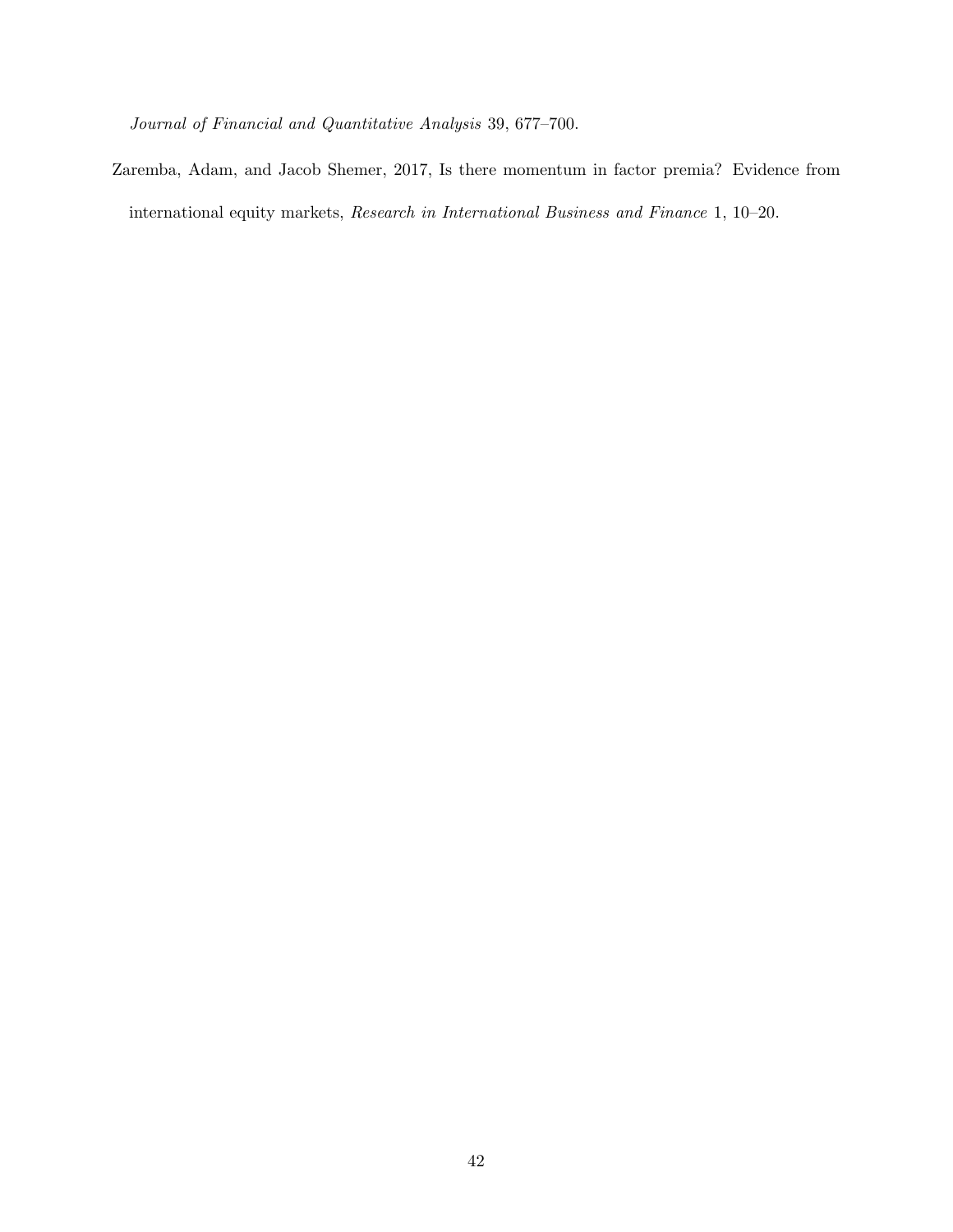*Journal of Financial and Quantitative Analysis* 39, 677–700.

Zaremba, Adam, and Jacob Shemer, 2017, Is there momentum in factor premia? Evidence from international equity markets, *Research in International Business and Finance* 1, 10–20.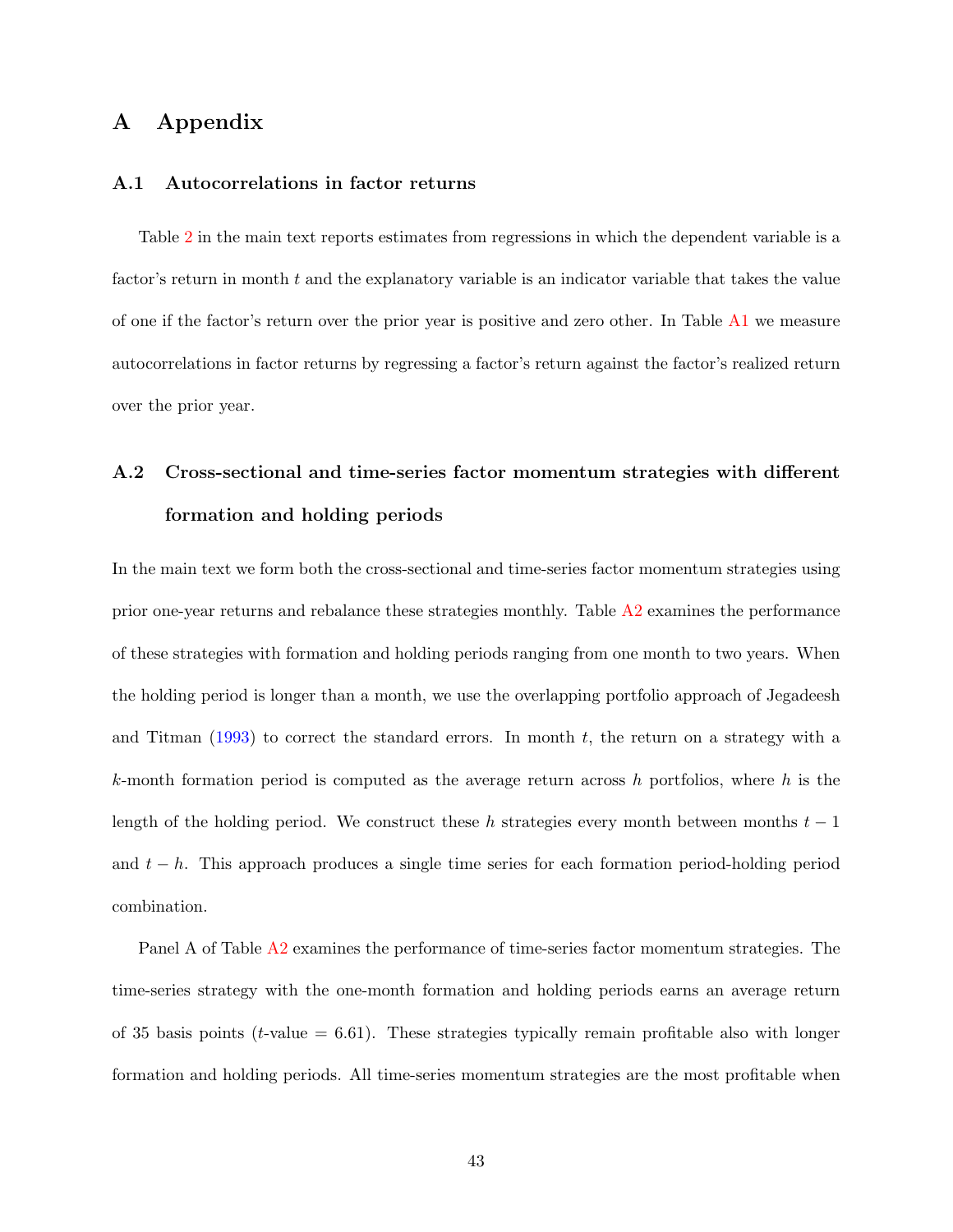# A Appendix

## A.1 Autocorrelations in factor returns

Table 2 in the main text reports estimates from regressions in which the dependent variable is a factor's return in month $t$ and the explanatory variable is an indicator variable that takes the value of one if the factor's return over the prior year is positive and zero other. In Table A1 we measure autocorrelations in factor returns by regressing a factor's return against the factor's realized return over the prior year.

## A.2 Cross-sectional and time-series factor momentum strategies with different formation and holding periods

In the main text we form both the cross-sectional and time-series factor momentum strategies using prior one-year returns and rebalance these strategies monthly. Table A2 examines the performance of these strategies with formation and holding periods ranging from one month to two years. When the holding period is longer than a month, we use the overlapping portfolio approach of Jegadeesh and Titman (1993) to correct the standard errors. In month $t$, the return on a strategy with a $k$-month formation period is computed as the average return across $h$ portfolios, where $h$ is the length of the holding period. We construct these $h$ strategies every month between months $t-1$ and $t-h$. This approach produces a single time series for each formation period-holding period combination.

Panel A of Table A2 examines the performance of time-series factor momentum strategies. The time-series strategy with the one-month formation and holding periods earns an average return of 35 basis points ($t$-value = 6.61). These strategies typically remain profitable also with longer formation and holding periods. All time-series momentum strategies are the most profitable when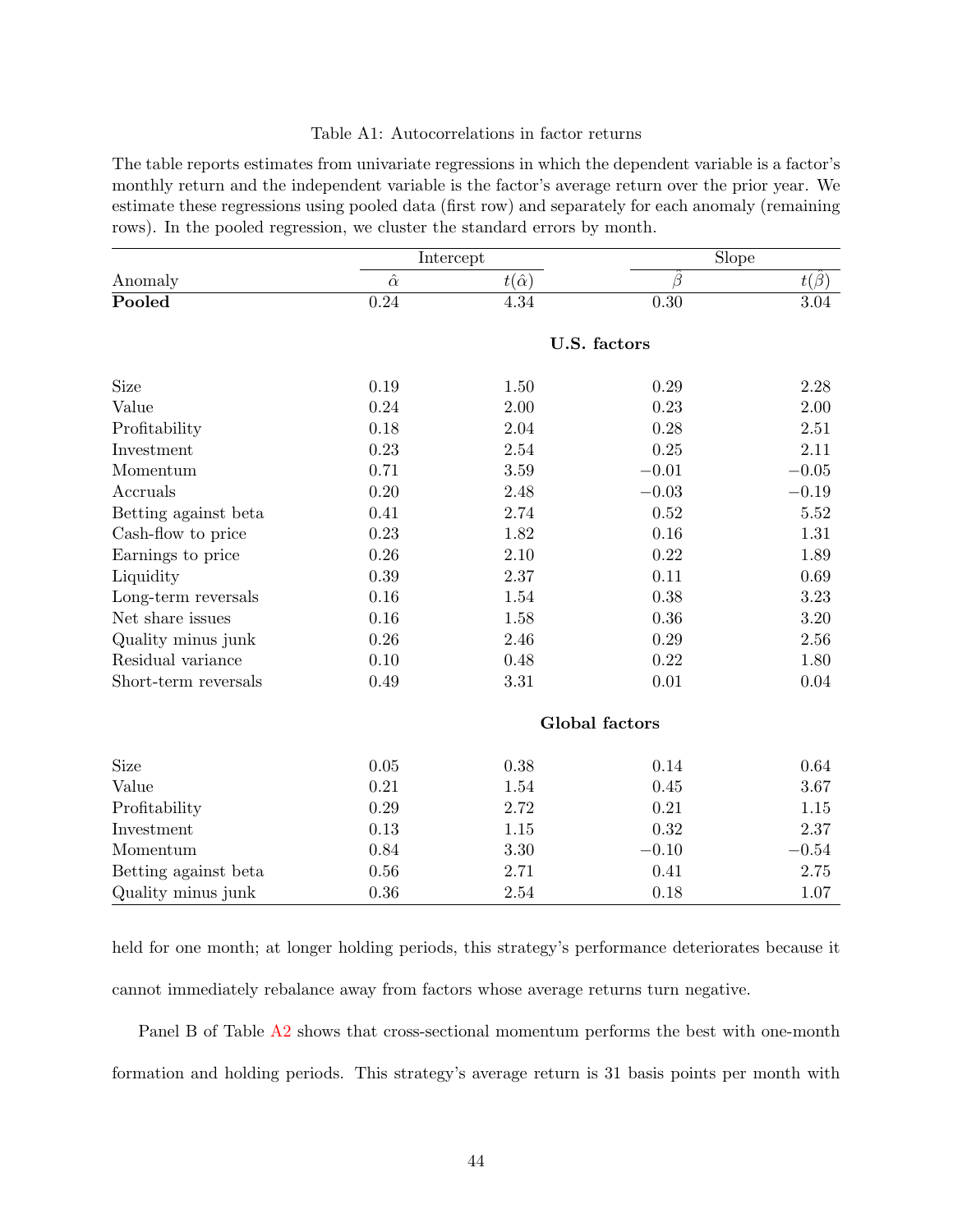Table A1: Autocorrelations in factor returns

The table reports estimates from univariate regressions in which the dependent variable is a factor's monthly return and the independent variable is the factor's average return over the prior year. We estimate these regressions using pooled data (first row) and separately for each anomaly (remaining rows). In the pooled regression, we cluster the standard errors by month.

| | Intercept | | Slope | |
|---|---|---|---|---|
| Anomaly | $\hat{\alpha}$ | $t(\hat{\alpha})$ | $\hat{\beta}$ | $t(\hat{\beta})$ |
| **Pooled** | 0.24 | 4.34 | 0.30 | 3.04 |
| | | **U.S. factors** | | |
| Size | 0.19 | 1.50 | 0.29 | 2.28 |
| Value | 0.24 | 2.00 | 0.23 | 2.00 |
| Profitability | 0.18 | 2.04 | 0.28 | 2.51 |
| Investment | 0.23 | 2.54 | 0.25 | 2.11 |
| Momentum | 0.71 | 3.59 | $-0.01$ | $-0.05$ |
| Accruals | 0.20 | 2.48 | $-0.03$ | $-0.19$ |
| Betting against beta | 0.41 | 2.74 | 0.52 | 5.52 |
| Cash-flow to price | 0.23 | 1.82 | 0.16 | 1.31 |
| Earnings to price | 0.26 | 2.10 | 0.22 | 1.89 |
| Liquidity | 0.39 | 2.37 | 0.11 | 0.69 |
| Long-term reversals | 0.16 | 1.54 | 0.38 | 3.23 |
| Net share issues | 0.16 | 1.58 | 0.36 | 3.20 |
| Quality minus junk | 0.26 | 2.46 | 0.29 | 2.56 |
| Residual variance | 0.10 | 0.48 | 0.22 | 1.80 |
| Short-term reversals | 0.49 | 3.31 | 0.01 | 0.04 |
| | | **Global factors** | | |
| Size | 0.05 | 0.38 | 0.14 | 0.64 |
| Value | 0.21 | 1.54 | 0.45 | 3.67 |
| Profitability | 0.29 | 2.72 | 0.21 | 1.15 |
| Investment | 0.13 | 1.15 | 0.32 | 2.37 |
| Momentum | 0.84 | 3.30 | $-0.10$ | $-0.54$ |
| Betting against beta | 0.56 | 2.71 | 0.41 | 2.75 |
| Quality minus junk | 0.36 | 2.54 | 0.18 | 1.07 |

held for one month; at longer holding periods, this strategy's performance deteriorates because it cannot immediately rebalance away from factors whose average returns turn negative.

Panel B of Table A2 shows that cross-sectional momentum performs the best with one-month formation and holding periods. This strategy's average return is 31 basis points per month with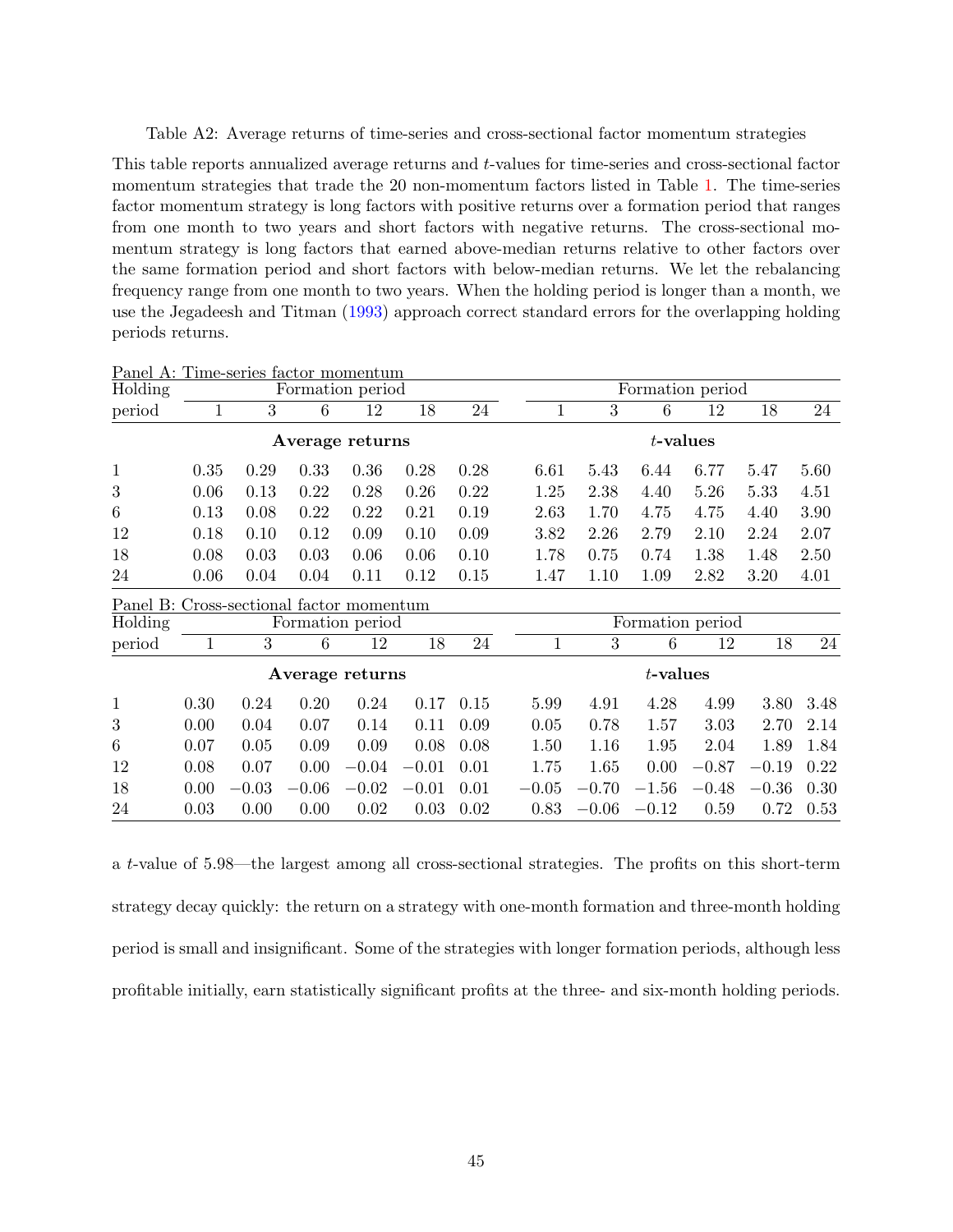Table A2: Average returns of time-series and cross-sectional factor momentum strategies

This table reports annualized average returns and $t$-values for time-series and cross-sectional factor momentum strategies that trade the 20 non-momentum factors listed in Table 1. The time-series factor momentum strategy is long factors with positive returns over a formation period that ranges from one month to two years and short factors with negative returns. The cross-sectional momentum strategy is long factors that earned above-median returns relative to other factors over the same formation period and short factors with below-median returns. We let the rebalancing frequency range from one month to two years. When the holding period is longer than a month, we use the Jegadeesh and Titman (1993) approach correct standard errors for the overlapping holding periods returns.

Panel A: Time-series factor momentum

| Holding | Formation period | | | | | | Formation period | | | | | |
|---|---|---|---|---|---|---|---|---|---|---|---|---|
| period | 1 | 3 | 6 | 12 | 18 | 24 | 1 | 3 | 6 | 12 | 18 | 24 |
| | **Average returns** | | | | | | ***t*-values** | | | | | |
| 1 | 0.35 | 0.29 | 0.33 | 0.36 | 0.28 | 0.28 | 6.61 | 5.43 | 6.44 | 6.77 | 5.47 | 5.60 |
| 3 | 0.06 | 0.13 | 0.22 | 0.28 | 0.26 | 0.22 | 1.25 | 2.38 | 4.40 | 5.26 | 5.33 | 4.51 |
| 6 | 0.13 | 0.08 | 0.22 | 0.22 | 0.21 | 0.19 | 2.63 | 1.70 | 4.75 | 4.75 | 4.40 | 3.90 |
| 12 | 0.18 | 0.10 | 0.12 | 0.09 | 0.10 | 0.09 | 3.82 | 2.26 | 2.79 | 2.10 | 2.24 | 2.07 |
| 18 | 0.08 | 0.03 | 0.03 | 0.06 | 0.06 | 0.10 | 1.78 | 0.75 | 0.74 | 1.38 | 1.48 | 2.50 |
| 24 | 0.06 | 0.04 | 0.04 | 0.11 | 0.12 | 0.15 | 1.47 | 1.10 | 1.09 | 2.82 | 3.20 | 4.01 |

Panel B: Cross-sectional factor momentum

| Holding | Formation period | | | | | | Formation period | | | | | |
|---|---|---|---|---|---|---|---|---|---|---|---|---|
| period | 1 | 3 | 6 | 12 | 18 | 24 | 1 | 3 | 6 | 12 | 18 | 24 |
| | **Average returns** | | | | | | ***t*-values** | | | | | |
| 1 | 0.30 | 0.24 | 0.20 | 0.24 | 0.17 | 0.15 | 5.99 | 4.91 | 4.28 | 4.99 | 3.80 | 3.48 |
| 3 | 0.00 | 0.04 | 0.07 | 0.14 | 0.11 | 0.09 | 0.05 | 0.78 | 1.57 | 3.03 | 2.70 | 2.14 |
| 6 | 0.07 | 0.05 | 0.09 | 0.09 | 0.08 | 0.08 | 1.50 | 1.16 | 1.95 | 2.04 | 1.89 | 1.84 |
| 12 | 0.08 | 0.07 | 0.00 | −0.04 | −0.01 | 0.01 | 1.75 | 1.65 | 0.00 | −0.87 | −0.19 | 0.22 |
| 18 | 0.00 | −0.03 | −0.06 | −0.02 | −0.01 | 0.01 | −0.05 | −0.70 | −1.56 | −0.48 | −0.36 | 0.30 |
| 24 | 0.03 | 0.00 | 0.00 | 0.02 | 0.03 | 0.02 | 0.83 | −0.06 | −0.12 | 0.59 | 0.72 | 0.53 |

a $t$-value of 5.98—the largest among all cross-sectional strategies. The profits on this short-term strategy decay quickly: the return on a strategy with one-month formation and three-month holding period is small and insignificant. Some of the strategies with longer formation periods, although less profitable initially, earn statistically significant profits at the three- and six-month holding periods.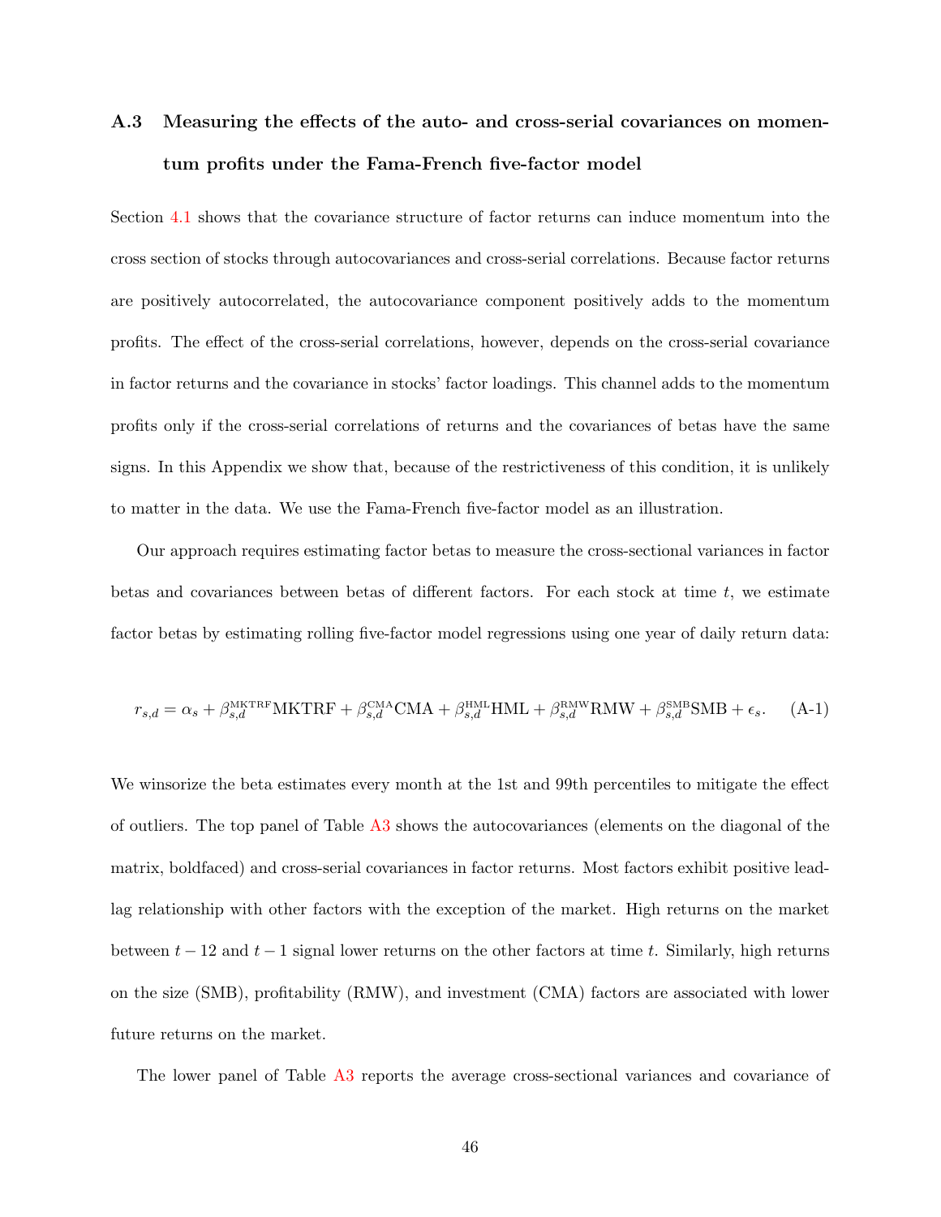## A.3 Measuring the effects of the auto- and cross-serial covariances on momentum profits under the Fama-French five-factor model

Section 4.1 shows that the covariance structure of factor returns can induce momentum into the cross section of stocks through autocovariances and cross-serial correlations. Because factor returns are positively autocorrelated, the autocovariance component positively adds to the momentum profits. The effect of the cross-serial correlations, however, depends on the cross-serial covariance in factor returns and the covariance in stocks' factor loadings. This channel adds to the momentum profits only if the cross-serial correlations of returns and the covariances of betas have the same signs. In this Appendix we show that, because of the restrictiveness of this condition, it is unlikely to matter in the data. We use the Fama-French five-factor model as an illustration.

Our approach requires estimating factor betas to measure the cross-sectional variances in factor betas and covariances between betas of different factors. For each stock at time $t$, we estimate factor betas by estimating rolling five-factor model regressions using one year of daily return data:

$$r_{s,d} = \alpha_s + \beta_{s,d}^{\text{MKTRF}}\text{MKTRF} + \beta_{s,d}^{\text{CMA}}\text{CMA} + \beta_{s,d}^{\text{HML}}\text{HML} + \beta_{s,d}^{\text{RMW}}\text{RMW} + \beta_{s,d}^{\text{SMB}}\text{SMB} + \epsilon_s. \quad \text{(A-1)}$$

We winsorize the beta estimates every month at the 1st and 99th percentiles to mitigate the effect of outliers. The top panel of Table A3 shows the autocovariances (elements on the diagonal of the matrix, boldfaced) and cross-serial covariances in factor returns. Most factors exhibit positive lead-lag relationship with other factors with the exception of the market. High returns on the market between $t-12$ and $t-1$ signal lower returns on the other factors at time $t$. Similarly, high returns on the size (SMB), profitability (RMW), and investment (CMA) factors are associated with lower future returns on the market.

The lower panel of Table A3 reports the average cross-sectional variances and covariance of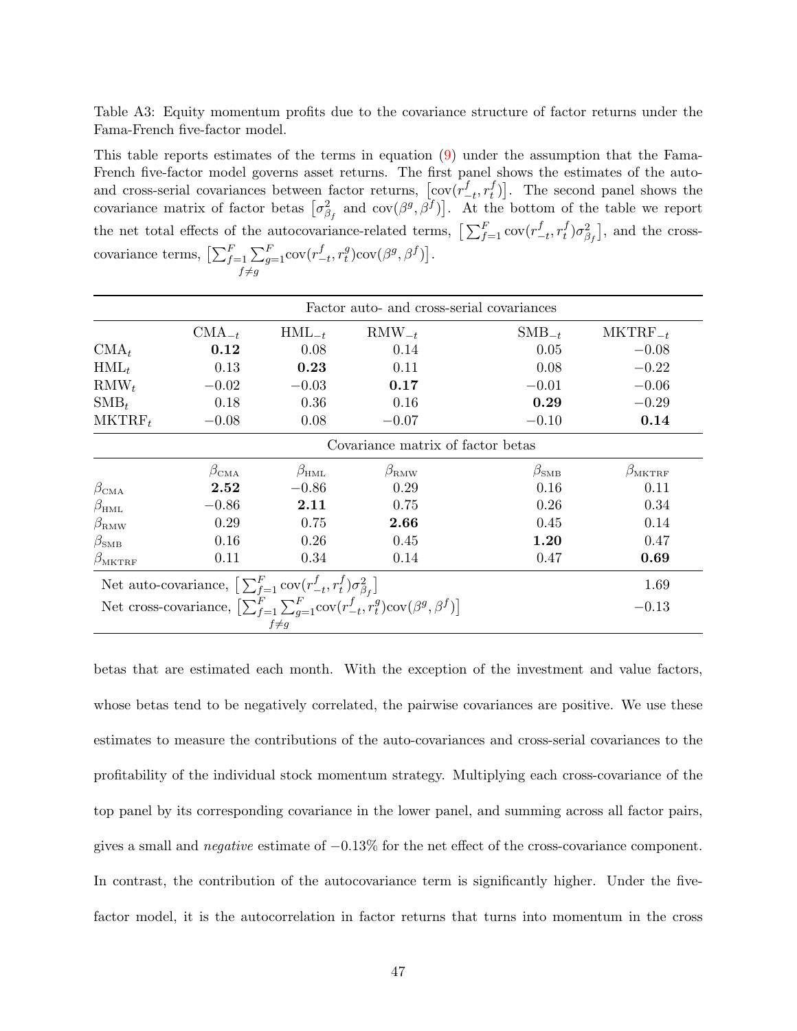Table A3: Equity momentum profits due to the covariance structure of factor returns under the Fama-French five-factor model.

This table reports estimates of the terms in equation (9) under the assumption that the Fama-French five-factor model governs asset returns. The first panel shows the estimates of the auto- and cross-serial covariances between factor returns, $\left[\text{cov}(r^f_{-t}, r^f_t)\right]$. The second panel shows the covariance matrix of factor betas $\left[\sigma^2_{\beta_f} \text{ and } \text{cov}(\beta^g, \beta^f)\right]$. At the bottom of the table we report the net total effects of the autocovariance-related terms, $\left[\sum_{f=1}^{F} \text{cov}(r^f_{-t}, r^f_t)\sigma^2_{\beta_f}\right]$, and the cross-covariance terms, $\left[\sum_{f=1}^{F} \sum_{\substack{g=1 \\ f \neq g}}^{F} \text{cov}(r^f_{-t}, r^g_t)\text{cov}(\beta^g, \beta^f)\right]$.

| Factor auto- and cross-serial covariances | | | | | |
|---|---|---|---|---|---|
| | $\text{CMA}_{-t}$ | $\text{HML}_{-t}$ | $\text{RMW}_{-t}$ | $\text{SMB}_{-t}$ | $\text{MKTRF}_{-t}$ |
| $\text{CMA}_t$ | **0.12** | 0.08 | 0.14 | 0.05 | $-0.08$ |
| $\text{HML}_t$ | 0.13 | **0.23** | 0.11 | 0.08 | $-0.22$ |
| $\text{RMW}_t$ | $-0.02$ | $-0.03$ | **0.17** | $-0.01$ | $-0.06$ |
| $\text{SMB}_t$ | 0.18 | 0.36 | 0.16 | **0.29** | $-0.29$ |
| $\text{MKTRF}_t$ | $-0.08$ | 0.08 | $-0.07$ | $-0.10$ | **0.14** |
| Covariance matrix of factor betas | | | | | |
| | $\beta_{\text{CMA}}$ | $\beta_{\text{HML}}$ | $\beta_{\text{RMW}}$ | $\beta_{\text{SMB}}$ | $\beta_{\text{MKTRF}}$ |
| $\beta_{\text{CMA}}$ | **2.52** | $-0.86$ | 0.29 | 0.16 | 0.11 |
| $\beta_{\text{HML}}$ | $-0.86$ | **2.11** | 0.75 | 0.26 | 0.34 |
| $\beta_{\text{RMW}}$ | 0.29 | 0.75 | **2.66** | 0.45 | 0.14 |
| $\beta_{\text{SMB}}$ | 0.16 | 0.26 | 0.45 | **1.20** | 0.47 |
| $\beta_{\text{MKTRF}}$ | 0.11 | 0.34 | 0.14 | 0.47 | **0.69** |
| Net auto-covariance, $\left[\sum_{f=1}^{F} \text{cov}(r^f_{-t}, r^f_t)\sigma^2_{\beta_f}\right]$ | | | | | 1.69 |
| Net cross-covariance, $\left[\sum_{f=1}^{F} \sum_{\substack{g=1 \\ f \neq g}}^{F} \text{cov}(r^f_{-t}, r^g_t)\text{cov}(\beta^g, \beta^f)\right]$ | | | | | $-0.13$ |

betas that are estimated each month. With the exception of the investment and value factors, whose betas tend to be negatively correlated, the pairwise covariances are positive. We use these estimates to measure the contributions of the auto-covariances and cross-serial covariances to the profitability of the individual stock momentum strategy. Multiplying each cross-covariance of the top panel by its corresponding covariance in the lower panel, and summing across all factor pairs, gives a small and *negative* estimate of $-0.13\%$ for the net effect of the cross-covariance component. In contrast, the contribution of the autocovariance term is significantly higher. Under the five-factor model, it is the autocorrelation in factor returns that turns into momentum in the cross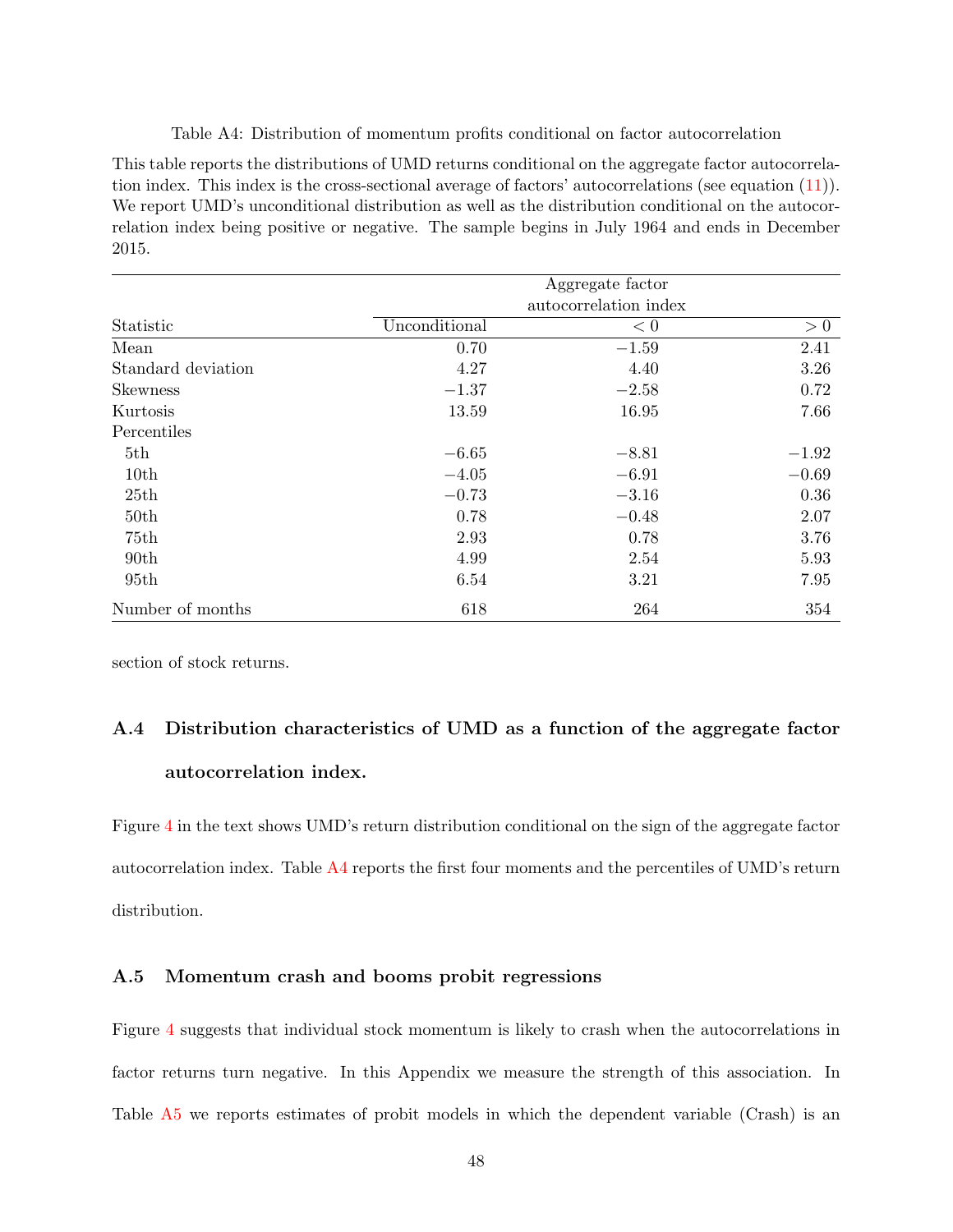Table A4: Distribution of momentum profits conditional on factor autocorrelation

This table reports the distributions of UMD returns conditional on the aggregate factor autocorrelation index. This index is the cross-sectional average of factors' autocorrelations (see equation (11)). We report UMD's unconditional distribution as well as the distribution conditional on the autocorrelation index being positive or negative. The sample begins in July 1964 and ends in December 2015.

| | | Aggregate factor autocorrelation index | |
|---|---|---|---|
| Statistic | Unconditional | $< 0$ | $> 0$ |
| Mean | 0.70 | −1.59 | 2.41 |
| Standard deviation | 4.27 | 4.40 | 3.26 |
| Skewness | −1.37 | −2.58 | 0.72 |
| Kurtosis | 13.59 | 16.95 | 7.66 |
| Percentiles | | | |
| 5th | −6.65 | −8.81 | −1.92 |
| 10th | −4.05 | −6.91 | −0.69 |
| 25th | −0.73 | −3.16 | 0.36 |
| 50th | 0.78 | −0.48 | 2.07 |
| 75th | 2.93 | 0.78 | 3.76 |
| 90th | 4.99 | 2.54 | 5.93 |
| 95th | 6.54 | 3.21 | 7.95 |
| Number of months | 618 | 264 | 354 |

section of stock returns.

## A.4 Distribution characteristics of UMD as a function of the aggregate factor autocorrelation index.

Figure 4 in the text shows UMD's return distribution conditional on the sign of the aggregate factor autocorrelation index. Table A4 reports the first four moments and the percentiles of UMD's return distribution.

## A.5 Momentum crash and booms probit regressions

Figure 4 suggests that individual stock momentum is likely to crash when the autocorrelations in factor returns turn negative. In this Appendix we measure the strength of this association. In Table A5 we reports estimates of probit models in which the dependent variable (Crash) is an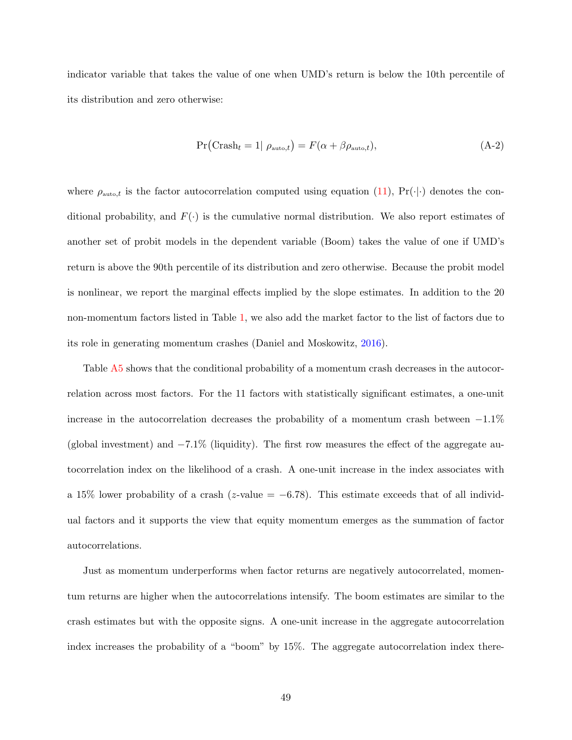indicator variable that takes the value of one when UMD's return is below the 10th percentile of its distribution and zero otherwise:

$$\Pr(\text{Crash}_t = 1 |\ \rho_{\text{auto},t}) = F(\alpha + \beta \rho_{\text{auto},t}), \tag{A-2}$$

where $\rho_{\text{auto},t}$ is the factor autocorrelation computed using equation (11), $\Pr(\cdot|\cdot)$ denotes the conditional probability, and $F(\cdot)$ is the cumulative normal distribution. We also report estimates of another set of probit models in the dependent variable (Boom) takes the value of one if UMD's return is above the 90th percentile of its distribution and zero otherwise. Because the probit model is nonlinear, we report the marginal effects implied by the slope estimates. In addition to the 20 non-momentum factors listed in Table 1, we also add the market factor to the list of factors due to its role in generating momentum crashes (Daniel and Moskowitz, 2016).

Table A5 shows that the conditional probability of a momentum crash decreases in the autocorrelation across most factors. For the 11 factors with statistically significant estimates, a one-unit increase in the autocorrelation decreases the probability of a momentum crash between $-1.1\%$ (global investment) and $-7.1\%$ (liquidity). The first row measures the effect of the aggregate autocorrelation index on the likelihood of a crash. A one-unit increase in the index associates with a 15% lower probability of a crash ($z$-value $= -6.78$). This estimate exceeds that of all individual factors and it supports the view that equity momentum emerges as the summation of factor autocorrelations.

Just as momentum underperforms when factor returns are negatively autocorrelated, momentum returns are higher when the autocorrelations intensify. The boom estimates are similar to the crash estimates but with the opposite signs. A one-unit increase in the aggregate autocorrelation index increases the probability of a "boom" by 15%. The aggregate autocorrelation index there-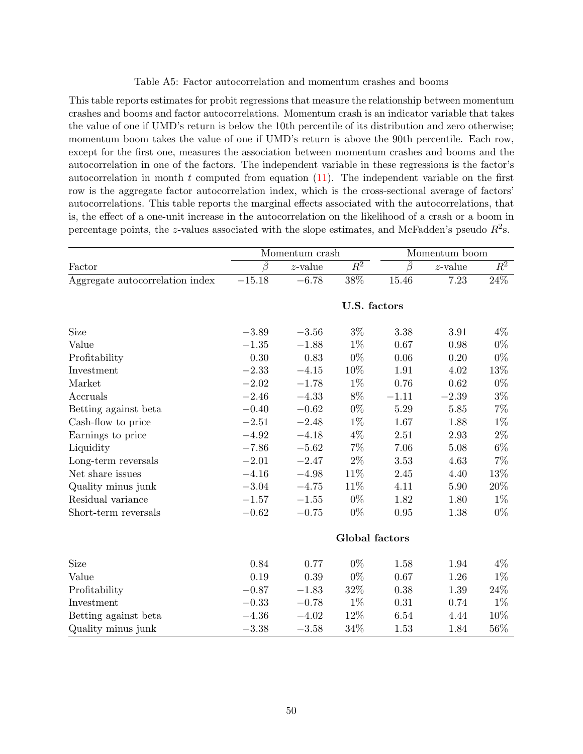Table A5: Factor autocorrelation and momentum crashes and booms

This table reports estimates for probit regressions that measure the relationship between momentum crashes and booms and factor autocorrelations. Momentum crash is an indicator variable that takes the value of one if UMD's return is below the 10th percentile of its distribution and zero otherwise; momentum boom takes the value of one if UMD's return is above the 90th percentile. Each row, except for the first one, measures the association between momentum crashes and booms and the autocorrelation in one of the factors. The independent variable in these regressions is the factor's autocorrelation in month $t$ computed from equation (11). The independent variable on the first row is the aggregate factor autocorrelation index, which is the cross-sectional average of factors' autocorrelations. This table reports the marginal effects associated with the autocorrelations, that is, the effect of a one-unit increase in the autocorrelation on the likelihood of a crash or a boom in percentage points, the $z$-values associated with the slope estimates, and McFadden's pseudo $R^2$s.

| | Momentum crash | | | Momentum boom | | |
|---|---|---|---|---|---|---|
| Factor | $\hat{\beta}$ | $z$-value | $R^2$ | $\hat{\beta}$ | $z$-value | $R^2$ |
| Aggregate autocorrelation index | −15.18 | −6.78 | 38% | 15.46 | 7.23 | 24% |
| **U.S. factors** | | | | | | |
| Size | −3.89 | −3.56 | 3% | 3.38 | 3.91 | 4% |
| Value | −1.35 | −1.88 | 1% | 0.67 | 0.98 | 0% |
| Profitability | 0.30 | 0.83 | 0% | 0.06 | 0.20 | 0% |
| Investment | −2.33 | −4.15 | 10% | 1.91 | 4.02 | 13% |
| Market | −2.02 | −1.78 | 1% | 0.76 | 0.62 | 0% |
| Accruals | −2.46 | −4.33 | 8% | −1.11 | −2.39 | 3% |
| Betting against beta | −0.40 | −0.62 | 0% | 5.29 | 5.85 | 7% |
| Cash-flow to price | −2.51 | −2.48 | 1% | 1.67 | 1.88 | 1% |
| Earnings to price | −4.92 | −4.18 | 4% | 2.51 | 2.93 | 2% |
| Liquidity | −7.86 | −5.62 | 7% | 7.06 | 5.08 | 6% |
| Long-term reversals | −2.01 | −2.47 | 2% | 3.53 | 4.63 | 7% |
| Net share issues | −4.16 | −4.98 | 11% | 2.45 | 4.40 | 13% |
| Quality minus junk | −3.04 | −4.75 | 11% | 4.11 | 5.90 | 20% |
| Residual variance | −1.57 | −1.55 | 0% | 1.82 | 1.80 | 1% |
| Short-term reversals | −0.62 | −0.75 | 0% | 0.95 | 1.38 | 0% |
| **Global factors** | | | | | | |
| Size | 0.84 | 0.77 | 0% | 1.58 | 1.94 | 4% |
| Value | 0.19 | 0.39 | 0% | 0.67 | 1.26 | 1% |
| Profitability | −0.87 | −1.83 | 32% | 0.38 | 1.39 | 24% |
| Investment | −0.33 | −0.78 | 1% | 0.31 | 0.74 | 1% |
| Betting against beta | −4.36 | −4.02 | 12% | 6.54 | 4.44 | 10% |
| Quality minus junk | −3.38 | −3.58 | 34% | 1.53 | 1.84 | 56% |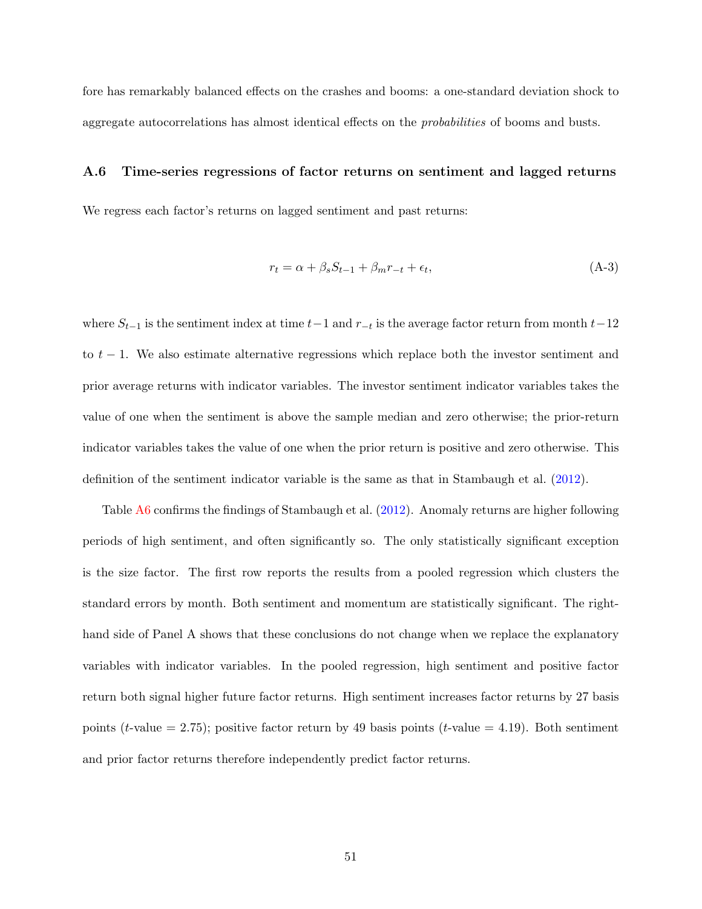fore has remarkably balanced effects on the crashes and booms: a one-standard deviation shock to aggregate autocorrelations has almost identical effects on the *probabilities* of booms and busts.

### A.6 Time-series regressions of factor returns on sentiment and lagged returns

We regress each factor's returns on lagged sentiment and past returns:

$$r_t = \alpha + \beta_s S_{t-1} + \beta_m r_{-t} + \epsilon_t, \tag{A-3}$$

where $S_{t-1}$ is the sentiment index at time $t-1$ and $r_{-t}$ is the average factor return from month $t-12$ to $t-1$. We also estimate alternative regressions which replace both the investor sentiment and prior average returns with indicator variables. The investor sentiment indicator variables takes the value of one when the sentiment is above the sample median and zero otherwise; the prior-return indicator variables takes the value of one when the prior return is positive and zero otherwise. This definition of the sentiment indicator variable is the same as that in Stambaugh et al. (2012).

Table A6 confirms the findings of Stambaugh et al. (2012). Anomaly returns are higher following periods of high sentiment, and often significantly so. The only statistically significant exception is the size factor. The first row reports the results from a pooled regression which clusters the standard errors by month. Both sentiment and momentum are statistically significant. The right-hand side of Panel A shows that these conclusions do not change when we replace the explanatory variables with indicator variables. In the pooled regression, high sentiment and positive factor return both signal higher future factor returns. High sentiment increases factor returns by 27 basis points ($t$-value = 2.75); positive factor return by 49 basis points ($t$-value = 4.19). Both sentiment and prior factor returns therefore independently predict factor returns.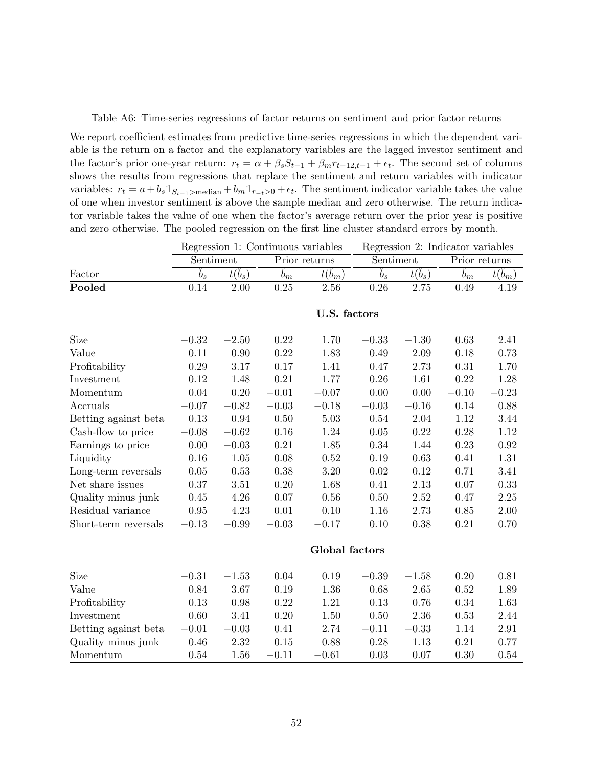Table A6: Time-series regressions of factor returns on sentiment and prior factor returns

We report coefficient estimates from predictive time-series regressions in which the dependent variable is the return on a factor and the explanatory variables are the lagged investor sentiment and the factor's prior one-year return: $r_t = \alpha + \beta_s S_{t-1} + \beta_m r_{t-12,t-1} + \epsilon_t$. The second set of columns shows the results from regressions that replace the sentiment and return variables with indicator variables: $r_t = a + b_s \mathbb{1}_{S_{t-1} > \text{median}} + b_m \mathbb{1}_{r_{-t} > 0} + \epsilon_t$. The sentiment indicator variable takes the value of one when investor sentiment is above the sample median and zero otherwise. The return indicator variable takes the value of one when the factor's average return over the prior year is positive and zero otherwise. The pooled regression on the first line cluster standard errors by month.

| | Regression 1: Continuous variables | | | | Regression 2: Indicator variables | | | |
|---|---|---|---|---|---|---|---|---|
| | Sentiment | | Prior returns | | Sentiment | | Prior returns | |
| Factor | $\hat{b}_s$ | $t(\hat{b}_s)$ | $\hat{b}_m$ | $t(\hat{b}_m)$ | $\hat{b}_s$ | $t(\hat{b}_s)$ | $\hat{b}_m$ | $t(\hat{b}_m)$ |
| **Pooled** | 0.14 | 2.00 | 0.25 | 2.56 | 0.26 | 2.75 | 0.49 | 4.19 |
| | | | | **U.S. factors** | | | | |
| Size | −0.32 | −2.50 | 0.22 | 1.70 | −0.33 | −1.30 | 0.63 | 2.41 |
| Value | 0.11 | 0.90 | 0.22 | 1.83 | 0.49 | 2.09 | 0.18 | 0.73 |
| Profitability | 0.29 | 3.17 | 0.17 | 1.41 | 0.47 | 2.73 | 0.31 | 1.70 |
| Investment | 0.12 | 1.48 | 0.21 | 1.77 | 0.26 | 1.61 | 0.22 | 1.28 |
| Momentum | 0.04 | 0.20 | −0.01 | −0.07 | 0.00 | 0.00 | −0.10 | −0.23 |
| Accruals | −0.07 | −0.82 | −0.03 | −0.18 | −0.03 | −0.16 | 0.14 | 0.88 |
| Betting against beta | 0.13 | 0.94 | 0.50 | 5.03 | 0.54 | 2.04 | 1.12 | 3.44 |
| Cash-flow to price | −0.08 | −0.62 | 0.16 | 1.24 | 0.05 | 0.22 | 0.28 | 1.12 |
| Earnings to price | 0.00 | −0.03 | 0.21 | 1.85 | 0.34 | 1.44 | 0.23 | 0.92 |
| Liquidity | 0.16 | 1.05 | 0.08 | 0.52 | 0.19 | 0.63 | 0.41 | 1.31 |
| Long-term reversals | 0.05 | 0.53 | 0.38 | 3.20 | 0.02 | 0.12 | 0.71 | 3.41 |
| Net share issues | 0.37 | 3.51 | 0.20 | 1.68 | 0.41 | 2.13 | 0.07 | 0.33 |
| Quality minus junk | 0.45 | 4.26 | 0.07 | 0.56 | 0.50 | 2.52 | 0.47 | 2.25 |
| Residual variance | 0.95 | 4.23 | 0.01 | 0.10 | 1.16 | 2.73 | 0.85 | 2.00 |
| Short-term reversals | −0.13 | −0.99 | −0.03 | −0.17 | 0.10 | 0.38 | 0.21 | 0.70 |
| | | | | **Global factors** | | | | |
| Size | −0.31 | −1.53 | 0.04 | 0.19 | −0.39 | −1.58 | 0.20 | 0.81 |
| Value | 0.84 | 3.67 | 0.19 | 1.36 | 0.68 | 2.65 | 0.52 | 1.89 |
| Profitability | 0.13 | 0.98 | 0.22 | 1.21 | 0.13 | 0.76 | 0.34 | 1.63 |
| Investment | 0.60 | 3.41 | 0.20 | 1.50 | 0.50 | 2.36 | 0.53 | 2.44 |
| Betting against beta | −0.01 | −0.03 | 0.41 | 2.74 | −0.11 | −0.33 | 1.14 | 2.91 |
| Quality minus junk | 0.46 | 2.32 | 0.15 | 0.88 | 0.28 | 1.13 | 0.21 | 0.77 |
| Momentum | 0.54 | 1.56 | −0.11 | −0.61 | 0.03 | 0.07 | 0.30 | 0.54 |